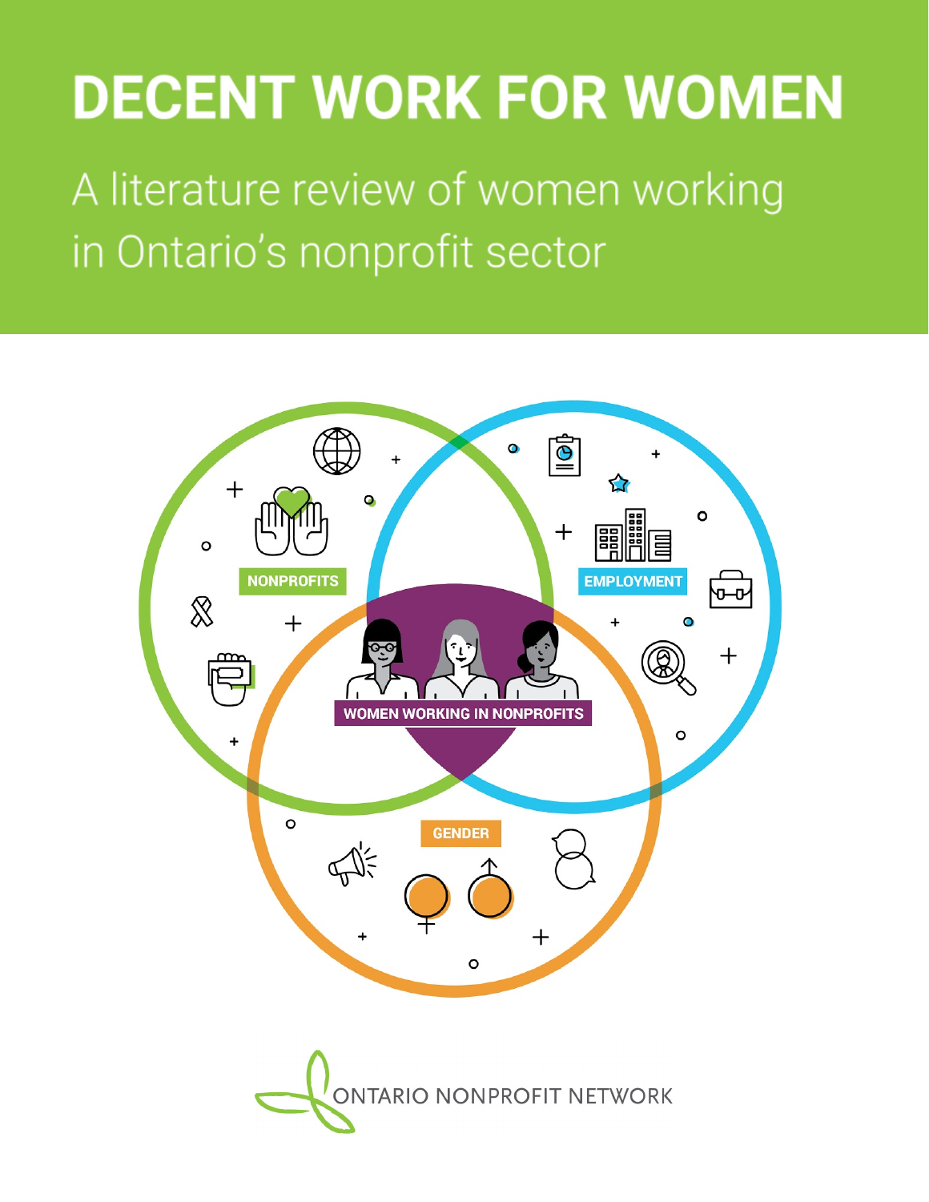# DECENT WORK FOR WOMEN

## A literature review of women working in Ontario's nonprofit sector

NONPROFITS

EMPLOYMENT

WOMEN WORKING IN NONPROFITS

GENDER

ONTARIO NONPROFIT NETWORK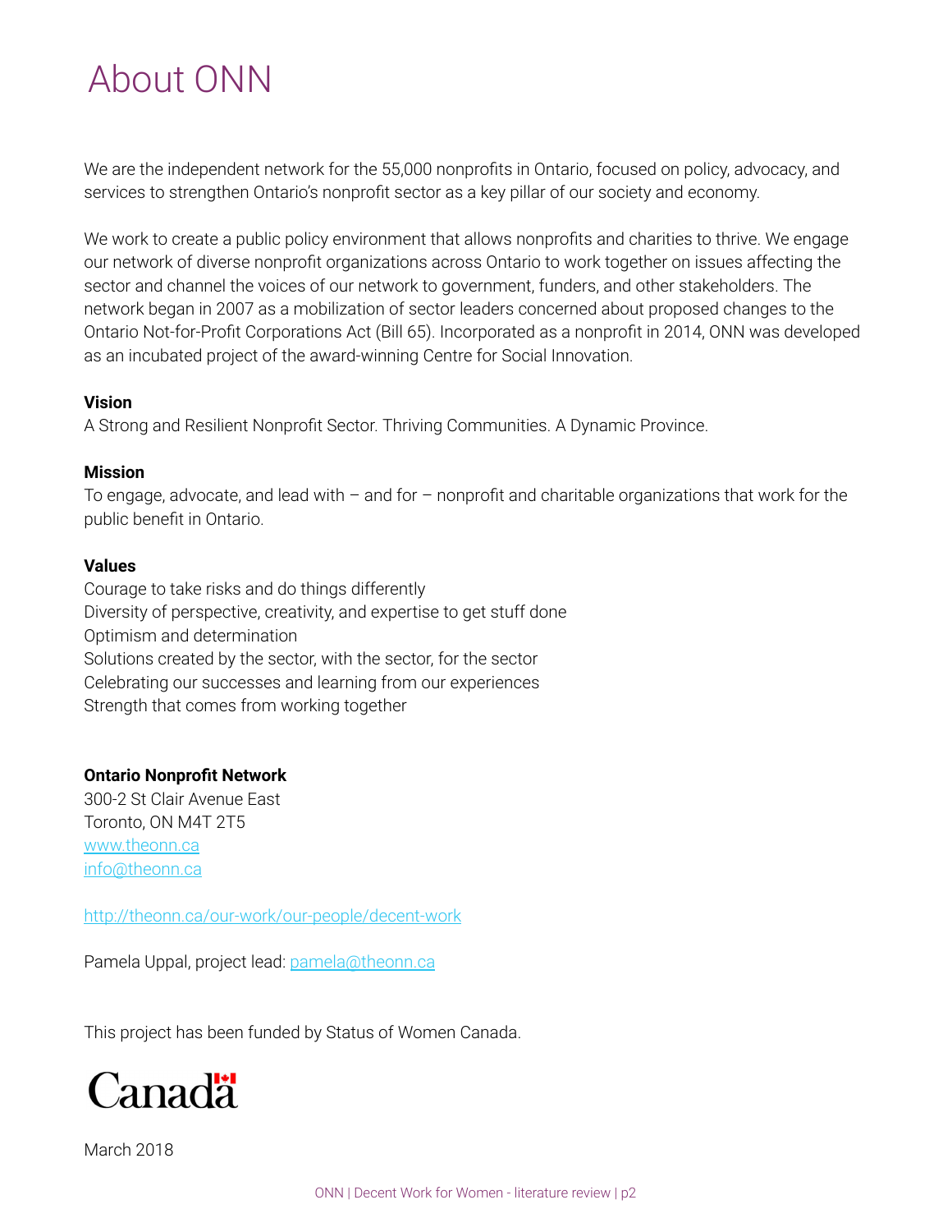# About ONN

We are the independent network for the 55,000 nonprofits in Ontario, focused on policy, advocacy, and services to strengthen Ontario's nonprofit sector as a key pillar of our society and economy.

We work to create a public policy environment that allows nonprofits and charities to thrive. We engage our network of diverse nonprofit organizations across Ontario to work together on issues affecting the sector and channel the voices of our network to government, funders, and other stakeholders. The network began in 2007 as a mobilization of sector leaders concerned about proposed changes to the Ontario Not-for-Profit Corporations Act (Bill 65). Incorporated as a nonprofit in 2014, ONN was developed as an incubated project of the award-winning Centre for Social Innovation.

**Vision**
A Strong and Resilient Nonprofit Sector. Thriving Communities. A Dynamic Province.

**Mission**
To engage, advocate, and lead with – and for – nonprofit and charitable organizations that work for the public benefit in Ontario.

**Values**
Courage to take risks and do things differently
Diversity of perspective, creativity, and expertise to get stuff done
Optimism and determination
Solutions created by the sector, with the sector, for the sector
Celebrating our successes and learning from our experiences
Strength that comes from working together

**Ontario Nonprofit Network**
300-2 St Clair Avenue East
Toronto, ON M4T 2T5
www.theonn.ca
info@theonn.ca

http://theonn.ca/our-work/our-people/decent-work

Pamela Uppal, project lead: pamela@theonn.ca

This project has been funded by Status of Women Canada.

Canada

March 2018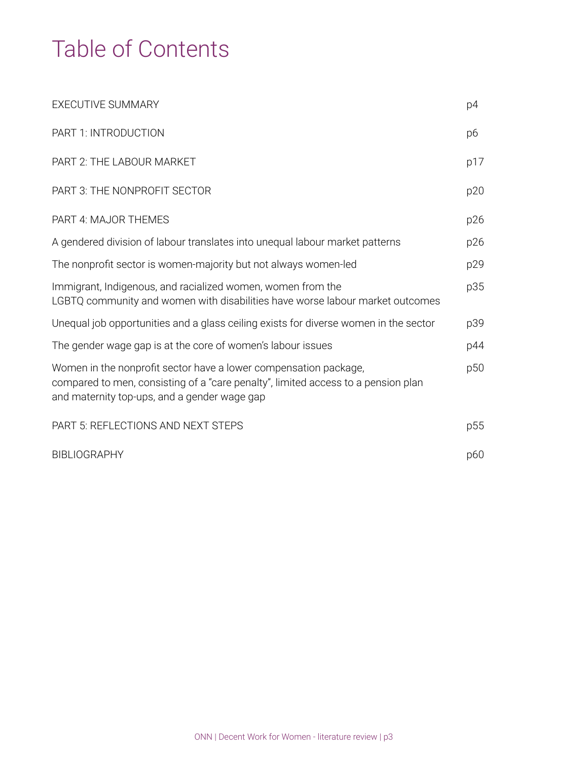# Table of Contents

| | |
|---|---|
| EXECUTIVE SUMMARY | p4 |
| PART 1: INTRODUCTION | p6 |
| PART 2: THE LABOUR MARKET | p17 |
| PART 3: THE NONPROFIT SECTOR | p20 |
| PART 4: MAJOR THEMES | p26 |
| A gendered division of labour translates into unequal labour market patterns | p26 |
| The nonprofit sector is women-majority but not always women-led | p29 |
| Immigrant, Indigenous, and racialized women, women from the LGBTQ community and women with disabilities have worse labour market outcomes | p35 |
| Unequal job opportunities and a glass ceiling exists for diverse women in the sector | p39 |
| The gender wage gap is at the core of women's labour issues | p44 |
| Women in the nonprofit sector have a lower compensation package, compared to men, consisting of a "care penalty", limited access to a pension plan and maternity top-ups, and a gender wage gap | p50 |
| PART 5: REFLECTIONS AND NEXT STEPS | p55 |
| BIBLIOGRAPHY | p60 |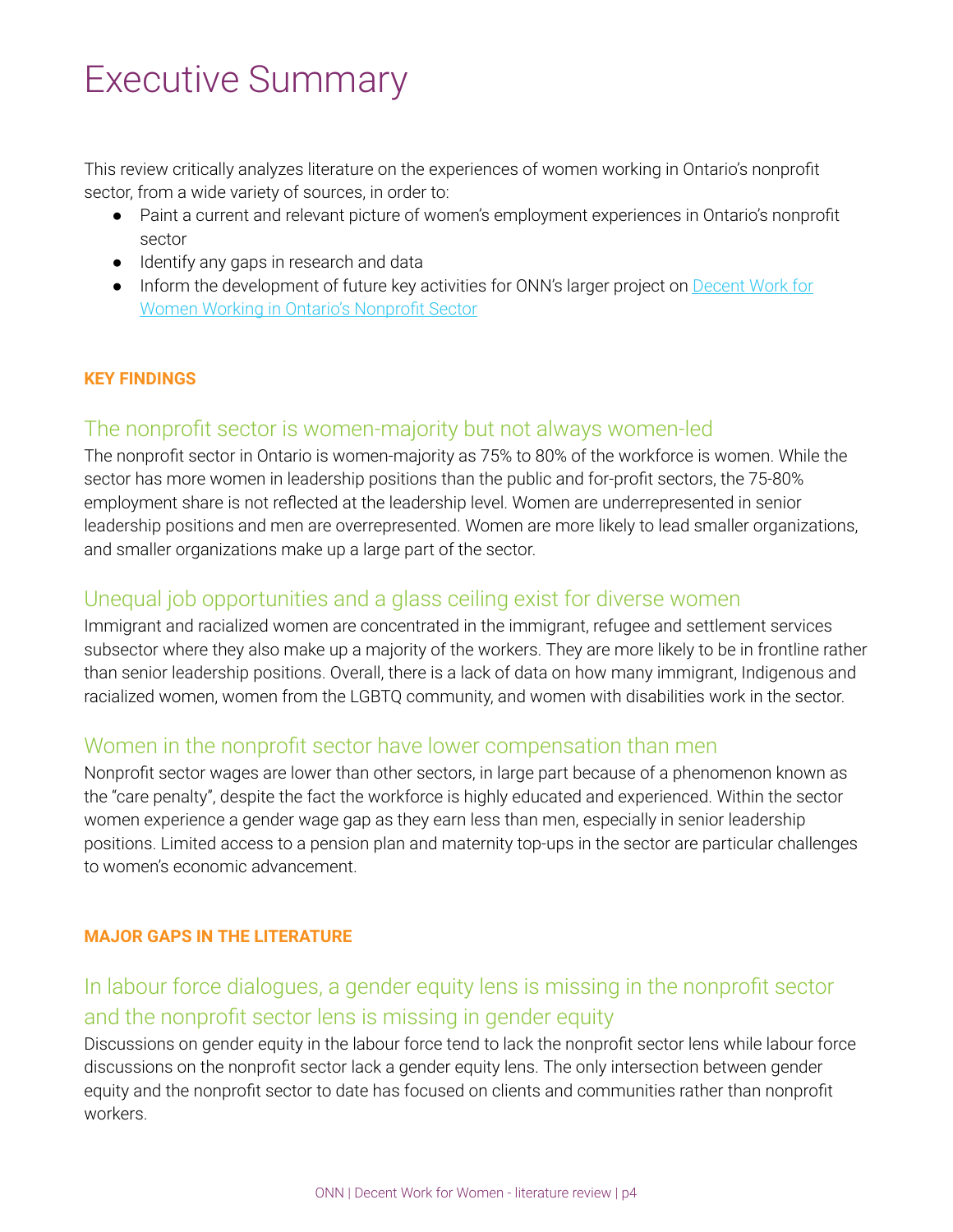# Executive Summary

This review critically analyzes literature on the experiences of women working in Ontario's nonprofit sector, from a wide variety of sources, in order to:

- Paint a current and relevant picture of women's employment experiences in Ontario's nonprofit sector
- Identify any gaps in research and data
- Inform the development of future key activities for ONN's larger project on [Decent Work for Women Working in Ontario's Nonprofit Sector]()

**KEY FINDINGS**

## The nonprofit sector is women-majority but not always women-led

The nonprofit sector in Ontario is women-majority as 75% to 80% of the workforce is women. While the sector has more women in leadership positions than the public and for-profit sectors, the 75-80% employment share is not reflected at the leadership level. Women are underrepresented in senior leadership positions and men are overrepresented. Women are more likely to lead smaller organizations, and smaller organizations make up a large part of the sector.

## Unequal job opportunities and a glass ceiling exist for diverse women

Immigrant and racialized women are concentrated in the immigrant, refugee and settlement services subsector where they also make up a majority of the workers. They are more likely to be in frontline rather than senior leadership positions. Overall, there is a lack of data on how many immigrant, Indigenous and racialized women, women from the LGBTQ community, and women with disabilities work in the sector.

## Women in the nonprofit sector have lower compensation than men

Nonprofit sector wages are lower than other sectors, in large part because of a phenomenon known as the "care penalty", despite the fact the workforce is highly educated and experienced. Within the sector women experience a gender wage gap as they earn less than men, especially in senior leadership positions. Limited access to a pension plan and maternity top-ups in the sector are particular challenges to women's economic advancement.

**MAJOR GAPS IN THE LITERATURE**

## In labour force dialogues, a gender equity lens is missing in the nonprofit sector and the nonprofit sector lens is missing in gender equity

Discussions on gender equity in the labour force tend to lack the nonprofit sector lens while labour force discussions on the nonprofit sector lack a gender equity lens. The only intersection between gender equity and the nonprofit sector to date has focused on clients and communities rather than nonprofit workers.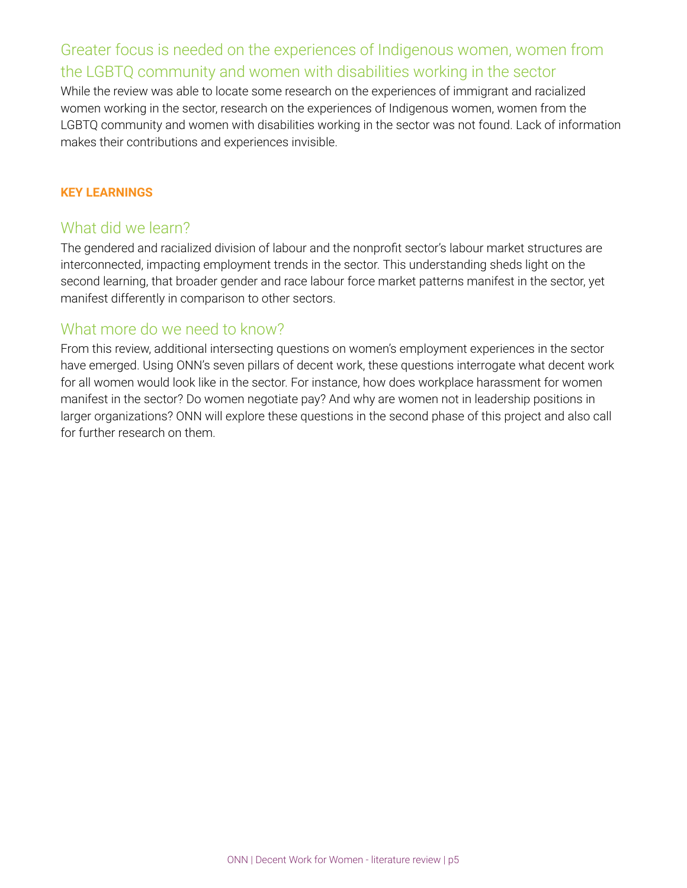### Greater focus is needed on the experiences of Indigenous women, women from the LGBTQ community and women with disabilities working in the sector

While the review was able to locate some research on the experiences of immigrant and racialized women working in the sector, research on the experiences of Indigenous women, women from the LGBTQ community and women with disabilities working in the sector was not found. Lack of information makes their contributions and experiences invisible.

**KEY LEARNINGS**

### What did we learn?

The gendered and racialized division of labour and the nonprofit sector's labour market structures are interconnected, impacting employment trends in the sector. This understanding sheds light on the second learning, that broader gender and race labour force market patterns manifest in the sector, yet manifest differently in comparison to other sectors.

### What more do we need to know?

From this review, additional intersecting questions on women's employment experiences in the sector have emerged. Using ONN's seven pillars of decent work, these questions interrogate what decent work for all women would look like in the sector. For instance, how does workplace harassment for women manifest in the sector? Do women negotiate pay? And why are women not in leadership positions in larger organizations? ONN will explore these questions in the second phase of this project and also call for further research on them.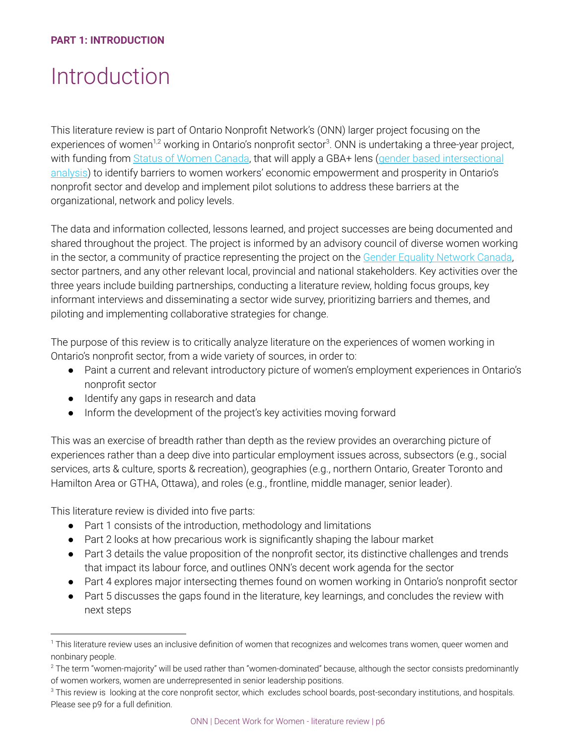**PART 1: INTRODUCTION**

# Introduction

This literature review is part of Ontario Nonprofit Network's (ONN) larger project focusing on the experiences of women[1,2] working in Ontario's nonprofit sector[3]. ONN is undertaking a three-year project, with funding from Status of Women Canada, that will apply a GBA+ lens (gender based intersectional analysis) to identify barriers to women workers' economic empowerment and prosperity in Ontario's nonprofit sector and develop and implement pilot solutions to address these barriers at the organizational, network and policy levels.

The data and information collected, lessons learned, and project successes are being documented and shared throughout the project. The project is informed by an advisory council of diverse women working in the sector, a community of practice representing the project on the Gender Equality Network Canada, sector partners, and any other relevant local, provincial and national stakeholders. Key activities over the three years include building partnerships, conducting a literature review, holding focus groups, key informant interviews and disseminating a sector wide survey, prioritizing barriers and themes, and piloting and implementing collaborative strategies for change.

The purpose of this review is to critically analyze literature on the experiences of women working in Ontario's nonprofit sector, from a wide variety of sources, in order to:

- Paint a current and relevant introductory picture of women's employment experiences in Ontario's nonprofit sector
- Identify any gaps in research and data
- Inform the development of the project's key activities moving forward

This was an exercise of breadth rather than depth as the review provides an overarching picture of experiences rather than a deep dive into particular employment issues across, subsectors (e.g., social services, arts & culture, sports & recreation), geographies (e.g., northern Ontario, Greater Toronto and Hamilton Area or GTHA, Ottawa), and roles (e.g., frontline, middle manager, senior leader).

This literature review is divided into five parts:

- Part 1 consists of the introduction, methodology and limitations
- Part 2 looks at how precarious work is significantly shaping the labour market
- Part 3 details the value proposition of the nonprofit sector, its distinctive challenges and trends that impact its labour force, and outlines ONN's decent work agenda for the sector
- Part 4 explores major intersecting themes found on women working in Ontario's nonprofit sector
- Part 5 discusses the gaps found in the literature, key learnings, and concludes the review with next steps

---

[1] This literature review uses an inclusive definition of women that recognizes and welcomes trans women, queer women and nonbinary people.

[2] The term "women-majority" will be used rather than "women-dominated" because, although the sector consists predominantly of women workers, women are underrepresented in senior leadership positions.

[3] This review is looking at the core nonprofit sector, which excludes school boards, post-secondary institutions, and hospitals. Please see p9 for a full definition.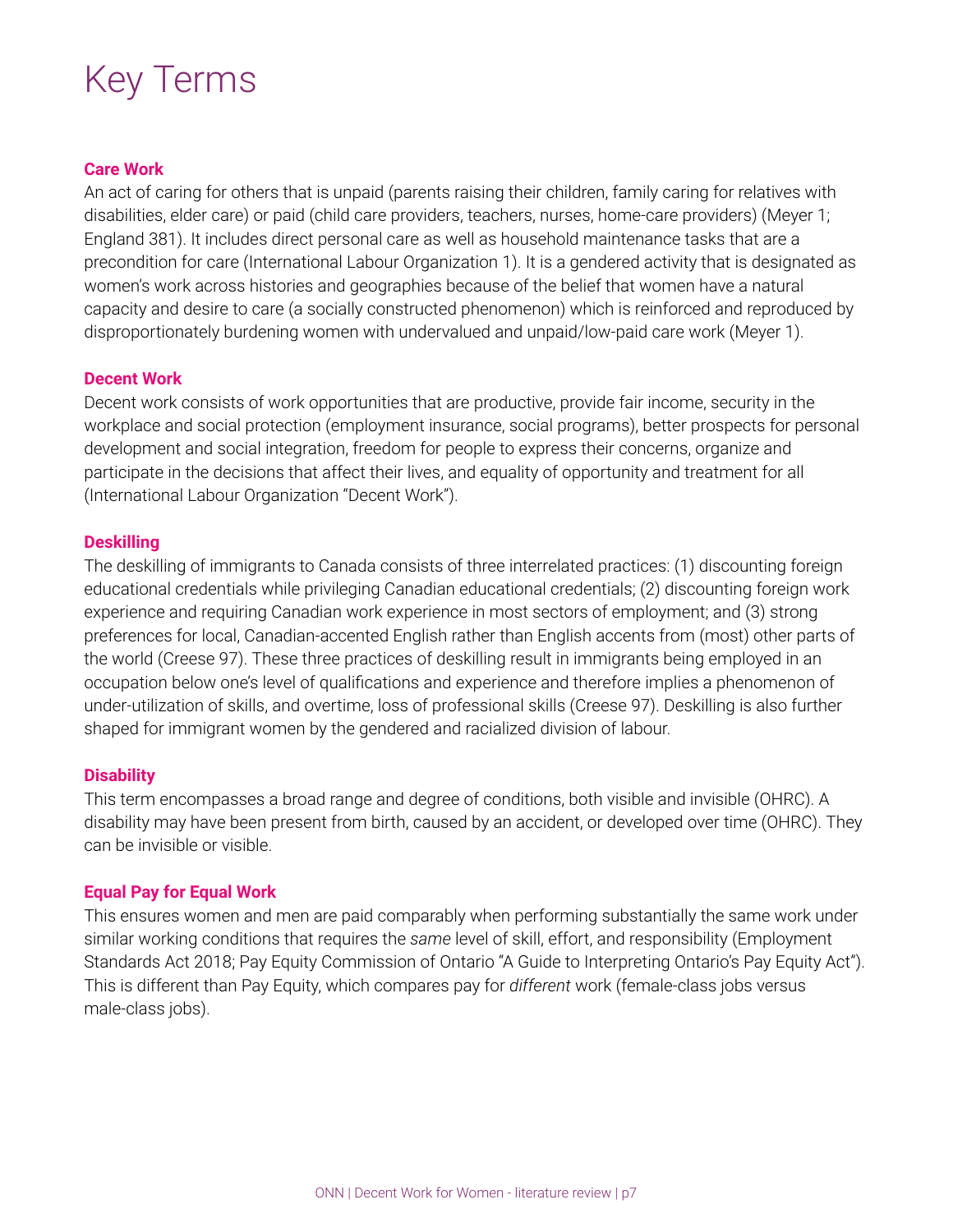# Key Terms

### Care Work

An act of caring for others that is unpaid (parents raising their children, family caring for relatives with disabilities, elder care) or paid (child care providers, teachers, nurses, home-care providers) (Meyer 1; England 381). It includes direct personal care as well as household maintenance tasks that are a precondition for care (International Labour Organization 1). It is a gendered activity that is designated as women's work across histories and geographies because of the belief that women have a natural capacity and desire to care (a socially constructed phenomenon) which is reinforced and reproduced by disproportionately burdening women with undervalued and unpaid/low-paid care work (Meyer 1).

### Decent Work

Decent work consists of work opportunities that are productive, provide fair income, security in the workplace and social protection (employment insurance, social programs), better prospects for personal development and social integration, freedom for people to express their concerns, organize and participate in the decisions that affect their lives, and equality of opportunity and treatment for all (International Labour Organization "Decent Work").

### Deskilling

The deskilling of immigrants to Canada consists of three interrelated practices: (1) discounting foreign educational credentials while privileging Canadian educational credentials; (2) discounting foreign work experience and requiring Canadian work experience in most sectors of employment; and (3) strong preferences for local, Canadian-accented English rather than English accents from (most) other parts of the world (Creese 97). These three practices of deskilling result in immigrants being employed in an occupation below one's level of qualifications and experience and therefore implies a phenomenon of under-utilization of skills, and overtime, loss of professional skills (Creese 97). Deskilling is also further shaped for immigrant women by the gendered and racialized division of labour.

### Disability

This term encompasses a broad range and degree of conditions, both visible and invisible (OHRC). A disability may have been present from birth, caused by an accident, or developed over time (OHRC). They can be invisible or visible.

### Equal Pay for Equal Work

This ensures women and men are paid comparably when performing substantially the same work under similar working conditions that requires the *same* level of skill, effort, and responsibility (Employment Standards Act 2018; Pay Equity Commission of Ontario "A Guide to Interpreting Ontario's Pay Equity Act"). This is different than Pay Equity, which compares pay for *different* work (female-class jobs versus male-class jobs).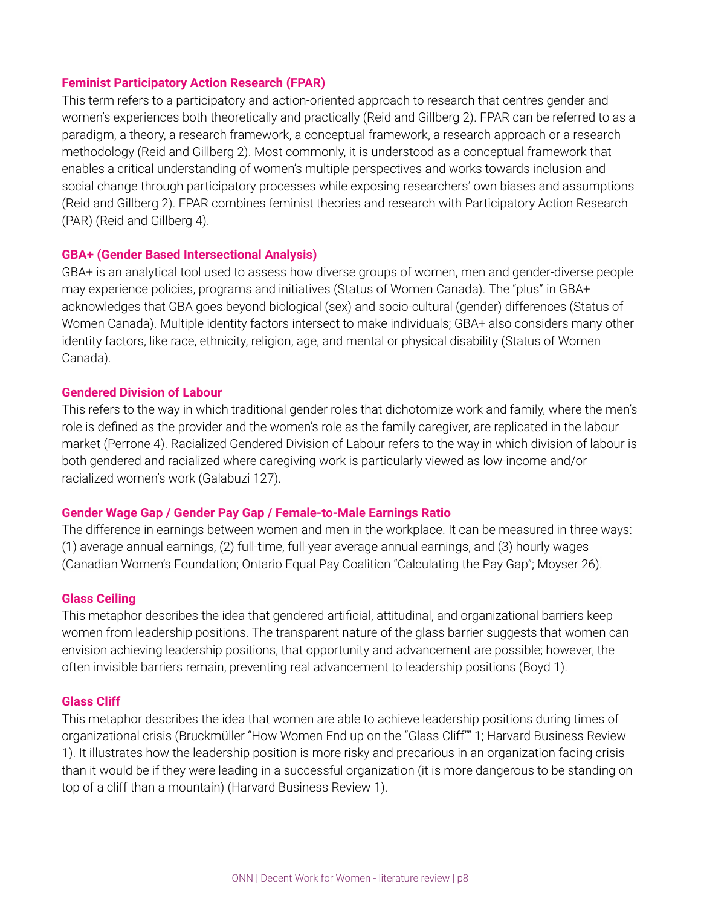**Feminist Participatory Action Research (FPAR)**

This term refers to a participatory and action-oriented approach to research that centres gender and women's experiences both theoretically and practically (Reid and Gillberg 2). FPAR can be referred to as a paradigm, a theory, a research framework, a conceptual framework, a research approach or a research methodology (Reid and Gillberg 2). Most commonly, it is understood as a conceptual framework that enables a critical understanding of women's multiple perspectives and works towards inclusion and social change through participatory processes while exposing researchers' own biases and assumptions (Reid and Gillberg 2). FPAR combines feminist theories and research with Participatory Action Research (PAR) (Reid and Gillberg 4).

**GBA+ (Gender Based Intersectional Analysis)**

GBA+ is an analytical tool used to assess how diverse groups of women, men and gender-diverse people may experience policies, programs and initiatives (Status of Women Canada). The "plus" in GBA+ acknowledges that GBA goes beyond biological (sex) and socio-cultural (gender) differences (Status of Women Canada). Multiple identity factors intersect to make individuals; GBA+ also considers many other identity factors, like race, ethnicity, religion, age, and mental or physical disability (Status of Women Canada).

**Gendered Division of Labour**

This refers to the way in which traditional gender roles that dichotomize work and family, where the men's role is defined as the provider and the women's role as the family caregiver, are replicated in the labour market (Perrone 4). Racialized Gendered Division of Labour refers to the way in which division of labour is both gendered and racialized where caregiving work is particularly viewed as low-income and/or racialized women's work (Galabuzi 127).

**Gender Wage Gap / Gender Pay Gap / Female-to-Male Earnings Ratio**

The difference in earnings between women and men in the workplace. It can be measured in three ways: (1) average annual earnings, (2) full-time, full-year average annual earnings, and (3) hourly wages (Canadian Women's Foundation; Ontario Equal Pay Coalition "Calculating the Pay Gap"; Moyser 26).

**Glass Ceiling**

This metaphor describes the idea that gendered artificial, attitudinal, and organizational barriers keep women from leadership positions. The transparent nature of the glass barrier suggests that women can envision achieving leadership positions, that opportunity and advancement are possible; however, the often invisible barriers remain, preventing real advancement to leadership positions (Boyd 1).

**Glass Cliff**

This metaphor describes the idea that women are able to achieve leadership positions during times of organizational crisis (Bruckmüller "How Women End up on the "Glass Cliff"" 1; Harvard Business Review 1). It illustrates how the leadership position is more risky and precarious in an organization facing crisis than it would be if they were leading in a successful organization (it is more dangerous to be standing on top of a cliff than a mountain) (Harvard Business Review 1).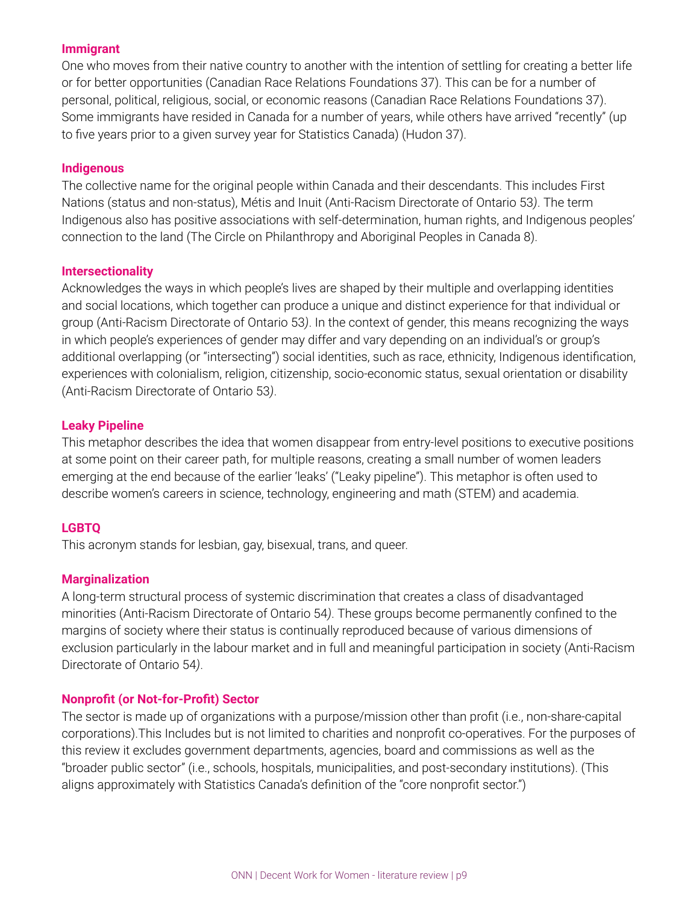**Immigrant**

One who moves from their native country to another with the intention of settling for creating a better life or for better opportunities (Canadian Race Relations Foundations 37). This can be for a number of personal, political, religious, social, or economic reasons (Canadian Race Relations Foundations 37). Some immigrants have resided in Canada for a number of years, while others have arrived "recently" (up to five years prior to a given survey year for Statistics Canada) (Hudon 37).

**Indigenous**

The collective name for the original people within Canada and their descendants. This includes First Nations (status and non-status), Métis and Inuit (Anti-Racism Directorate of Ontario 53). The term Indigenous also has positive associations with self-determination, human rights, and Indigenous peoples' connection to the land (The Circle on Philanthropy and Aboriginal Peoples in Canada 8).

**Intersectionality**

Acknowledges the ways in which people's lives are shaped by their multiple and overlapping identities and social locations, which together can produce a unique and distinct experience for that individual or group (Anti-Racism Directorate of Ontario 53). In the context of gender, this means recognizing the ways in which people's experiences of gender may differ and vary depending on an individual's or group's additional overlapping (or "intersecting") social identities, such as race, ethnicity, Indigenous identification, experiences with colonialism, religion, citizenship, socio-economic status, sexual orientation or disability (Anti-Racism Directorate of Ontario 53).

**Leaky Pipeline**

This metaphor describes the idea that women disappear from entry-level positions to executive positions at some point on their career path, for multiple reasons, creating a small number of women leaders emerging at the end because of the earlier 'leaks' ("Leaky pipeline"). This metaphor is often used to describe women's careers in science, technology, engineering and math (STEM) and academia.

**LGBTQ**

This acronym stands for lesbian, gay, bisexual, trans, and queer.

**Marginalization**

A long-term structural process of systemic discrimination that creates a class of disadvantaged minorities (Anti-Racism Directorate of Ontario 54). These groups become permanently confined to the margins of society where their status is continually reproduced because of various dimensions of exclusion particularly in the labour market and in full and meaningful participation in society (Anti-Racism Directorate of Ontario 54).

**Nonprofit (or Not-for-Profit) Sector**

The sector is made up of organizations with a purpose/mission other than profit (i.e., non-share-capital corporations).This Includes but is not limited to charities and nonprofit co-operatives. For the purposes of this review it excludes government departments, agencies, board and commissions as well as the "broader public sector" (i.e., schools, hospitals, municipalities, and post-secondary institutions). (This aligns approximately with Statistics Canada's definition of the "core nonprofit sector.")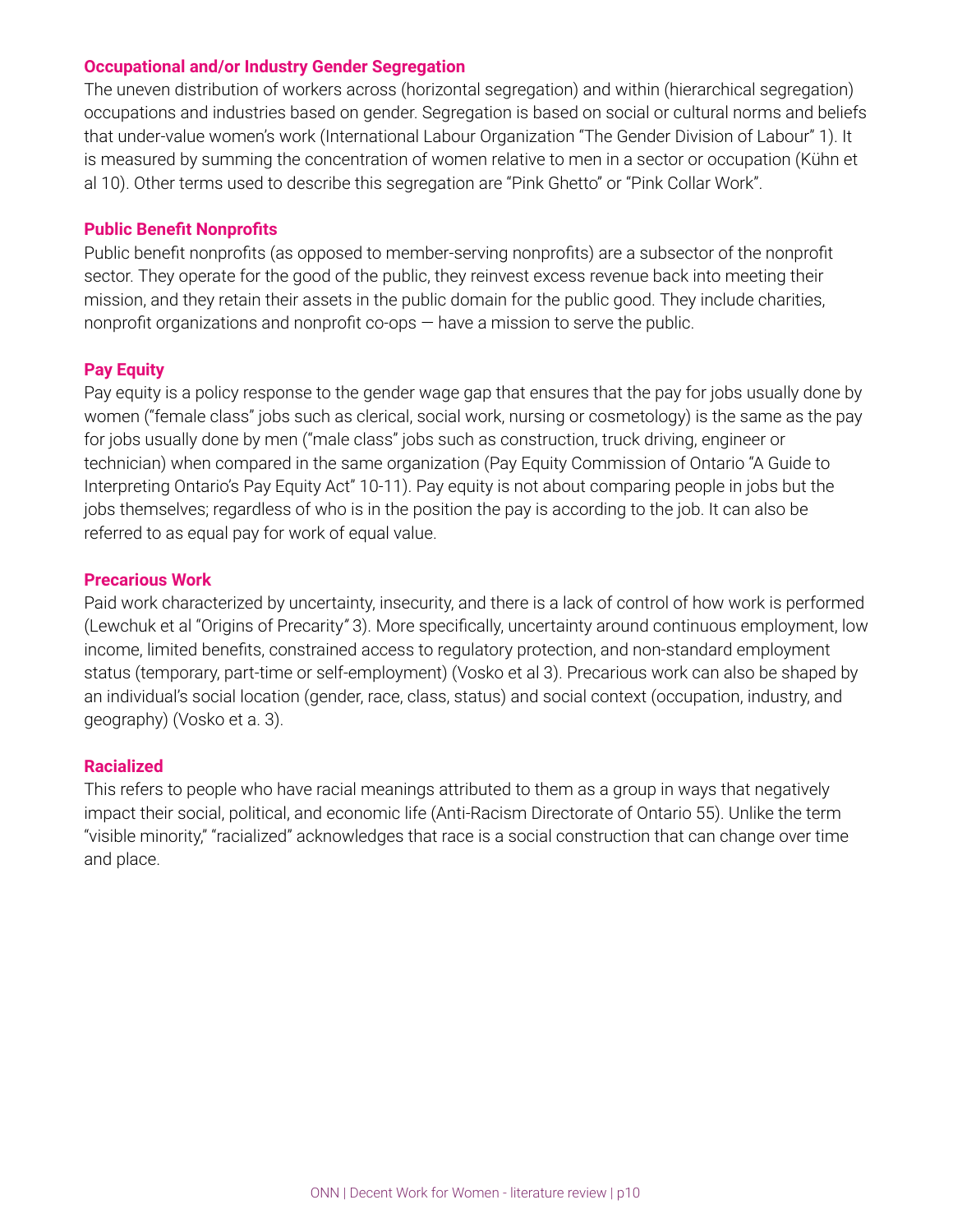### Occupational and/or Industry Gender Segregation

The uneven distribution of workers across (horizontal segregation) and within (hierarchical segregation) occupations and industries based on gender. Segregation is based on social or cultural norms and beliefs that under-value women's work (International Labour Organization "The Gender Division of Labour" 1). It is measured by summing the concentration of women relative to men in a sector or occupation (Kühn et al 10). Other terms used to describe this segregation are "Pink Ghetto" or "Pink Collar Work".

### Public Benefit Nonprofits

Public benefit nonprofits (as opposed to member-serving nonprofits) are a subsector of the nonprofit sector. They operate for the good of the public, they reinvest excess revenue back into meeting their mission, and they retain their assets in the public domain for the public good. They include charities, nonprofit organizations and nonprofit co-ops — have a mission to serve the public.

### Pay Equity

Pay equity is a policy response to the gender wage gap that ensures that the pay for jobs usually done by women ("female class" jobs such as clerical, social work, nursing or cosmetology) is the same as the pay for jobs usually done by men ("male class" jobs such as construction, truck driving, engineer or technician) when compared in the same organization (Pay Equity Commission of Ontario "A Guide to Interpreting Ontario's Pay Equity Act" 10-11). Pay equity is not about comparing people in jobs but the jobs themselves; regardless of who is in the position the pay is according to the job. It can also be referred to as equal pay for work of equal value.

### Precarious Work

Paid work characterized by uncertainty, insecurity, and there is a lack of control of how work is performed (Lewchuk et al "Origins of Precarity" 3). More specifically, uncertainty around continuous employment, low income, limited benefits, constrained access to regulatory protection, and non-standard employment status (temporary, part-time or self-employment) (Vosko et al 3). Precarious work can also be shaped by an individual's social location (gender, race, class, status) and social context (occupation, industry, and geography) (Vosko et a. 3).

### Racialized

This refers to people who have racial meanings attributed to them as a group in ways that negatively impact their social, political, and economic life (Anti-Racism Directorate of Ontario 55). Unlike the term "visible minority," "racialized" acknowledges that race is a social construction that can change over time and place.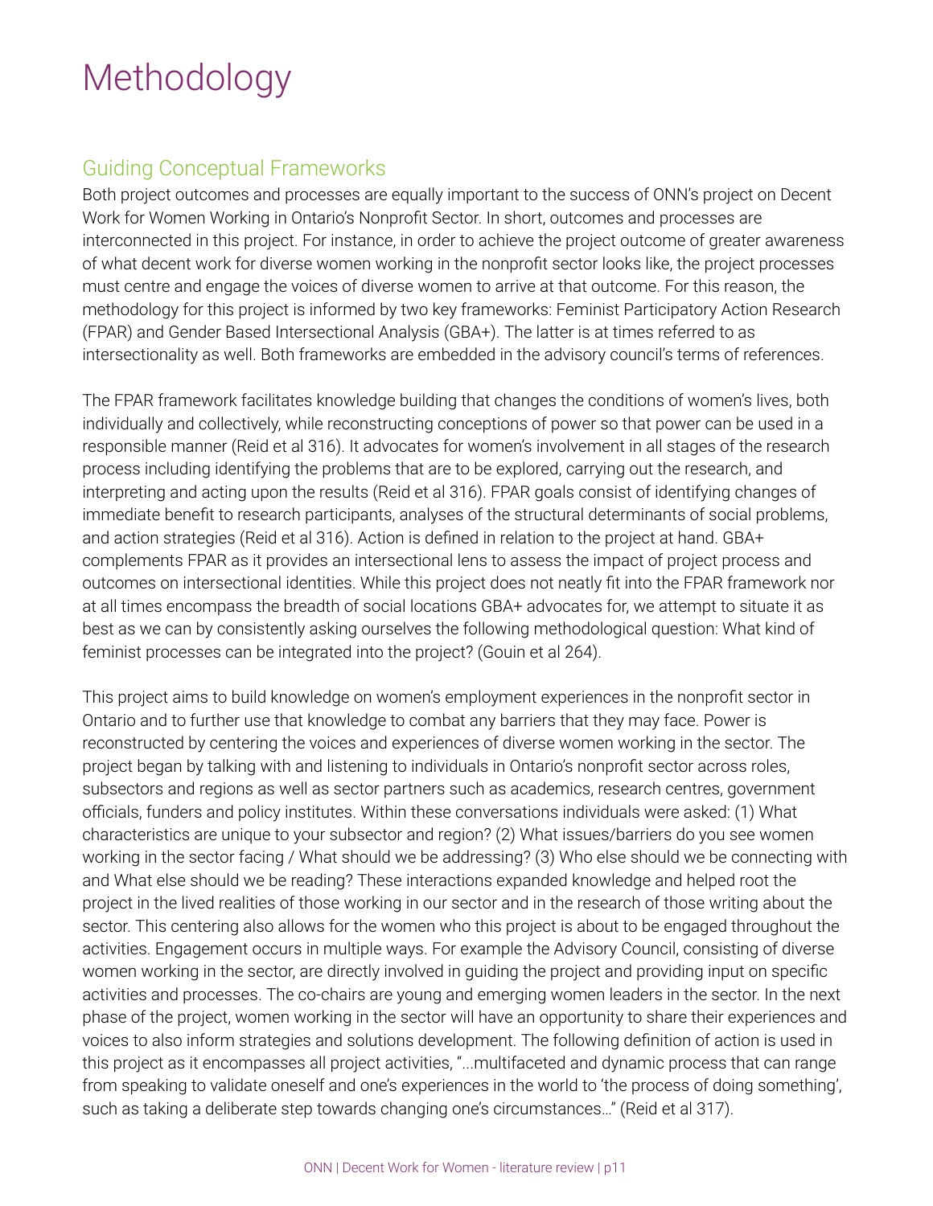# Methodology

## Guiding Conceptual Frameworks

Both project outcomes and processes are equally important to the success of ONN's project on Decent Work for Women Working in Ontario's Nonprofit Sector. In short, outcomes and processes are interconnected in this project. For instance, in order to achieve the project outcome of greater awareness of what decent work for diverse women working in the nonprofit sector looks like, the project processes must centre and engage the voices of diverse women to arrive at that outcome. For this reason, the methodology for this project is informed by two key frameworks: Feminist Participatory Action Research (FPAR) and Gender Based Intersectional Analysis (GBA+). The latter is at times referred to as intersectionality as well. Both frameworks are embedded in the advisory council's terms of references.

The FPAR framework facilitates knowledge building that changes the conditions of women's lives, both individually and collectively, while reconstructing conceptions of power so that power can be used in a responsible manner (Reid et al 316). It advocates for women's involvement in all stages of the research process including identifying the problems that are to be explored, carrying out the research, and interpreting and acting upon the results (Reid et al 316). FPAR goals consist of identifying changes of immediate benefit to research participants, analyses of the structural determinants of social problems, and action strategies (Reid et al 316). Action is defined in relation to the project at hand. GBA+ complements FPAR as it provides an intersectional lens to assess the impact of project process and outcomes on intersectional identities. While this project does not neatly fit into the FPAR framework nor at all times encompass the breadth of social locations GBA+ advocates for, we attempt to situate it as best as we can by consistently asking ourselves the following methodological question: What kind of feminist processes can be integrated into the project? (Gouin et al 264).

This project aims to build knowledge on women's employment experiences in the nonprofit sector in Ontario and to further use that knowledge to combat any barriers that they may face. Power is reconstructed by centering the voices and experiences of diverse women working in the sector. The project began by talking with and listening to individuals in Ontario's nonprofit sector across roles, subsectors and regions as well as sector partners such as academics, research centres, government officials, funders and policy institutes. Within these conversations individuals were asked: (1) What characteristics are unique to your subsector and region? (2) What issues/barriers do you see women working in the sector facing / What should we be addressing? (3) Who else should we be connecting with and What else should we be reading? These interactions expanded knowledge and helped root the project in the lived realities of those working in our sector and in the research of those writing about the sector. This centering also allows for the women who this project is about to be engaged throughout the activities. Engagement occurs in multiple ways. For example the Advisory Council, consisting of diverse women working in the sector, are directly involved in guiding the project and providing input on specific activities and processes. The co-chairs are young and emerging women leaders in the sector. In the next phase of the project, women working in the sector will have an opportunity to share their experiences and voices to also inform strategies and solutions development. The following definition of action is used in this project as it encompasses all project activities, "...multifaceted and dynamic process that can range from speaking to validate oneself and one's experiences in the world to 'the process of doing something', such as taking a deliberate step towards changing one's circumstances..." (Reid et al 317).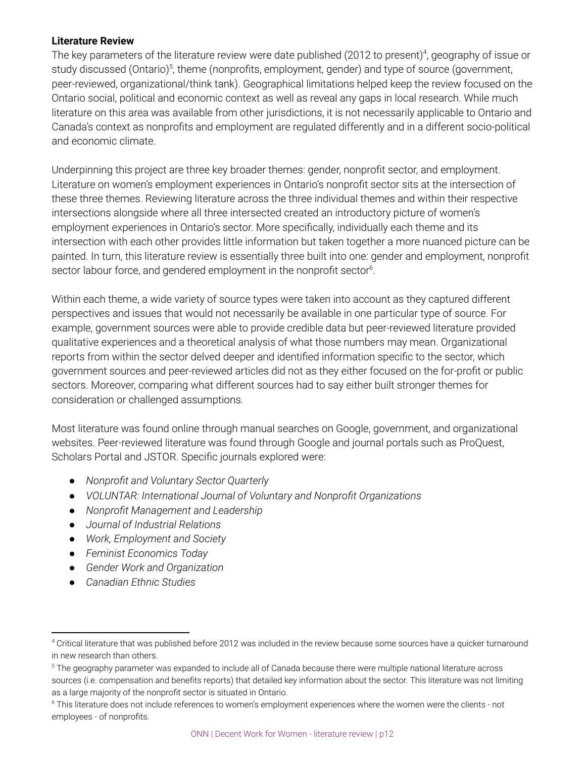**Literature Review**

The key parameters of the literature review were date published (2012 to present)[4], geography of issue or study discussed (Ontario)[5], theme (nonprofits, employment, gender) and type of source (government, peer-reviewed, organizational/think tank). Geographical limitations helped keep the review focused on the Ontario social, political and economic context as well as reveal any gaps in local research. While much literature on this area was available from other jurisdictions, it is not necessarily applicable to Ontario and Canada's context as nonprofits and employment are regulated differently and in a different socio-political and economic climate.

Underpinning this project are three key broader themes: gender, nonprofit sector, and employment. Literature on women's employment experiences in Ontario's nonprofit sector sits at the intersection of these three themes. Reviewing literature across the three individual themes and within their respective intersections alongside where all three intersected created an introductory picture of women's employment experiences in Ontario's sector. More specifically, individually each theme and its intersection with each other provides little information but taken together a more nuanced picture can be painted. In turn, this literature review is essentially three built into one: gender and employment, nonprofit sector labour force, and gendered employment in the nonprofit sector[6].

Within each theme, a wide variety of source types were taken into account as they captured different perspectives and issues that would not necessarily be available in one particular type of source. For example, government sources were able to provide credible data but peer-reviewed literature provided qualitative experiences and a theoretical analysis of what those numbers may mean. Organizational reports from within the sector delved deeper and identified information specific to the sector, which government sources and peer-reviewed articles did not as they either focused on the for-profit or public sectors. Moreover, comparing what different sources had to say either built stronger themes for consideration or challenged assumptions.

Most literature was found online through manual searches on Google, government, and organizational websites. Peer-reviewed literature was found through Google and journal portals such as ProQuest, Scholars Portal and JSTOR. Specific journals explored were:

- *Nonprofit and Voluntary Sector Quarterly*
- *VOLUNTAR: International Journal of Voluntary and Nonprofit Organizations*
- *Nonprofit Management and Leadership*
- *Journal of Industrial Relations*
- *Work, Employment and Society*
- *Feminist Economics Today*
- *Gender Work and Organization*
- *Canadian Ethnic Studies*

---

[4] Critical literature that was published before 2012 was included in the review because some sources have a quicker turnaround in new research than others.

[5] The geography parameter was expanded to include all of Canada because there were multiple national literature across sources (i.e. compensation and benefits reports) that detailed key information about the sector. This literature was not limiting as a large majority of the nonprofit sector is situated in Ontario.

[6] This literature does not include references to women's employment experiences where the women were the clients - not employees - of nonprofits.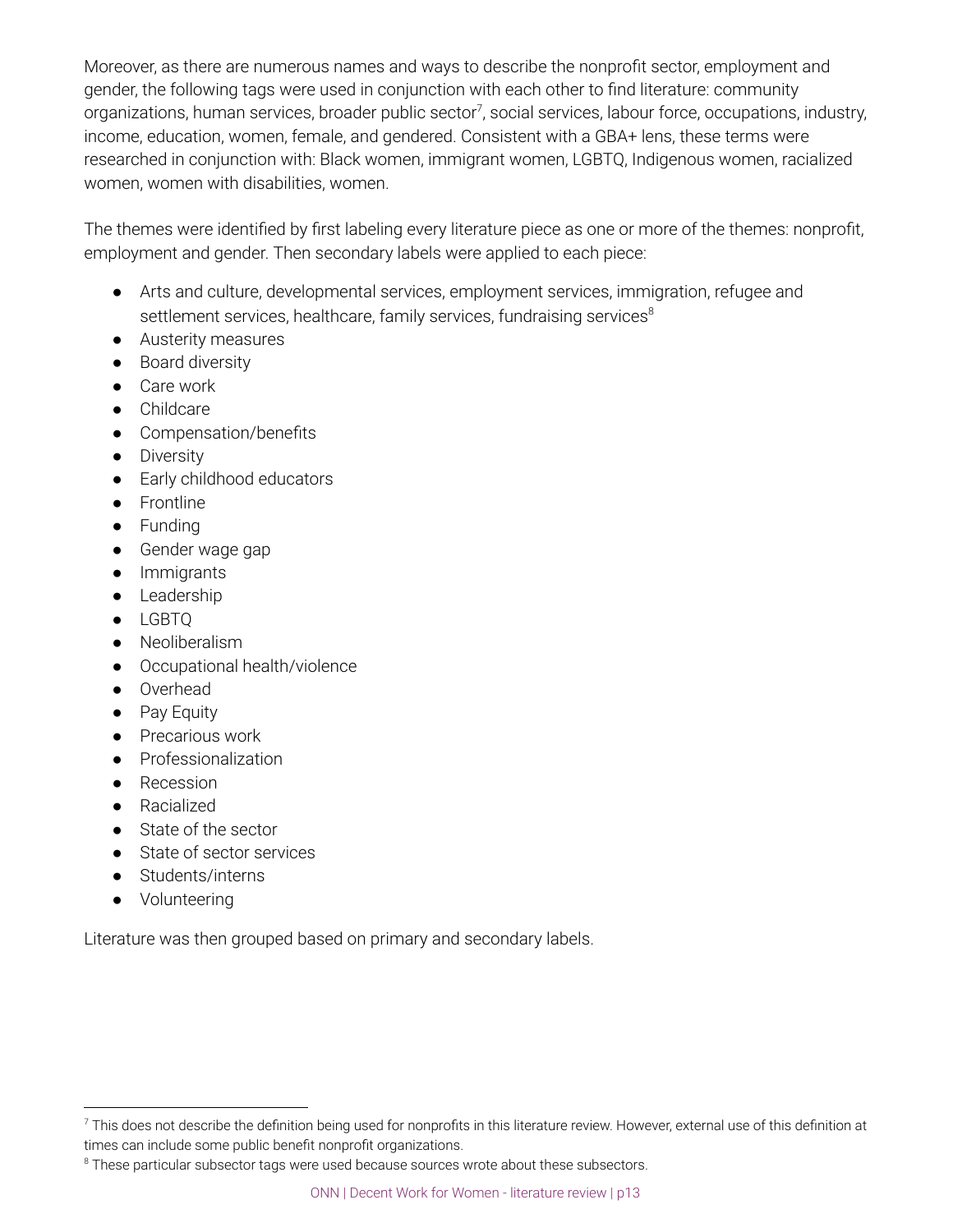Moreover, as there are numerous names and ways to describe the nonprofit sector, employment and gender, the following tags were used in conjunction with each other to find literature: community organizations, human services, broader public sector[7], social services, labour force, occupations, industry, income, education, women, female, and gendered. Consistent with a GBA+ lens, these terms were researched in conjunction with: Black women, immigrant women, LGBTQ, Indigenous women, racialized women, women with disabilities, women.

The themes were identified by first labeling every literature piece as one or more of the themes: nonprofit, employment and gender. Then secondary labels were applied to each piece:

- Arts and culture, developmental services, employment services, immigration, refugee and settlement services, healthcare, family services, fundraising services[8]
- Austerity measures
- Board diversity
- Care work
- Childcare
- Compensation/benefits
- Diversity
- Early childhood educators
- Frontline
- Funding
- Gender wage gap
- Immigrants
- Leadership
- LGBTQ
- Neoliberalism
- Occupational health/violence
- Overhead
- Pay Equity
- Precarious work
- Professionalization
- Recession
- Racialized
- State of the sector
- State of sector services
- Students/interns
- Volunteering

Literature was then grouped based on primary and secondary labels.

[7] This does not describe the definition being used for nonprofits in this literature review. However, external use of this definition at times can include some public benefit nonprofit organizations.

[8] These particular subsector tags were used because sources wrote about these subsectors.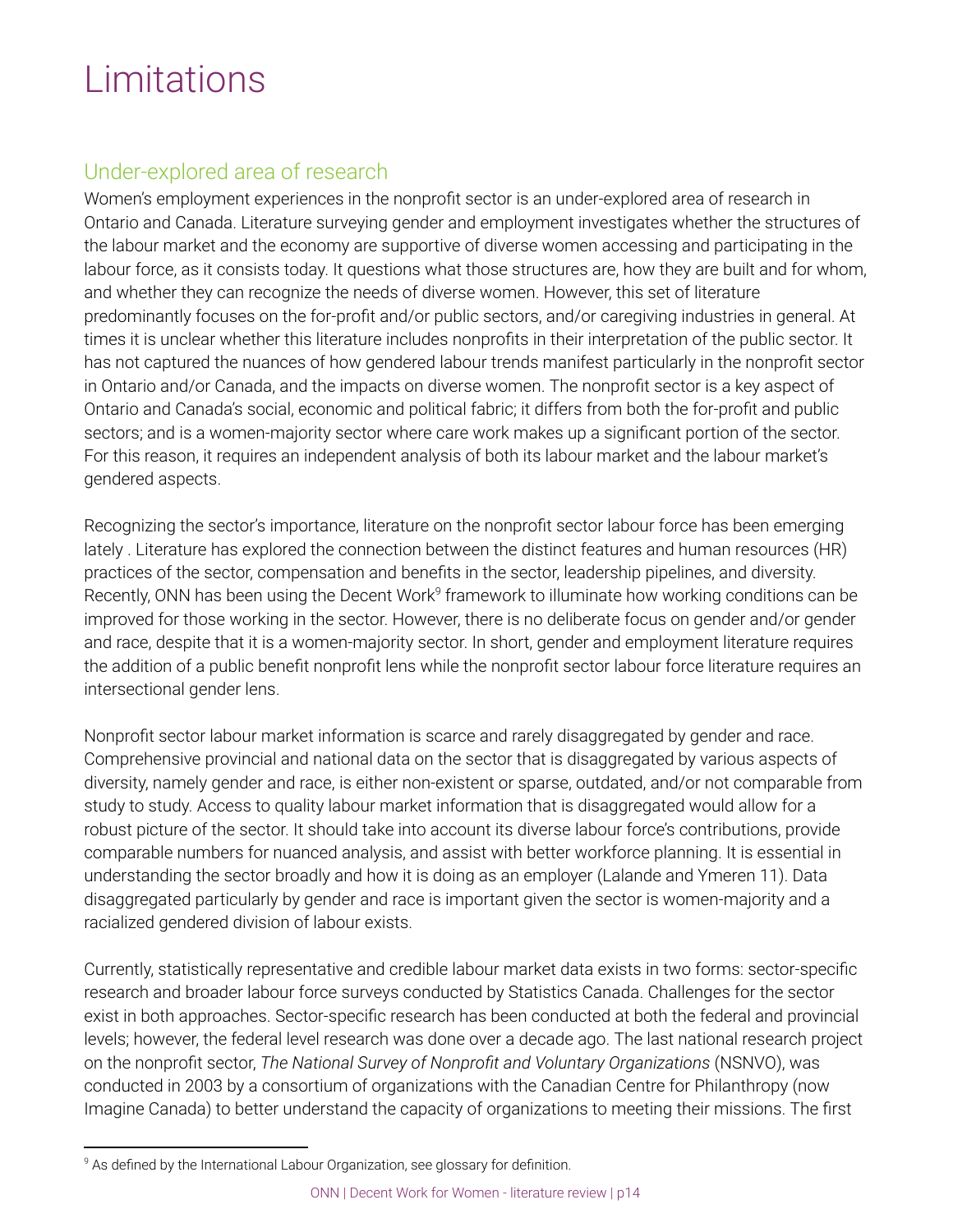# Limitations

## Under-explored area of research

Women's employment experiences in the nonprofit sector is an under-explored area of research in Ontario and Canada. Literature surveying gender and employment investigates whether the structures of the labour market and the economy are supportive of diverse women accessing and participating in the labour force, as it consists today. It questions what those structures are, how they are built and for whom, and whether they can recognize the needs of diverse women. However, this set of literature predominantly focuses on the for-profit and/or public sectors, and/or caregiving industries in general. At times it is unclear whether this literature includes nonprofits in their interpretation of the public sector. It has not captured the nuances of how gendered labour trends manifest particularly in the nonprofit sector in Ontario and/or Canada, and the impacts on diverse women. The nonprofit sector is a key aspect of Ontario and Canada's social, economic and political fabric; it differs from both the for-profit and public sectors; and is a women-majority sector where care work makes up a significant portion of the sector. For this reason, it requires an independent analysis of both its labour market and the labour market's gendered aspects.

Recognizing the sector's importance, literature on the nonprofit sector labour force has been emerging lately . Literature has explored the connection between the distinct features and human resources (HR) practices of the sector, compensation and benefits in the sector, leadership pipelines, and diversity. Recently, ONN has been using the Decent Work[9] framework to illuminate how working conditions can be improved for those working in the sector. However, there is no deliberate focus on gender and/or gender and race, despite that it is a women-majority sector. In short, gender and employment literature requires the addition of a public benefit nonprofit lens while the nonprofit sector labour force literature requires an intersectional gender lens.

Nonprofit sector labour market information is scarce and rarely disaggregated by gender and race. Comprehensive provincial and national data on the sector that is disaggregated by various aspects of diversity, namely gender and race, is either non-existent or sparse, outdated, and/or not comparable from study to study. Access to quality labour market information that is disaggregated would allow for a robust picture of the sector. It should take into account its diverse labour force's contributions, provide comparable numbers for nuanced analysis, and assist with better workforce planning. It is essential in understanding the sector broadly and how it is doing as an employer (Lalande and Ymeren 11). Data disaggregated particularly by gender and race is important given the sector is women-majority and a racialized gendered division of labour exists.

Currently, statistically representative and credible labour market data exists in two forms: sector-specific research and broader labour force surveys conducted by Statistics Canada. Challenges for the sector exist in both approaches. Sector-specific research has been conducted at both the federal and provincial levels; however, the federal level research was done over a decade ago. The last national research project on the nonprofit sector, *The National Survey of Nonprofit and Voluntary Organizations* (NSNVO), was conducted in 2003 by a consortium of organizations with the Canadian Centre for Philanthropy (now Imagine Canada) to better understand the capacity of organizations to meeting their missions. The first

[9] As defined by the International Labour Organization, see glossary for definition.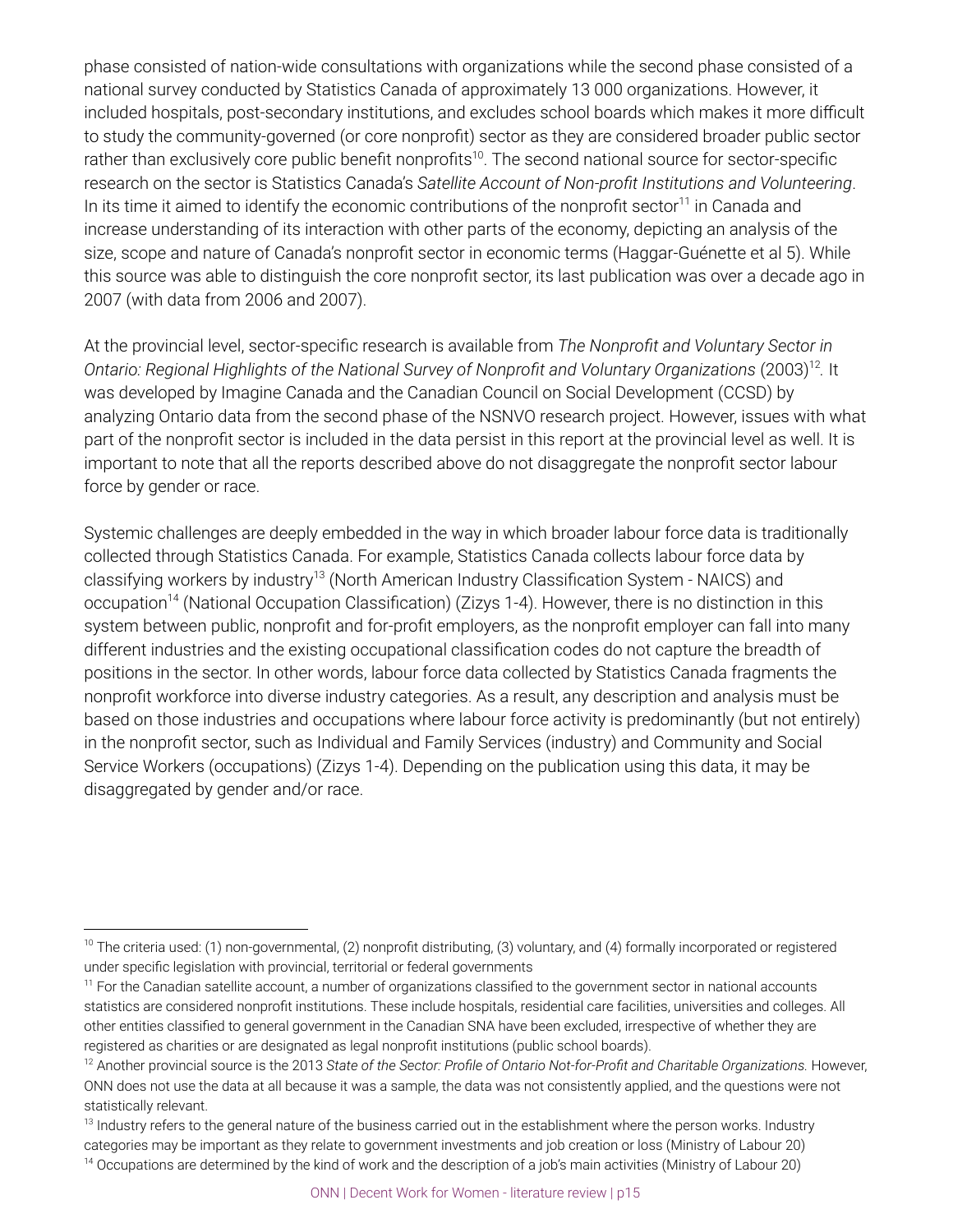phase consisted of nation-wide consultations with organizations while the second phase consisted of a national survey conducted by Statistics Canada of approximately 13 000 organizations. However, it included hospitals, post-secondary institutions, and excludes school boards which makes it more difficult to study the community-governed (or core nonprofit) sector as they are considered broader public sector rather than exclusively core public benefit nonprofits[10]. The second national source for sector-specific research on the sector is Statistics Canada's *Satellite Account of Non-profit Institutions and Volunteering*. In its time it aimed to identify the economic contributions of the nonprofit sector[11] in Canada and increase understanding of its interaction with other parts of the economy, depicting an analysis of the size, scope and nature of Canada's nonprofit sector in economic terms (Haggar-Guénette et al 5). While this source was able to distinguish the core nonprofit sector, its last publication was over a decade ago in 2007 (with data from 2006 and 2007).

At the provincial level, sector-specific research is available from *The Nonprofit and Voluntary Sector in Ontario: Regional Highlights of the National Survey of Nonprofit and Voluntary Organizations* (2003)[12]. It was developed by Imagine Canada and the Canadian Council on Social Development (CCSD) by analyzing Ontario data from the second phase of the NSNVO research project. However, issues with what part of the nonprofit sector is included in the data persist in this report at the provincial level as well. It is important to note that all the reports described above do not disaggregate the nonprofit sector labour force by gender or race.

Systemic challenges are deeply embedded in the way in which broader labour force data is traditionally collected through Statistics Canada. For example, Statistics Canada collects labour force data by classifying workers by industry[13] (North American Industry Classification System - NAICS) and occupation[14] (National Occupation Classification) (Zizys 1-4). However, there is no distinction in this system between public, nonprofit and for-profit employers, as the nonprofit employer can fall into many different industries and the existing occupational classification codes do not capture the breadth of positions in the sector. In other words, labour force data collected by Statistics Canada fragments the nonprofit workforce into diverse industry categories. As a result, any description and analysis must be based on those industries and occupations where labour force activity is predominantly (but not entirely) in the nonprofit sector, such as Individual and Family Services (industry) and Community and Social Service Workers (occupations) (Zizys 1-4). Depending on the publication using this data, it may be disaggregated by gender and/or race.

---

[10] The criteria used: (1) non-governmental, (2) nonprofit distributing, (3) voluntary, and (4) formally incorporated or registered under specific legislation with provincial, territorial or federal governments

[11] For the Canadian satellite account, a number of organizations classified to the government sector in national accounts statistics are considered nonprofit institutions. These include hospitals, residential care facilities, universities and colleges. All other entities classified to general government in the Canadian SNA have been excluded, irrespective of whether they are registered as charities or are designated as legal nonprofit institutions (public school boards).

[12] Another provincial source is the 2013 *State of the Sector: Profile of Ontario Not-for-Profit and Charitable Organizations.* However, ONN does not use the data at all because it was a sample, the data was not consistently applied, and the questions were not statistically relevant.

[13] Industry refers to the general nature of the business carried out in the establishment where the person works. Industry categories may be important as they relate to government investments and job creation or loss (Ministry of Labour 20)

[14] Occupations are determined by the kind of work and the description of a job's main activities (Ministry of Labour 20)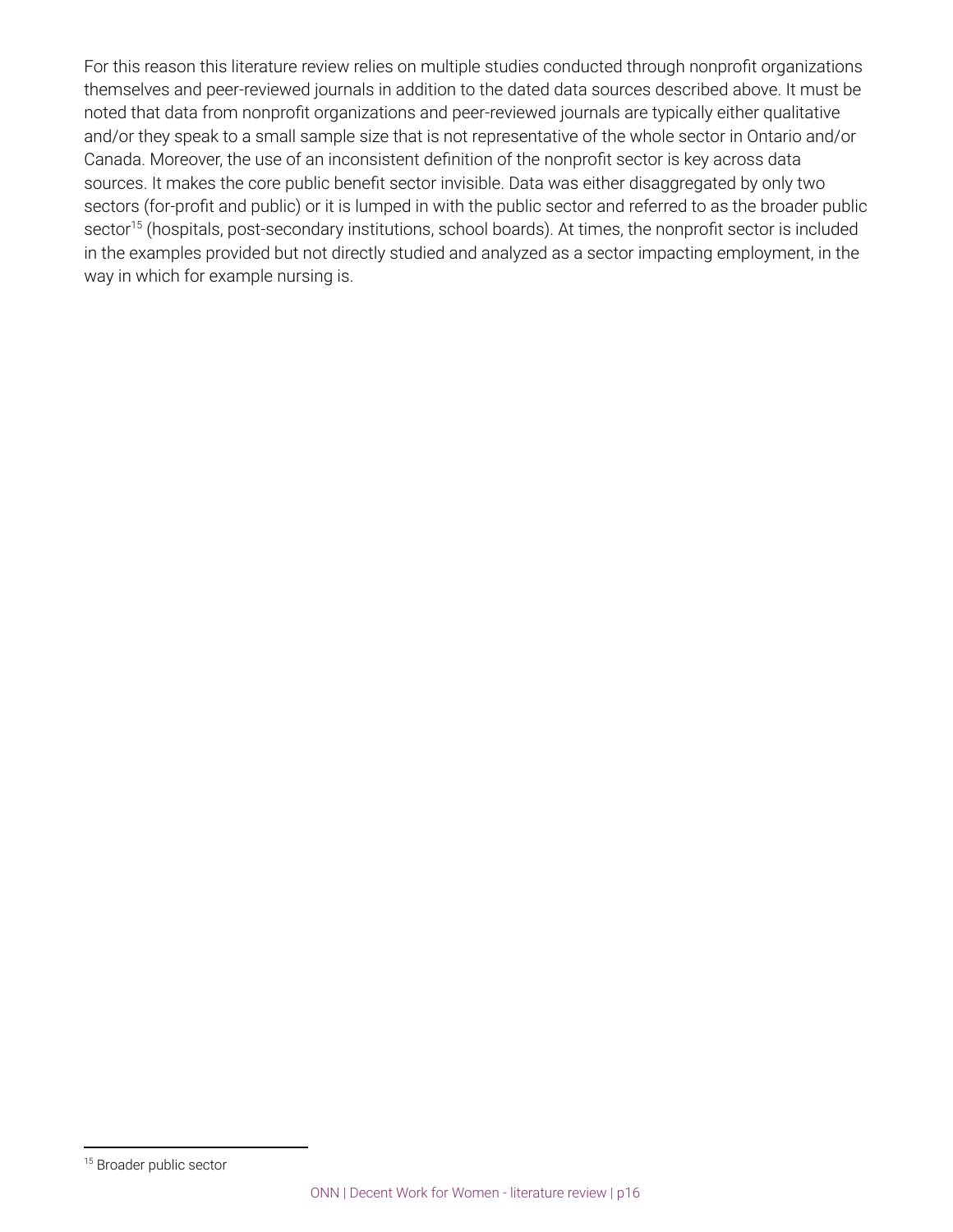For this reason this literature review relies on multiple studies conducted through nonprofit organizations themselves and peer-reviewed journals in addition to the dated data sources described above. It must be noted that data from nonprofit organizations and peer-reviewed journals are typically either qualitative and/or they speak to a small sample size that is not representative of the whole sector in Ontario and/or Canada. Moreover, the use of an inconsistent definition of the nonprofit sector is key across data sources. It makes the core public benefit sector invisible. Data was either disaggregated by only two sectors (for-profit and public) or it is lumped in with the public sector and referred to as the broader public sector[15] (hospitals, post-secondary institutions, school boards). At times, the nonprofit sector is included in the examples provided but not directly studied and analyzed as a sector impacting employment, in the way in which for example nursing is.

---

[15] Broader public sector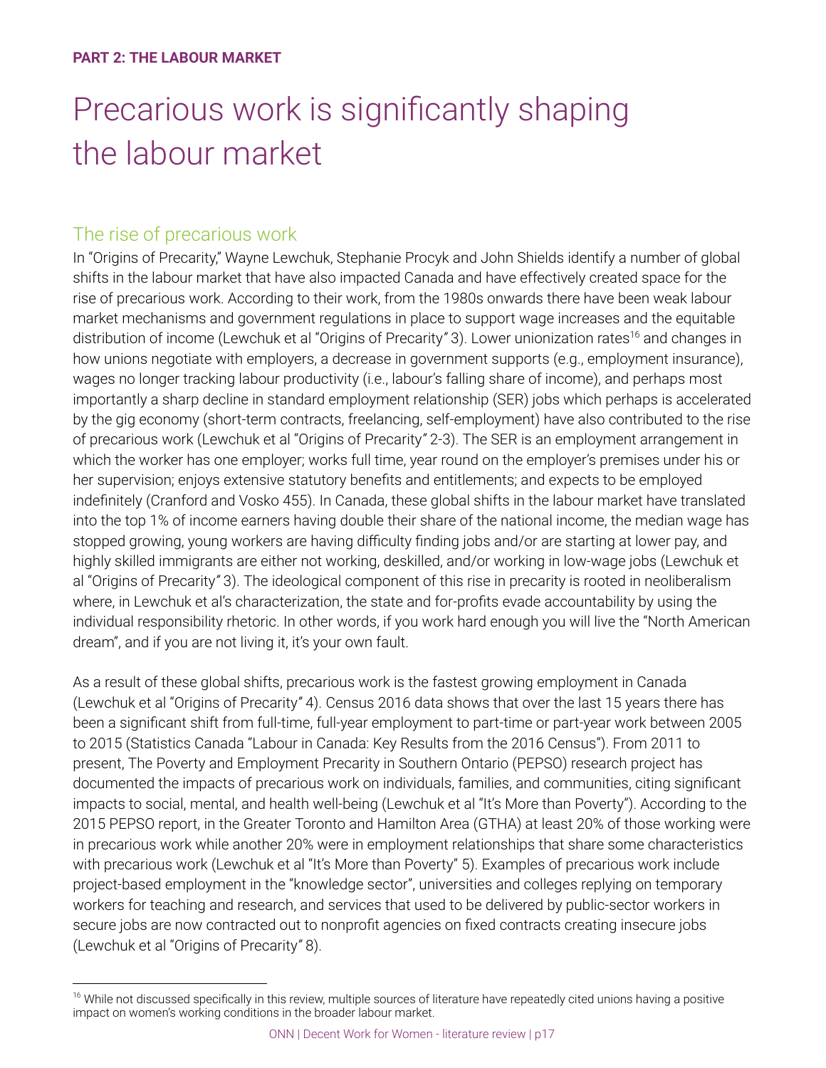**PART 2: THE LABOUR MARKET**

# Precarious work is significantly shaping the labour market

## The rise of precarious work

In "Origins of Precarity," Wayne Lewchuk, Stephanie Procyk and John Shields identify a number of global shifts in the labour market that have also impacted Canada and have effectively created space for the rise of precarious work. According to their work, from the 1980s onwards there have been weak labour market mechanisms and government regulations in place to support wage increases and the equitable distribution of income (Lewchuk et al "Origins of Precarity" 3). Lower unionization rates[16] and changes in how unions negotiate with employers, a decrease in government supports (e.g., employment insurance), wages no longer tracking labour productivity (i.e., labour's falling share of income), and perhaps most importantly a sharp decline in standard employment relationship (SER) jobs which perhaps is accelerated by the gig economy (short-term contracts, freelancing, self-employment) have also contributed to the rise of precarious work (Lewchuk et al "Origins of Precarity" 2-3). The SER is an employment arrangement in which the worker has one employer; works full time, year round on the employer's premises under his or her supervision; enjoys extensive statutory benefits and entitlements; and expects to be employed indefinitely (Cranford and Vosko 455). In Canada, these global shifts in the labour market have translated into the top 1% of income earners having double their share of the national income, the median wage has stopped growing, young workers are having difficulty finding jobs and/or are starting at lower pay, and highly skilled immigrants are either not working, deskilled, and/or working in low-wage jobs (Lewchuk et al "Origins of Precarity" 3). The ideological component of this rise in precarity is rooted in neoliberalism where, in Lewchuk et al's characterization, the state and for-profits evade accountability by using the individual responsibility rhetoric. In other words, if you work hard enough you will live the "North American dream", and if you are not living it, it's your own fault.

As a result of these global shifts, precarious work is the fastest growing employment in Canada (Lewchuk et al "Origins of Precarity" 4). Census 2016 data shows that over the last 15 years there has been a significant shift from full-time, full-year employment to part-time or part-year work between 2005 to 2015 (Statistics Canada "Labour in Canada: Key Results from the 2016 Census"). From 2011 to present, The Poverty and Employment Precarity in Southern Ontario (PEPSO) research project has documented the impacts of precarious work on individuals, families, and communities, citing significant impacts to social, mental, and health well-being (Lewchuk et al "It's More than Poverty"). According to the 2015 PEPSO report, in the Greater Toronto and Hamilton Area (GTHA) at least 20% of those working were in precarious work while another 20% were in employment relationships that share some characteristics with precarious work (Lewchuk et al "It's More than Poverty" 5). Examples of precarious work include project-based employment in the "knowledge sector", universities and colleges replying on temporary workers for teaching and research, and services that used to be delivered by public-sector workers in secure jobs are now contracted out to nonprofit agencies on fixed contracts creating insecure jobs (Lewchuk et al "Origins of Precarity" 8).

---

[16] While not discussed specifically in this review, multiple sources of literature have repeatedly cited unions having a positive impact on women's working conditions in the broader labour market.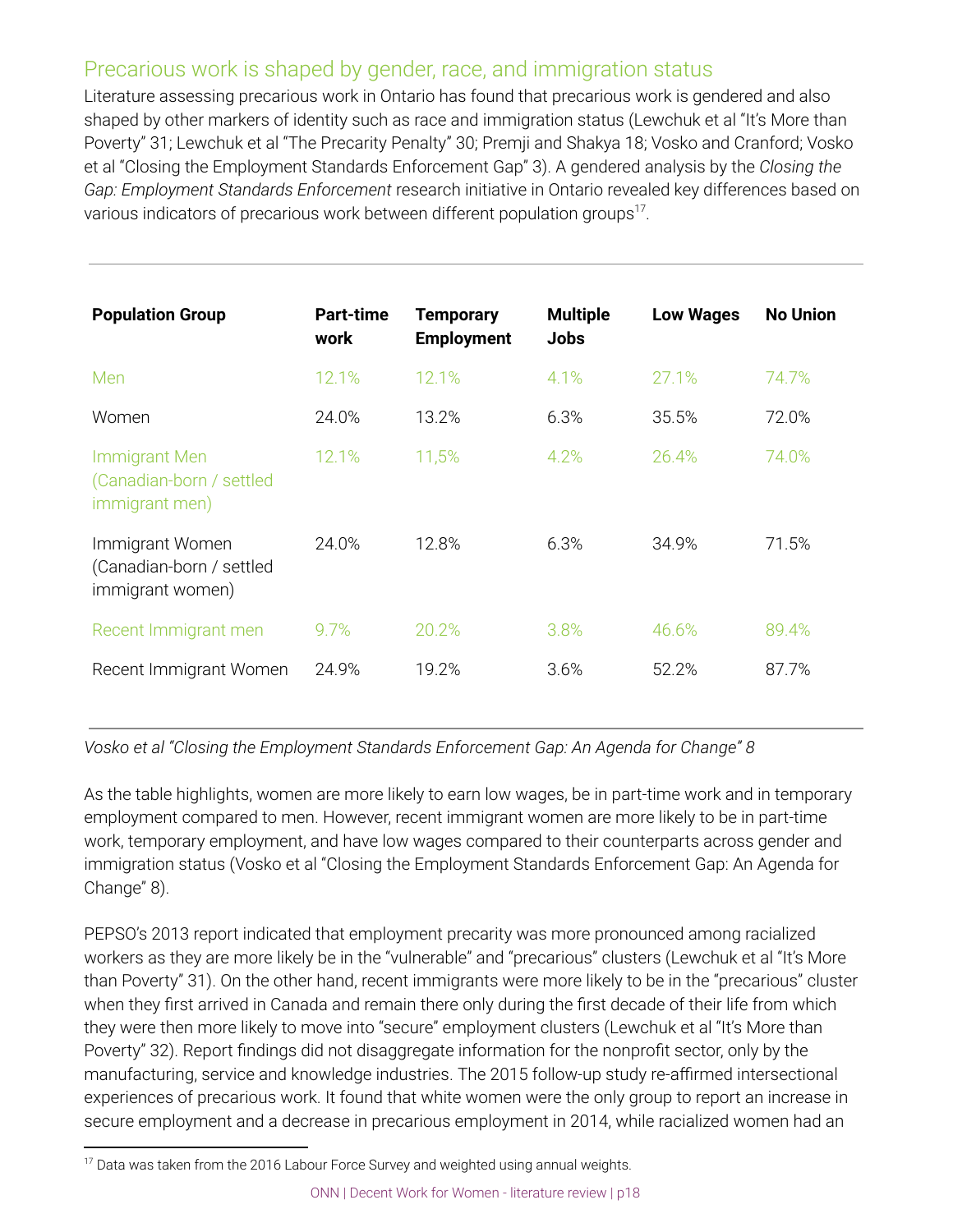## Precarious work is shaped by gender, race, and immigration status

Literature assessing precarious work in Ontario has found that precarious work is gendered and also shaped by other markers of identity such as race and immigration status (Lewchuk et al "It's More than Poverty" 31; Lewchuk et al "The Precarity Penalty" 30; Premji and Shakya 18; Vosko and Cranford; Vosko et al "Closing the Employment Standards Enforcement Gap" 3). A gendered analysis by the *Closing the Gap: Employment Standards Enforcement* research initiative in Ontario revealed key differences based on various indicators of precarious work between different population groups[17].

| Population Group | Part-time work | Temporary Employment | Multiple Jobs | Low Wages | No Union |
|---|---|---|---|---|---|
| Men | 12.1% | 12.1% | 4.1% | 27.1% | 74.7% |
| Women | 24.0% | 13.2% | 6.3% | 35.5% | 72.0% |
| Immigrant Men (Canadian-born / settled immigrant men) | 12.1% | 11,5% | 4.2% | 26.4% | 74.0% |
| Immigrant Women (Canadian-born / settled immigrant women) | 24.0% | 12.8% | 6.3% | 34.9% | 71.5% |
| Recent Immigrant men | 9.7% | 20.2% | 3.8% | 46.6% | 89.4% |
| Recent Immigrant Women | 24.9% | 19.2% | 3.6% | 52.2% | 87.7% |

*Vosko et al "Closing the Employment Standards Enforcement Gap: An Agenda for Change" 8*

As the table highlights, women are more likely to earn low wages, be in part-time work and in temporary employment compared to men. However, recent immigrant women are more likely to be in part-time work, temporary employment, and have low wages compared to their counterparts across gender and immigration status (Vosko et al "Closing the Employment Standards Enforcement Gap: An Agenda for Change" 8).

PEPSO's 2013 report indicated that employment precarity was more pronounced among racialized workers as they are more likely be in the "vulnerable" and "precarious" clusters (Lewchuk et al "It's More than Poverty" 31). On the other hand, recent immigrants were more likely to be in the "precarious" cluster when they first arrived in Canada and remain there only during the first decade of their life from which they were then more likely to move into "secure" employment clusters (Lewchuk et al "It's More than Poverty" 32). Report findings did not disaggregate information for the nonprofit sector, only by the manufacturing, service and knowledge industries. The 2015 follow-up study re-affirmed intersectional experiences of precarious work. It found that white women were the only group to report an increase in secure employment and a decrease in precarious employment in 2014, while racialized women had an

[17] Data was taken from the 2016 Labour Force Survey and weighted using annual weights.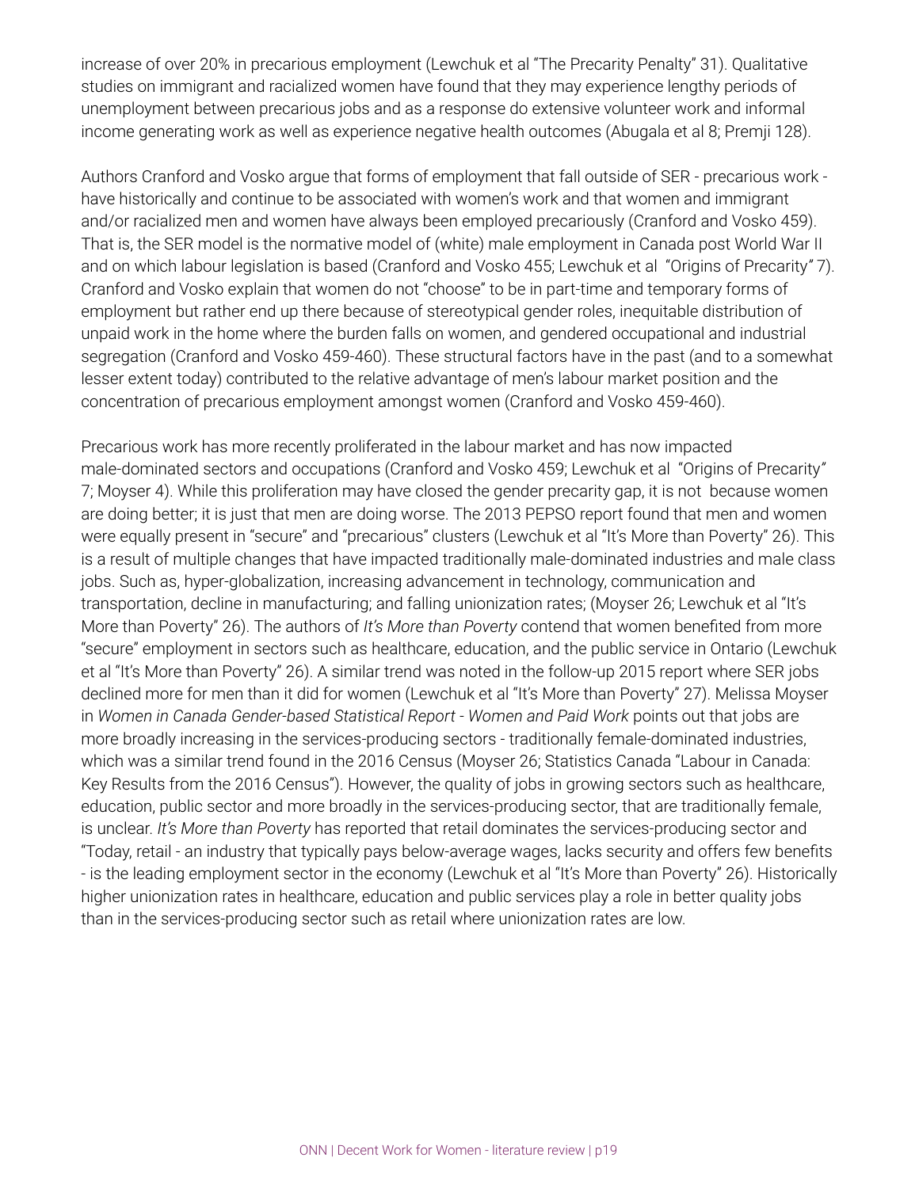increase of over 20% in precarious employment (Lewchuk et al "The Precarity Penalty" 31). Qualitative studies on immigrant and racialized women have found that they may experience lengthy periods of unemployment between precarious jobs and as a response do extensive volunteer work and informal income generating work as well as experience negative health outcomes (Abugala et al 8; Premji 128).

Authors Cranford and Vosko argue that forms of employment that fall outside of SER - precarious work - have historically and continue to be associated with women's work and that women and immigrant and/or racialized men and women have always been employed precariously (Cranford and Vosko 459). That is, the SER model is the normative model of (white) male employment in Canada post World War II and on which labour legislation is based (Cranford and Vosko 455; Lewchuk et al "Origins of Precarity" 7). Cranford and Vosko explain that women do not "choose" to be in part-time and temporary forms of employment but rather end up there because of stereotypical gender roles, inequitable distribution of unpaid work in the home where the burden falls on women, and gendered occupational and industrial segregation (Cranford and Vosko 459-460). These structural factors have in the past (and to a somewhat lesser extent today) contributed to the relative advantage of men's labour market position and the concentration of precarious employment amongst women (Cranford and Vosko 459-460).

Precarious work has more recently proliferated in the labour market and has now impacted male-dominated sectors and occupations (Cranford and Vosko 459; Lewchuk et al "Origins of Precarity" 7; Moyser 4). While this proliferation may have closed the gender precarity gap, it is not because women are doing better; it is just that men are doing worse. The 2013 PEPSO report found that men and women were equally present in "secure" and "precarious" clusters (Lewchuk et al "It's More than Poverty" 26). This is a result of multiple changes that have impacted traditionally male-dominated industries and male class jobs. Such as, hyper-globalization, increasing advancement in technology, communication and transportation, decline in manufacturing; and falling unionization rates; (Moyser 26; Lewchuk et al "It's More than Poverty" 26). The authors of *It's More than Poverty* contend that women benefited from more "secure" employment in sectors such as healthcare, education, and the public service in Ontario (Lewchuk et al "It's More than Poverty" 26). A similar trend was noted in the follow-up 2015 report where SER jobs declined more for men than it did for women (Lewchuk et al "It's More than Poverty" 27). Melissa Moyser in *Women in Canada Gender-based Statistical Report - Women and Paid Work* points out that jobs are more broadly increasing in the services-producing sectors - traditionally female-dominated industries, which was a similar trend found in the 2016 Census (Moyser 26; Statistics Canada "Labour in Canada: Key Results from the 2016 Census"). However, the quality of jobs in growing sectors such as healthcare, education, public sector and more broadly in the services-producing sector, that are traditionally female, is unclear. *It's More than Poverty* has reported that retail dominates the services-producing sector and "Today, retail - an industry that typically pays below-average wages, lacks security and offers few benefits - is the leading employment sector in the economy (Lewchuk et al "It's More than Poverty" 26). Historically higher unionization rates in healthcare, education and public services play a role in better quality jobs than in the services-producing sector such as retail where unionization rates are low.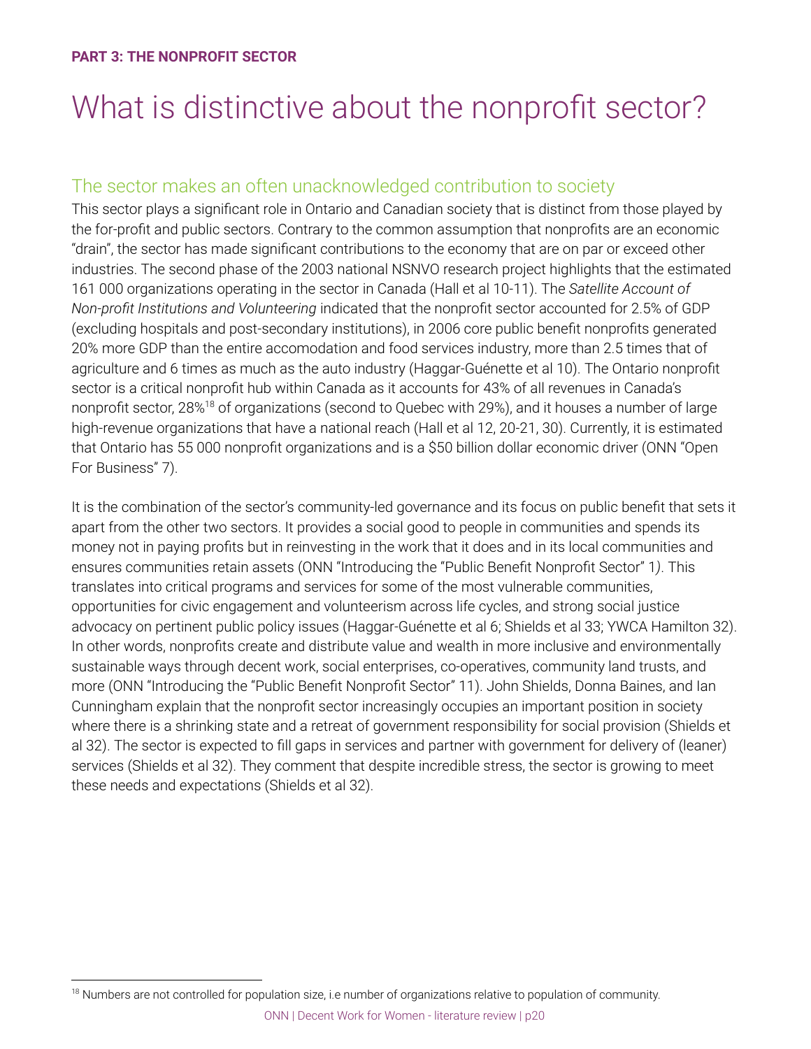**PART 3: THE NONPROFIT SECTOR**

# What is distinctive about the nonprofit sector?

## The sector makes an often unacknowledged contribution to society

This sector plays a significant role in Ontario and Canadian society that is distinct from those played by the for-profit and public sectors. Contrary to the common assumption that nonprofits are an economic "drain", the sector has made significant contributions to the economy that are on par or exceed other industries. The second phase of the 2003 national NSNVO research project highlights that the estimated 161 000 organizations operating in the sector in Canada (Hall et al 10-11). The *Satellite Account of Non-profit Institutions and Volunteering* indicated that the nonprofit sector accounted for 2.5% of GDP (excluding hospitals and post-secondary institutions), in 2006 core public benefit nonprofits generated 20% more GDP than the entire accomodation and food services industry, more than 2.5 times that of agriculture and 6 times as much as the auto industry (Haggar-Guénette et al 10). The Ontario nonprofit sector is a critical nonprofit hub within Canada as it accounts for 43% of all revenues in Canada's nonprofit sector, 28%[18] of organizations (second to Quebec with 29%), and it houses a number of large high-revenue organizations that have a national reach (Hall et al 12, 20-21, 30). Currently, it is estimated that Ontario has 55 000 nonprofit organizations and is a $50 billion dollar economic driver (ONN "Open For Business" 7).

It is the combination of the sector's community-led governance and its focus on public benefit that sets it apart from the other two sectors. It provides a social good to people in communities and spends its money not in paying profits but in reinvesting in the work that it does and in its local communities and ensures communities retain assets (ONN "Introducing the "Public Benefit Nonprofit Sector" 1). This translates into critical programs and services for some of the most vulnerable communities, opportunities for civic engagement and volunteerism across life cycles, and strong social justice advocacy on pertinent public policy issues (Haggar-Guénette et al 6; Shields et al 33; YWCA Hamilton 32). In other words, nonprofits create and distribute value and wealth in more inclusive and environmentally sustainable ways through decent work, social enterprises, co-operatives, community land trusts, and more (ONN "Introducing the "Public Benefit Nonprofit Sector" 11). John Shields, Donna Baines, and Ian Cunningham explain that the nonprofit sector increasingly occupies an important position in society where there is a shrinking state and a retreat of government responsibility for social provision (Shields et al 32). The sector is expected to fill gaps in services and partner with government for delivery of (leaner) services (Shields et al 32). They comment that despite incredible stress, the sector is growing to meet these needs and expectations (Shields et al 32).

[18] Numbers are not controlled for population size, i.e number of organizations relative to population of community.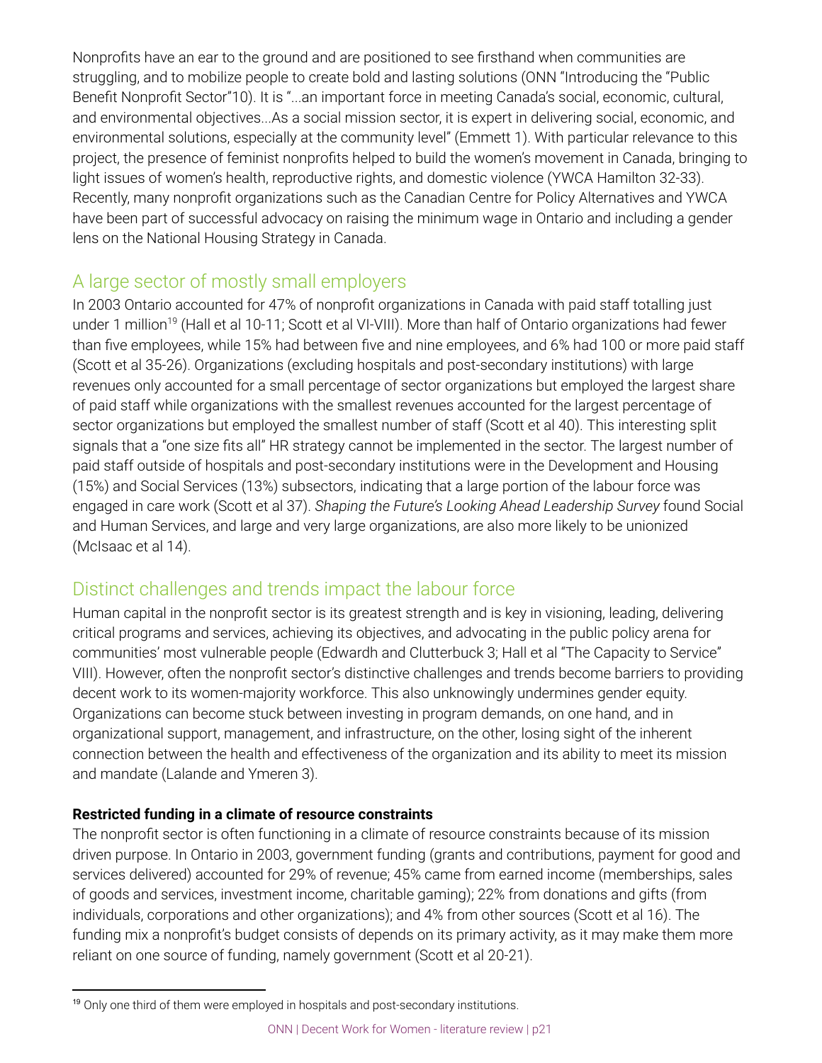Nonprofits have an ear to the ground and are positioned to see firsthand when communities are struggling, and to mobilize people to create bold and lasting solutions (ONN "Introducing the "Public Benefit Nonprofit Sector"10). It is "...an important force in meeting Canada's social, economic, cultural, and environmental objectives...As a social mission sector, it is expert in delivering social, economic, and environmental solutions, especially at the community level" (Emmett 1). With particular relevance to this project, the presence of feminist nonprofits helped to build the women's movement in Canada, bringing to light issues of women's health, reproductive rights, and domestic violence (YWCA Hamilton 32-33). Recently, many nonprofit organizations such as the Canadian Centre for Policy Alternatives and YWCA have been part of successful advocacy on raising the minimum wage in Ontario and including a gender lens on the National Housing Strategy in Canada.

## A large sector of mostly small employers

In 2003 Ontario accounted for 47% of nonprofit organizations in Canada with paid staff totalling just under 1 million[19] (Hall et al 10-11; Scott et al VI-VIII). More than half of Ontario organizations had fewer than five employees, while 15% had between five and nine employees, and 6% had 100 or more paid staff (Scott et al 35-26). Organizations (excluding hospitals and post-secondary institutions) with large revenues only accounted for a small percentage of sector organizations but employed the largest share of paid staff while organizations with the smallest revenues accounted for the largest percentage of sector organizations but employed the smallest number of staff (Scott et al 40). This interesting split signals that a "one size fits all" HR strategy cannot be implemented in the sector. The largest number of paid staff outside of hospitals and post-secondary institutions were in the Development and Housing (15%) and Social Services (13%) subsectors, indicating that a large portion of the labour force was engaged in care work (Scott et al 37). *Shaping the Future's Looking Ahead Leadership Survey* found Social and Human Services, and large and very large organizations, are also more likely to be unionized (McIsaac et al 14).

## Distinct challenges and trends impact the labour force

Human capital in the nonprofit sector is its greatest strength and is key in visioning, leading, delivering critical programs and services, achieving its objectives, and advocating in the public policy arena for communities' most vulnerable people (Edwardh and Clutterbuck 3; Hall et al "The Capacity to Service" VIII). However, often the nonprofit sector's distinctive challenges and trends become barriers to providing decent work to its women-majority workforce. This also unknowingly undermines gender equity. Organizations can become stuck between investing in program demands, on one hand, and in organizational support, management, and infrastructure, on the other, losing sight of the inherent connection between the health and effectiveness of the organization and its ability to meet its mission and mandate (Lalande and Ymeren 3).

**Restricted funding in a climate of resource constraints**

The nonprofit sector is often functioning in a climate of resource constraints because of its mission driven purpose. In Ontario in 2003, government funding (grants and contributions, payment for good and services delivered) accounted for 29% of revenue; 45% came from earned income (memberships, sales of goods and services, investment income, charitable gaming); 22% from donations and gifts (from individuals, corporations and other organizations); and 4% from other sources (Scott et al 16). The funding mix a nonprofit's budget consists of depends on its primary activity, as it may make them more reliant on one source of funding, namely government (Scott et al 20-21).

[19] Only one third of them were employed in hospitals and post-secondary institutions.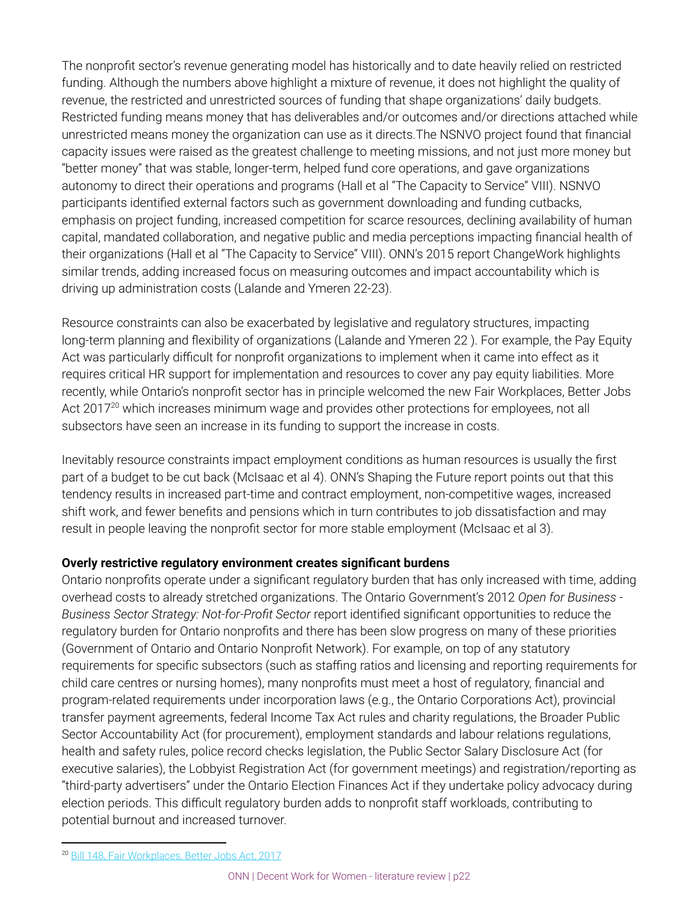The nonprofit sector's revenue generating model has historically and to date heavily relied on restricted funding. Although the numbers above highlight a mixture of revenue, it does not highlight the quality of revenue, the restricted and unrestricted sources of funding that shape organizations' daily budgets. Restricted funding means money that has deliverables and/or outcomes and/or directions attached while unrestricted means money the organization can use as it directs.The NSNVO project found that financial capacity issues were raised as the greatest challenge to meeting missions, and not just more money but "better money" that was stable, longer-term, helped fund core operations, and gave organizations autonomy to direct their operations and programs (Hall et al "The Capacity to Service" VIII). NSNVO participants identified external factors such as government downloading and funding cutbacks, emphasis on project funding, increased competition for scarce resources, declining availability of human capital, mandated collaboration, and negative public and media perceptions impacting financial health of their organizations (Hall et al "The Capacity to Service" VIII). ONN's 2015 report ChangeWork highlights similar trends, adding increased focus on measuring outcomes and impact accountability which is driving up administration costs (Lalande and Ymeren 22-23).

Resource constraints can also be exacerbated by legislative and regulatory structures, impacting long-term planning and flexibility of organizations (Lalande and Ymeren 22 ). For example, the Pay Equity Act was particularly difficult for nonprofit organizations to implement when it came into effect as it requires critical HR support for implementation and resources to cover any pay equity liabilities. More recently, while Ontario's nonprofit sector has in principle welcomed the new Fair Workplaces, Better Jobs Act 2017[20] which increases minimum wage and provides other protections for employees, not all subsectors have seen an increase in its funding to support the increase in costs.

Inevitably resource constraints impact employment conditions as human resources is usually the first part of a budget to be cut back (McIsaac et al 4). ONN's Shaping the Future report points out that this tendency results in increased part-time and contract employment, non-competitive wages, increased shift work, and fewer benefits and pensions which in turn contributes to job dissatisfaction and may result in people leaving the nonprofit sector for more stable employment (McIsaac et al 3).

**Overly restrictive regulatory environment creates significant burdens**

Ontario nonprofits operate under a significant regulatory burden that has only increased with time, adding overhead costs to already stretched organizations. The Ontario Government's 2012 *Open for Business - Business Sector Strategy: Not-for-Profit Sector* report identified significant opportunities to reduce the regulatory burden for Ontario nonprofits and there has been slow progress on many of these priorities (Government of Ontario and Ontario Nonprofit Network). For example, on top of any statutory requirements for specific subsectors (such as staffing ratios and licensing and reporting requirements for child care centres or nursing homes), many nonprofits must meet a host of regulatory, financial and program-related requirements under incorporation laws (e.g., the Ontario Corporations Act), provincial transfer payment agreements, federal Income Tax Act rules and charity regulations, the Broader Public Sector Accountability Act (for procurement), employment standards and labour relations regulations, health and safety rules, police record checks legislation, the Public Sector Salary Disclosure Act (for executive salaries), the Lobbyist Registration Act (for government meetings) and registration/reporting as "third-party advertisers" under the Ontario Election Finances Act if they undertake policy advocacy during election periods. This difficult regulatory burden adds to nonprofit staff workloads, contributing to potential burnout and increased turnover.

---

[20] Bill 148, Fair Workplaces, Better Jobs Act, 2017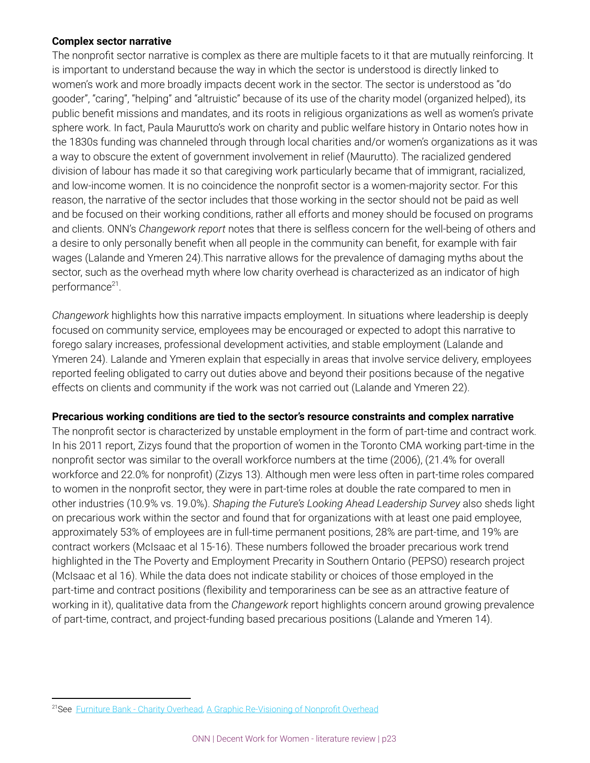**Complex sector narrative**

The nonprofit sector narrative is complex as there are multiple facets to it that are mutually reinforcing. It is important to understand because the way in which the sector is understood is directly linked to women's work and more broadly impacts decent work in the sector. The sector is understood as "do gooder", "caring", "helping" and "altruistic" because of its use of the charity model (organized helped), its public benefit missions and mandates, and its roots in religious organizations as well as women's private sphere work. In fact, Paula Maurutto's work on charity and public welfare history in Ontario notes how in the 1830s funding was channeled through through local charities and/or women's organizations as it was a way to obscure the extent of government involvement in relief (Maurutto). The racialized gendered division of labour has made it so that caregiving work particularly became that of immigrant, racialized, and low-income women. It is no coincidence the nonprofit sector is a women-majority sector. For this reason, the narrative of the sector includes that those working in the sector should not be paid as well and be focused on their working conditions, rather all efforts and money should be focused on programs and clients. ONN's *Changework report* notes that there is selfless concern for the well-being of others and a desire to only personally benefit when all people in the community can benefit, for example with fair wages (Lalande and Ymeren 24).This narrative allows for the prevalence of damaging myths about the sector, such as the overhead myth where low charity overhead is characterized as an indicator of high performance[21].

*Changework* highlights how this narrative impacts employment. In situations where leadership is deeply focused on community service, employees may be encouraged or expected to adopt this narrative to forego salary increases, professional development activities, and stable employment (Lalande and Ymeren 24). Lalande and Ymeren explain that especially in areas that involve service delivery, employees reported feeling obligated to carry out duties above and beyond their positions because of the negative effects on clients and community if the work was not carried out (Lalande and Ymeren 22).

**Precarious working conditions are tied to the sector's resource constraints and complex narrative**

The nonprofit sector is characterized by unstable employment in the form of part-time and contract work. In his 2011 report, Zizys found that the proportion of women in the Toronto CMA working part-time in the nonprofit sector was similar to the overall workforce numbers at the time (2006), (21.4% for overall workforce and 22.0% for nonprofit) (Zizys 13). Although men were less often in part-time roles compared to women in the nonprofit sector, they were in part-time roles at double the rate compared to men in other industries (10.9% vs. 19.0%). *Shaping the Future's Looking Ahead Leadership Survey* also sheds light on precarious work within the sector and found that for organizations with at least one paid employee, approximately 53% of employees are in full-time permanent positions, 28% are part-time, and 19% are contract workers (McIsaac et al 15-16). These numbers followed the broader precarious work trend highlighted in the The Poverty and Employment Precarity in Southern Ontario (PEPSO) research project (McIsaac et al 16). While the data does not indicate stability or choices of those employed in the part-time and contract positions (flexibility and temporariness can be see as an attractive feature of working in it), qualitative data from the *Changework* report highlights concern around growing prevalence of part-time, contract, and project-funding based precarious positions (Lalande and Ymeren 14).

---

[21] See Furniture Bank - Charity Overhead, A Graphic Re-Visioning of Nonprofit Overhead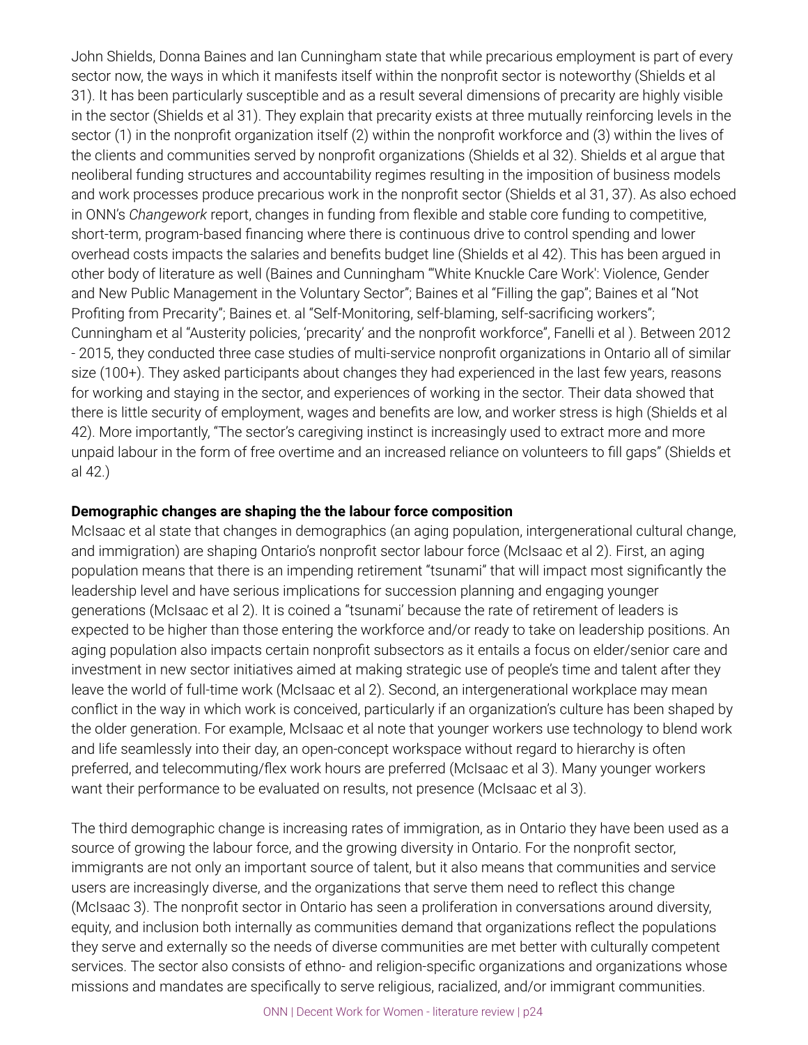John Shields, Donna Baines and Ian Cunningham state that while precarious employment is part of every sector now, the ways in which it manifests itself within the nonprofit sector is noteworthy (Shields et al 31). It has been particularly susceptible and as a result several dimensions of precarity are highly visible in the sector (Shields et al 31). They explain that precarity exists at three mutually reinforcing levels in the sector (1) in the nonprofit organization itself (2) within the nonprofit workforce and (3) within the lives of the clients and communities served by nonprofit organizations (Shields et al 32). Shields et al argue that neoliberal funding structures and accountability regimes resulting in the imposition of business models and work processes produce precarious work in the nonprofit sector (Shields et al 31, 37). As also echoed in ONN's *Changework* report, changes in funding from flexible and stable core funding to competitive, short-term, program-based financing where there is continuous drive to control spending and lower overhead costs impacts the salaries and benefits budget line (Shields et al 42). This has been argued in other body of literature as well (Baines and Cunningham "'White Knuckle Care Work': Violence, Gender and New Public Management in the Voluntary Sector"; Baines et al "Filling the gap"; Baines et al "Not Profiting from Precarity"; Baines et. al "Self-Monitoring, self-blaming, self-sacrificing workers"; Cunningham et al "Austerity policies, 'precarity' and the nonprofit workforce", Fanelli et al ). Between 2012 - 2015, they conducted three case studies of multi-service nonprofit organizations in Ontario all of similar size (100+). They asked participants about changes they had experienced in the last few years, reasons for working and staying in the sector, and experiences of working in the sector. Their data showed that there is little security of employment, wages and benefits are low, and worker stress is high (Shields et al 42). More importantly, "The sector's caregiving instinct is increasingly used to extract more and more unpaid labour in the form of free overtime and an increased reliance on volunteers to fill gaps" (Shields et al 42.)

**Demographic changes are shaping the the labour force composition**

McIsaac et al state that changes in demographics (an aging population, intergenerational cultural change, and immigration) are shaping Ontario's nonprofit sector labour force (McIsaac et al 2). First, an aging population means that there is an impending retirement "tsunami" that will impact most significantly the leadership level and have serious implications for succession planning and engaging younger generations (McIsaac et al 2). It is coined a "tsunami' because the rate of retirement of leaders is expected to be higher than those entering the workforce and/or ready to take on leadership positions. An aging population also impacts certain nonprofit subsectors as it entails a focus on elder/senior care and investment in new sector initiatives aimed at making strategic use of people's time and talent after they leave the world of full-time work (McIsaac et al 2). Second, an intergenerational workplace may mean conflict in the way in which work is conceived, particularly if an organization's culture has been shaped by the older generation. For example, McIsaac et al note that younger workers use technology to blend work and life seamlessly into their day, an open-concept workspace without regard to hierarchy is often preferred, and telecommuting/flex work hours are preferred (McIsaac et al 3). Many younger workers want their performance to be evaluated on results, not presence (McIsaac et al 3).

The third demographic change is increasing rates of immigration, as in Ontario they have been used as a source of growing the labour force, and the growing diversity in Ontario. For the nonprofit sector, immigrants are not only an important source of talent, but it also means that communities and service users are increasingly diverse, and the organizations that serve them need to reflect this change (McIsaac 3). The nonprofit sector in Ontario has seen a proliferation in conversations around diversity, equity, and inclusion both internally as communities demand that organizations reflect the populations they serve and externally so the needs of diverse communities are met better with culturally competent services. The sector also consists of ethno- and religion-specific organizations and organizations whose missions and mandates are specifically to serve religious, racialized, and/or immigrant communities.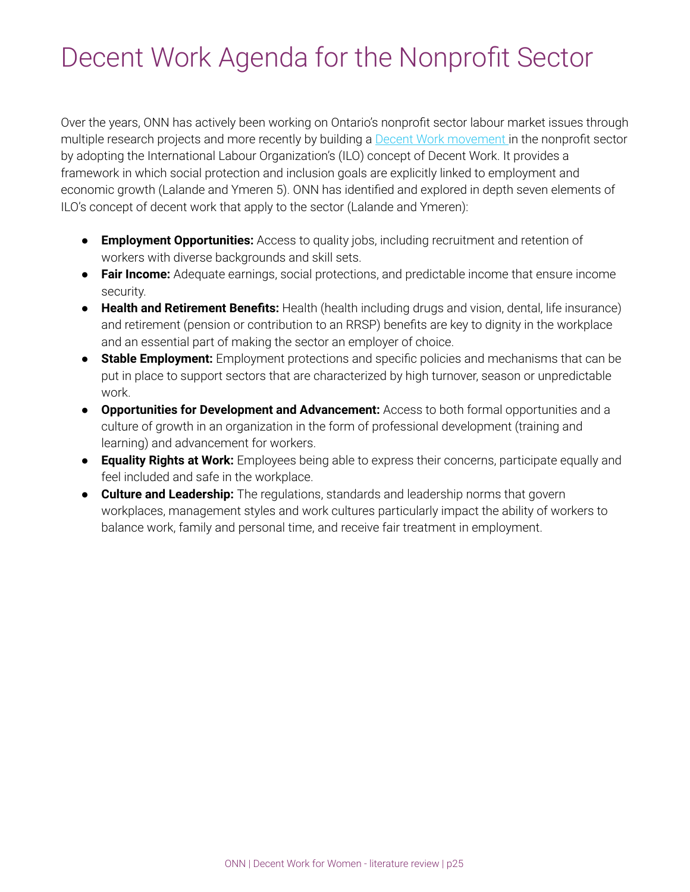# Decent Work Agenda for the Nonprofit Sector

Over the years, ONN has actively been working on Ontario's nonprofit sector labour market issues through multiple research projects and more recently by building a Decent Work movement in the nonprofit sector by adopting the International Labour Organization's (ILO) concept of Decent Work. It provides a framework in which social protection and inclusion goals are explicitly linked to employment and economic growth (Lalande and Ymeren 5). ONN has identified and explored in depth seven elements of ILO's concept of decent work that apply to the sector (Lalande and Ymeren):

- **Employment Opportunities:** Access to quality jobs, including recruitment and retention of workers with diverse backgrounds and skill sets.
- **Fair Income:** Adequate earnings, social protections, and predictable income that ensure income security.
- **Health and Retirement Benefits:** Health (health including drugs and vision, dental, life insurance) and retirement (pension or contribution to an RRSP) benefits are key to dignity in the workplace and an essential part of making the sector an employer of choice.
- **Stable Employment:** Employment protections and specific policies and mechanisms that can be put in place to support sectors that are characterized by high turnover, season or unpredictable work.
- **Opportunities for Development and Advancement:** Access to both formal opportunities and a culture of growth in an organization in the form of professional development (training and learning) and advancement for workers.
- **Equality Rights at Work:** Employees being able to express their concerns, participate equally and feel included and safe in the workplace.
- **Culture and Leadership:** The regulations, standards and leadership norms that govern workplaces, management styles and work cultures particularly impact the ability of workers to balance work, family and personal time, and receive fair treatment in employment.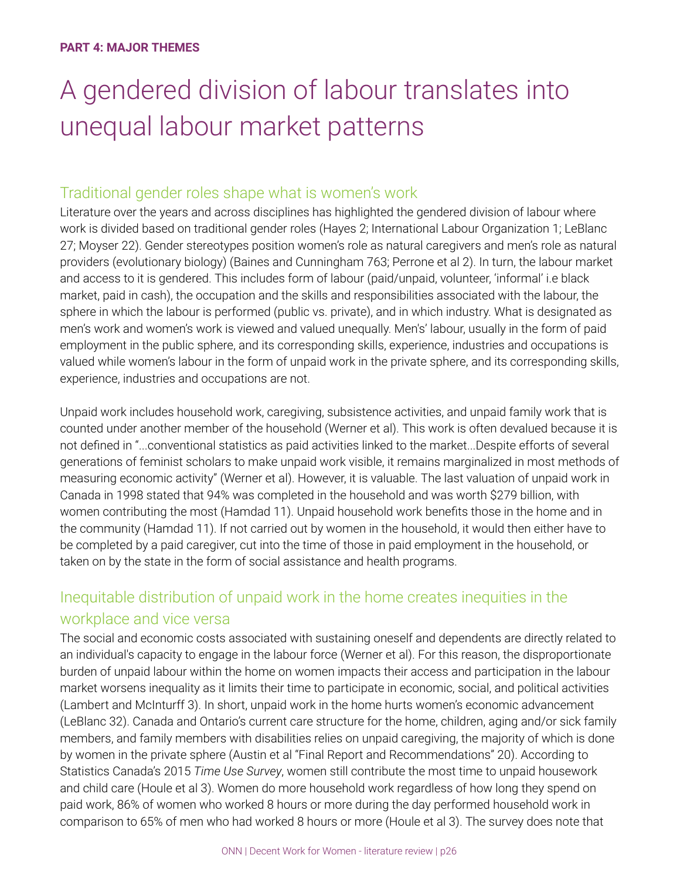**PART 4: MAJOR THEMES**

# A gendered division of labour translates into unequal labour market patterns

## Traditional gender roles shape what is women's work

Literature over the years and across disciplines has highlighted the gendered division of labour where work is divided based on traditional gender roles (Hayes 2; International Labour Organization 1; LeBlanc 27; Moyser 22). Gender stereotypes position women's role as natural caregivers and men's role as natural providers (evolutionary biology) (Baines and Cunningham 763; Perrone et al 2). In turn, the labour market and access to it is gendered. This includes form of labour (paid/unpaid, volunteer, 'informal' i.e black market, paid in cash), the occupation and the skills and responsibilities associated with the labour, the sphere in which the labour is performed (public vs. private), and in which industry. What is designated as men's work and women's work is viewed and valued unequally. Men's' labour, usually in the form of paid employment in the public sphere, and its corresponding skills, experience, industries and occupations is valued while women's labour in the form of unpaid work in the private sphere, and its corresponding skills, experience, industries and occupations are not.

Unpaid work includes household work, caregiving, subsistence activities, and unpaid family work that is counted under another member of the household (Werner et al). This work is often devalued because it is not defined in "...conventional statistics as paid activities linked to the market...Despite efforts of several generations of feminist scholars to make unpaid work visible, it remains marginalized in most methods of measuring economic activity" (Werner et al). However, it is valuable. The last valuation of unpaid work in Canada in 1998 stated that 94% was completed in the household and was worth $279 billion, with women contributing the most (Hamdad 11). Unpaid household work benefits those in the home and in the community (Hamdad 11). If not carried out by women in the household, it would then either have to be completed by a paid caregiver, cut into the time of those in paid employment in the household, or taken on by the state in the form of social assistance and health programs.

## Inequitable distribution of unpaid work in the home creates inequities in the workplace and vice versa

The social and economic costs associated with sustaining oneself and dependents are directly related to an individual's capacity to engage in the labour force (Werner et al). For this reason, the disproportionate burden of unpaid labour within the home on women impacts their access and participation in the labour market worsens inequality as it limits their time to participate in economic, social, and political activities (Lambert and McInturff 3). In short, unpaid work in the home hurts women's economic advancement (LeBlanc 32). Canada and Ontario's current care structure for the home, children, aging and/or sick family members, and family members with disabilities relies on unpaid caregiving, the majority of which is done by women in the private sphere (Austin et al "Final Report and Recommendations" 20). According to Statistics Canada's 2015 *Time Use Survey*, women still contribute the most time to unpaid housework and child care (Houle et al 3). Women do more household work regardless of how long they spend on paid work, 86% of women who worked 8 hours or more during the day performed household work in comparison to 65% of men who had worked 8 hours or more (Houle et al 3). The survey does note that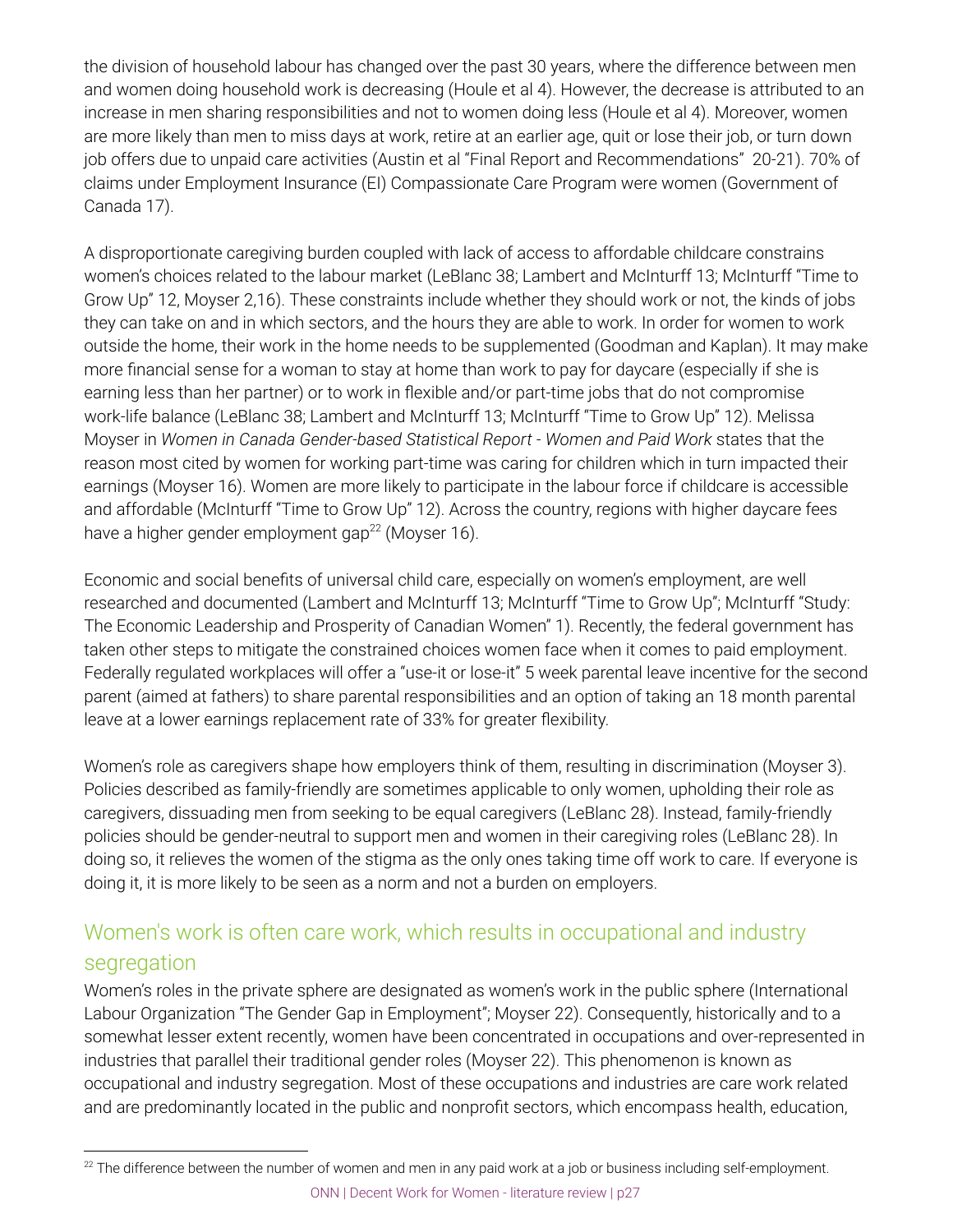the division of household labour has changed over the past 30 years, where the difference between men and women doing household work is decreasing (Houle et al 4). However, the decrease is attributed to an increase in men sharing responsibilities and not to women doing less (Houle et al 4). Moreover, women are more likely than men to miss days at work, retire at an earlier age, quit or lose their job, or turn down job offers due to unpaid care activities (Austin et al "Final Report and Recommendations" 20-21). 70% of claims under Employment Insurance (EI) Compassionate Care Program were women (Government of Canada 17).

A disproportionate caregiving burden coupled with lack of access to affordable childcare constrains women's choices related to the labour market (LeBlanc 38; Lambert and McInturff 13; McInturff "Time to Grow Up" 12, Moyser 2,16). These constraints include whether they should work or not, the kinds of jobs they can take on and in which sectors, and the hours they are able to work. In order for women to work outside the home, their work in the home needs to be supplemented (Goodman and Kaplan). It may make more financial sense for a woman to stay at home than work to pay for daycare (especially if she is earning less than her partner) or to work in flexible and/or part-time jobs that do not compromise work-life balance (LeBlanc 38; Lambert and McInturff 13; McInturff "Time to Grow Up" 12). Melissa Moyser in *Women in Canada Gender-based Statistical Report - Women and Paid Work* states that the reason most cited by women for working part-time was caring for children which in turn impacted their earnings (Moyser 16). Women are more likely to participate in the labour force if childcare is accessible and affordable (McInturff "Time to Grow Up" 12). Across the country, regions with higher daycare fees have a higher gender employment gap[22] (Moyser 16).

Economic and social benefits of universal child care, especially on women's employment, are well researched and documented (Lambert and McInturff 13; McInturff "Time to Grow Up"; McInturff "Study: The Economic Leadership and Prosperity of Canadian Women" 1). Recently, the federal government has taken other steps to mitigate the constrained choices women face when it comes to paid employment. Federally regulated workplaces will offer a "use-it or lose-it" 5 week parental leave incentive for the second parent (aimed at fathers) to share parental responsibilities and an option of taking an 18 month parental leave at a lower earnings replacement rate of 33% for greater flexibility.

Women's role as caregivers shape how employers think of them, resulting in discrimination (Moyser 3). Policies described as family-friendly are sometimes applicable to only women, upholding their role as caregivers, dissuading men from seeking to be equal caregivers (LeBlanc 28). Instead, family-friendly policies should be gender-neutral to support men and women in their caregiving roles (LeBlanc 28). In doing so, it relieves the women of the stigma as the only ones taking time off work to care. If everyone is doing it, it is more likely to be seen as a norm and not a burden on employers.

## Women's work is often care work, which results in occupational and industry segregation

Women's roles in the private sphere are designated as women's work in the public sphere (International Labour Organization "The Gender Gap in Employment"; Moyser 22). Consequently, historically and to a somewhat lesser extent recently, women have been concentrated in occupations and over-represented in industries that parallel their traditional gender roles (Moyser 22). This phenomenon is known as occupational and industry segregation. Most of these occupations and industries are care work related and are predominantly located in the public and nonprofit sectors, which encompass health, education,

[22] The difference between the number of women and men in any paid work at a job or business including self-employment.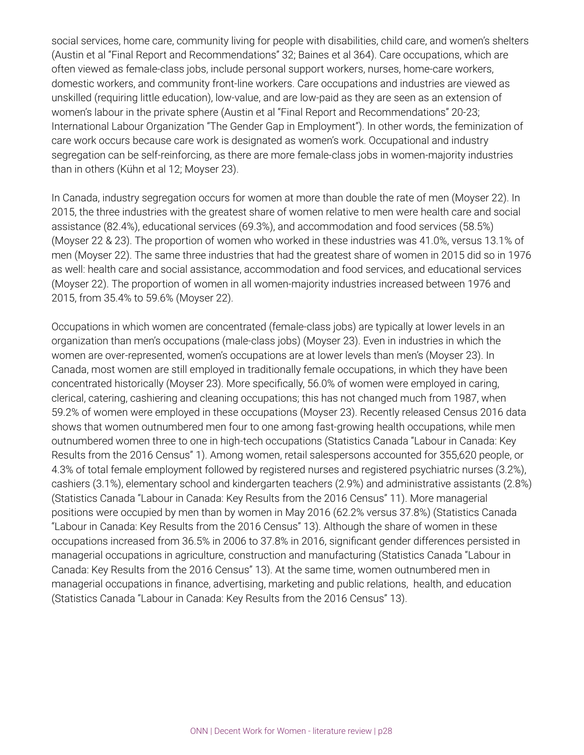social services, home care, community living for people with disabilities, child care, and women's shelters (Austin et al "Final Report and Recommendations" 32; Baines et al 364). Care occupations, which are often viewed as female-class jobs, include personal support workers, nurses, home-care workers, domestic workers, and community front-line workers. Care occupations and industries are viewed as unskilled (requiring little education), low-value, and are low-paid as they are seen as an extension of women's labour in the private sphere (Austin et al "Final Report and Recommendations" 20-23; International Labour Organization "The Gender Gap in Employment"). In other words, the feminization of care work occurs because care work is designated as women's work. Occupational and industry segregation can be self-reinforcing, as there are more female-class jobs in women-majority industries than in others (Kühn et al 12; Moyser 23).

In Canada, industry segregation occurs for women at more than double the rate of men (Moyser 22). In 2015, the three industries with the greatest share of women relative to men were health care and social assistance (82.4%), educational services (69.3%), and accommodation and food services (58.5%) (Moyser 22 & 23). The proportion of women who worked in these industries was 41.0%, versus 13.1% of men (Moyser 22). The same three industries that had the greatest share of women in 2015 did so in 1976 as well: health care and social assistance, accommodation and food services, and educational services (Moyser 22). The proportion of women in all women-majority industries increased between 1976 and 2015, from 35.4% to 59.6% (Moyser 22).

Occupations in which women are concentrated (female-class jobs) are typically at lower levels in an organization than men's occupations (male-class jobs) (Moyser 23). Even in industries in which the women are over-represented, women's occupations are at lower levels than men's (Moyser 23). In Canada, most women are still employed in traditionally female occupations, in which they have been concentrated historically (Moyser 23). More specifically, 56.0% of women were employed in caring, clerical, catering, cashiering and cleaning occupations; this has not changed much from 1987, when 59.2% of women were employed in these occupations (Moyser 23). Recently released Census 2016 data shows that women outnumbered men four to one among fast-growing health occupations, while men outnumbered women three to one in high-tech occupations (Statistics Canada "Labour in Canada: Key Results from the 2016 Census" 1). Among women, retail salespersons accounted for 355,620 people, or 4.3% of total female employment followed by registered nurses and registered psychiatric nurses (3.2%), cashiers (3.1%), elementary school and kindergarten teachers (2.9%) and administrative assistants (2.8%) (Statistics Canada "Labour in Canada: Key Results from the 2016 Census" 11). More managerial positions were occupied by men than by women in May 2016 (62.2% versus 37.8%) (Statistics Canada "Labour in Canada: Key Results from the 2016 Census" 13). Although the share of women in these occupations increased from 36.5% in 2006 to 37.8% in 2016, significant gender differences persisted in managerial occupations in agriculture, construction and manufacturing (Statistics Canada "Labour in Canada: Key Results from the 2016 Census" 13). At the same time, women outnumbered men in managerial occupations in finance, advertising, marketing and public relations, health, and education (Statistics Canada "Labour in Canada: Key Results from the 2016 Census" 13).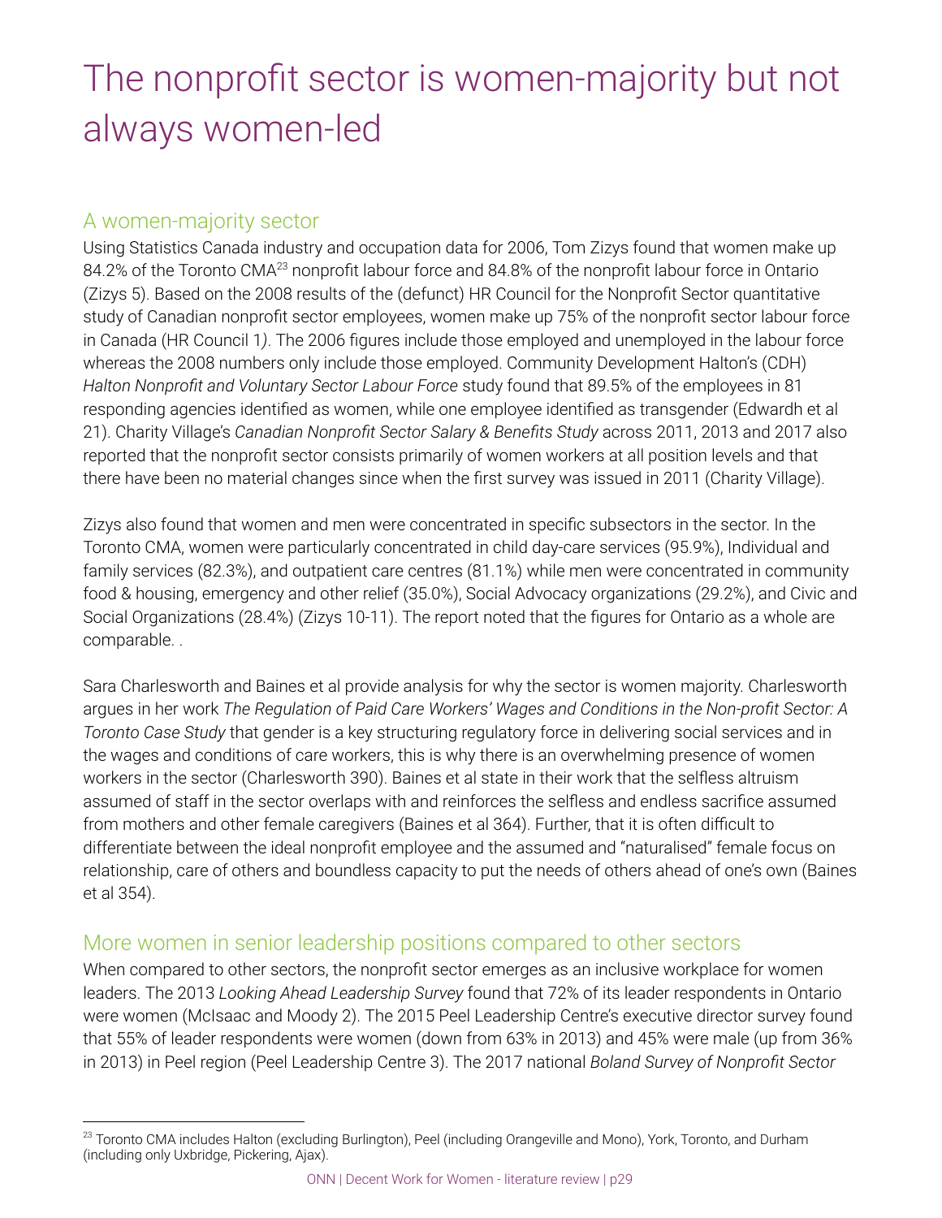# The nonprofit sector is women-majority but not always women-led

## A women-majority sector

Using Statistics Canada industry and occupation data for 2006, Tom Zizys found that women make up 84.2% of the Toronto CMA[23] nonprofit labour force and 84.8% of the nonprofit labour force in Ontario (Zizys 5). Based on the 2008 results of the (defunct) HR Council for the Nonprofit Sector quantitative study of Canadian nonprofit sector employees, women make up 75% of the nonprofit sector labour force in Canada (HR Council 1). The 2006 figures include those employed and unemployed in the labour force whereas the 2008 numbers only include those employed. Community Development Halton's (CDH) *Halton Nonprofit and Voluntary Sector Labour Force* study found that 89.5% of the employees in 81 responding agencies identified as women, while one employee identified as transgender (Edwardh et al 21). Charity Village's *Canadian Nonprofit Sector Salary & Benefits Study* across 2011, 2013 and 2017 also reported that the nonprofit sector consists primarily of women workers at all position levels and that there have been no material changes since when the first survey was issued in 2011 (Charity Village).

Zizys also found that women and men were concentrated in specific subsectors in the sector. In the Toronto CMA, women were particularly concentrated in child day-care services (95.9%), Individual and family services (82.3%), and outpatient care centres (81.1%) while men were concentrated in community food & housing, emergency and other relief (35.0%), Social Advocacy organizations (29.2%), and Civic and Social Organizations (28.4%) (Zizys 10-11). The report noted that the figures for Ontario as a whole are comparable. .

Sara Charlesworth and Baines et al provide analysis for why the sector is women majority. Charlesworth argues in her work *The Regulation of Paid Care Workers' Wages and Conditions in the Non-profit Sector: A Toronto Case Study* that gender is a key structuring regulatory force in delivering social services and in the wages and conditions of care workers, this is why there is an overwhelming presence of women workers in the sector (Charlesworth 390). Baines et al state in their work that the selfless altruism assumed of staff in the sector overlaps with and reinforces the selfless and endless sacrifice assumed from mothers and other female caregivers (Baines et al 364). Further, that it is often difficult to differentiate between the ideal nonprofit employee and the assumed and "naturalised" female focus on relationship, care of others and boundless capacity to put the needs of others ahead of one's own (Baines et al 354).

## More women in senior leadership positions compared to other sectors

When compared to other sectors, the nonprofit sector emerges as an inclusive workplace for women leaders. The 2013 *Looking Ahead Leadership Survey* found that 72% of its leader respondents in Ontario were women (McIsaac and Moody 2). The 2015 Peel Leadership Centre's executive director survey found that 55% of leader respondents were women (down from 63% in 2013) and 45% were male (up from 36% in 2013) in Peel region (Peel Leadership Centre 3). The 2017 national *Boland Survey of Nonprofit Sector*

[23] Toronto CMA includes Halton (excluding Burlington), Peel (including Orangeville and Mono), York, Toronto, and Durham (including only Uxbridge, Pickering, Ajax).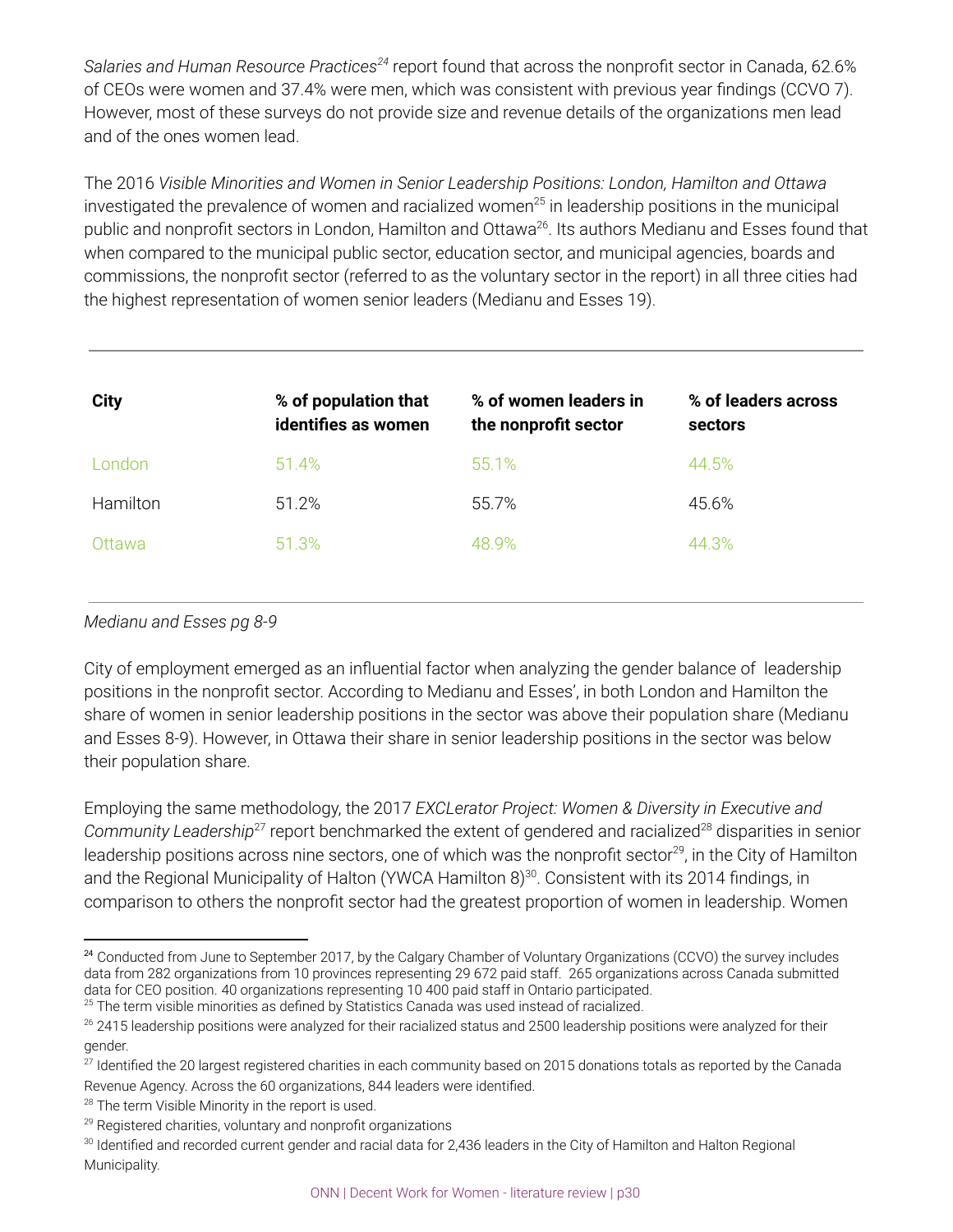*Salaries and Human Resource Practices*[24] report found that across the nonprofit sector in Canada, 62.6% of CEOs were women and 37.4% were men, which was consistent with previous year findings (CCVO 7). However, most of these surveys do not provide size and revenue details of the organizations men lead and of the ones women lead.

The 2016 *Visible Minorities and Women in Senior Leadership Positions: London, Hamilton and Ottawa* investigated the prevalence of women and racialized women[25] in leadership positions in the municipal public and nonprofit sectors in London, Hamilton and Ottawa[26]. Its authors Medianu and Esses found that when compared to the municipal public sector, education sector, and municipal agencies, boards and commissions, the nonprofit sector (referred to as the voluntary sector in the report) in all three cities had the highest representation of women senior leaders (Medianu and Esses 19).

| City | % of population that identifies as women | % of women leaders in the nonprofit sector | % of leaders across sectors |
|---|---|---|---|
| London | 51.4% | 55.1% | 44.5% |
| Hamilton | 51.2% | 55.7% | 45.6% |
| Ottawa | 51.3% | 48.9% | 44.3% |

*Medianu and Esses pg 8-9*

City of employment emerged as an influential factor when analyzing the gender balance of leadership positions in the nonprofit sector. According to Medianu and Esses', in both London and Hamilton the share of women in senior leadership positions in the sector was above their population share (Medianu and Esses 8-9). However, in Ottawa their share in senior leadership positions in the sector was below their population share.

Employing the same methodology, the 2017 *EXCLerator Project: Women & Diversity in Executive and Community Leadership*[27] report benchmarked the extent of gendered and racialized[28] disparities in senior leadership positions across nine sectors, one of which was the nonprofit sector[29], in the City of Hamilton and the Regional Municipality of Halton (YWCA Hamilton 8)[30]. Consistent with its 2014 findings, in comparison to others the nonprofit sector had the greatest proportion of women in leadership. Women

---

[24] Conducted from June to September 2017, by the Calgary Chamber of Voluntary Organizations (CCVO) the survey includes data from 282 organizations from 10 provinces representing 29 672 paid staff. 265 organizations across Canada submitted data for CEO position. 40 organizations representing 10 400 paid staff in Ontario participated.

[25] The term visible minorities as defined by Statistics Canada was used instead of racialized.

[26] 2415 leadership positions were analyzed for their racialized status and 2500 leadership positions were analyzed for their gender.

[27] Identified the 20 largest registered charities in each community based on 2015 donations totals as reported by the Canada Revenue Agency. Across the 60 organizations, 844 leaders were identified.

[28] The term Visible Minority in the report is used.

[29] Registered charities, voluntary and nonprofit organizations

[30] Identified and recorded current gender and racial data for 2,436 leaders in the City of Hamilton and Halton Regional Municipality.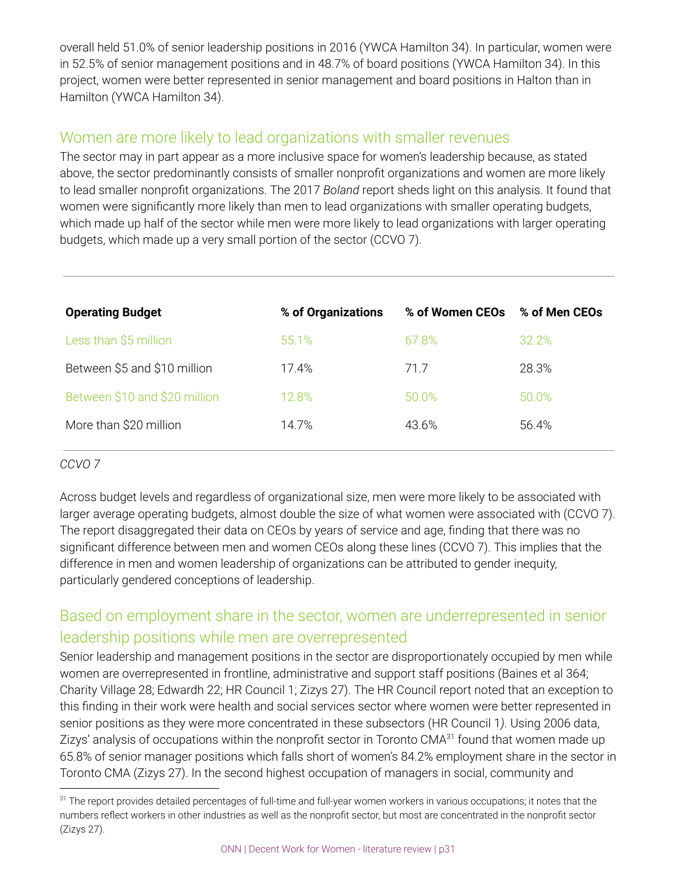overall held 51.0% of senior leadership positions in 2016 (YWCA Hamilton 34). In particular, women were in 52.5% of senior management positions and in 48.7% of board positions (YWCA Hamilton 34). In this project, women were better represented in senior management and board positions in Halton than in Hamilton (YWCA Hamilton 34).

## Women are more likely to lead organizations with smaller revenues

The sector may in part appear as a more inclusive space for women's leadership because, as stated above, the sector predominantly consists of smaller nonprofit organizations and women are more likely to lead smaller nonprofit organizations. The 2017 *Boland* report sheds light on this analysis. It found that women were significantly more likely than men to lead organizations with smaller operating budgets, which made up half of the sector while men were more likely to lead organizations with larger operating budgets, which made up a very small portion of the sector (CCVO 7).

| Operating Budget | % of Organizations | % of Women CEOs | % of Men CEOs |
| --- | --- | --- | --- |
| Less than $5 million | 55.1% | 67.8% | 32.2% |
| Between $5 and $10 million | 17.4% | 71.7 | 28.3% |
| Between $10 and $20 million | 12.8% | 50.0% | 50.0% |
| More than $20 million | 14.7% | 43.6% | 56.4% |

*CCVO 7*

Across budget levels and regardless of organizational size, men were more likely to be associated with larger average operating budgets, almost double the size of what women were associated with (CCVO 7). The report disaggregated their data on CEOs by years of service and age, finding that there was no significant difference between men and women CEOs along these lines (CCVO 7). This implies that the difference in men and women leadership of organizations can be attributed to gender inequity, particularly gendered conceptions of leadership.

## Based on employment share in the sector, women are underrepresented in senior leadership positions while men are overrepresented

Senior leadership and management positions in the sector are disproportionately occupied by men while women are overrepresented in frontline, administrative and support staff positions (Baines et al 364; Charity Village 28; Edwardh 22; HR Council 1; Zizys 27). The HR Council report noted that an exception to this finding in their work were health and social services sector where women were better represented in senior positions as they were more concentrated in these subsectors (HR Council 1). Using 2006 data, Zizys' analysis of occupations within the nonprofit sector in Toronto CMA[31] found that women made up 65.8% of senior manager positions which falls short of women's 84.2% employment share in the sector in Toronto CMA (Zizys 27). In the second highest occupation of managers in social, community and

[31] The report provides detailed percentages of full-time and full-year women workers in various occupations; it notes that the numbers reflect workers in other industries as well as the nonprofit sector, but most are concentrated in the nonprofit sector (Zizys 27).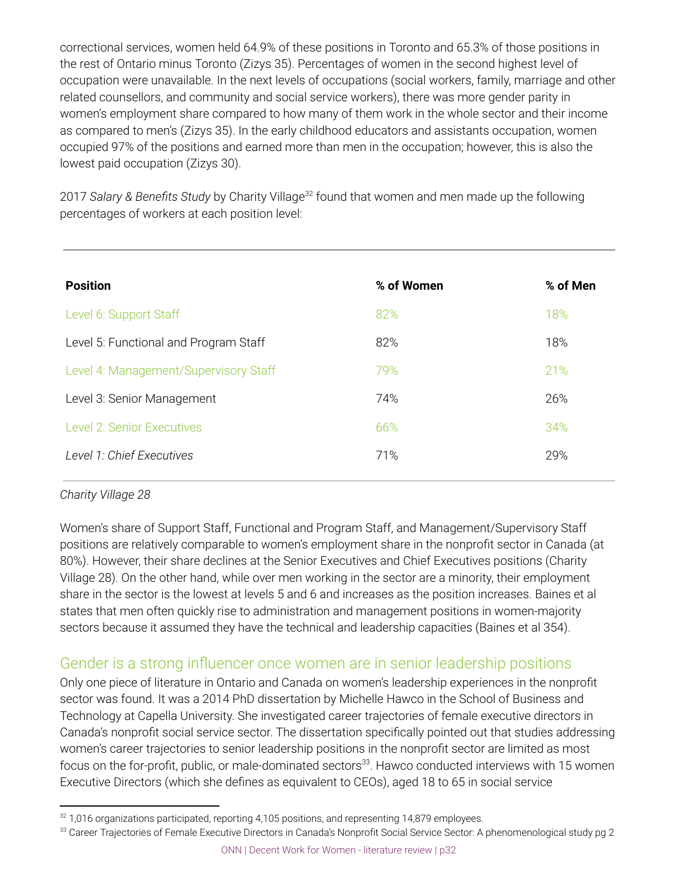correctional services, women held 64.9% of these positions in Toronto and 65.3% of those positions in the rest of Ontario minus Toronto (Zizys 35). Percentages of women in the second highest level of occupation were unavailable. In the next levels of occupations (social workers, family, marriage and other related counsellors, and community and social service workers), there was more gender parity in women's employment share compared to how many of them work in the whole sector and their income as compared to men's (Zizys 35). In the early childhood educators and assistants occupation, women occupied 97% of the positions and earned more than men in the occupation; however, this is also the lowest paid occupation (Zizys 30).

2017 *Salary & Benefits Study* by Charity Village[32] found that women and men made up the following percentages of workers at each position level:

| Position | % of Women | % of Men |
|---|---|---|
| Level 6: Support Staff | 82% | 18% |
| Level 5: Functional and Program Staff | 82% | 18% |
| Level 4: Management/Supervisory Staff | 79% | 21% |
| Level 3: Senior Management | 74% | 26% |
| Level 2: Senior Executives | 66% | 34% |
| *Level 1: Chief Executives* | 71% | 29% |

*Charity Village 28*

Women's share of Support Staff, Functional and Program Staff, and Management/Supervisory Staff positions are relatively comparable to women's employment share in the nonprofit sector in Canada (at 80%). However, their share declines at the Senior Executives and Chief Executives positions (Charity Village 28). On the other hand, while over men working in the sector are a minority, their employment share in the sector is the lowest at levels 5 and 6 and increases as the position increases. Baines et al states that men often quickly rise to administration and management positions in women-majority sectors because it assumed they have the technical and leadership capacities (Baines et al 354).

## Gender is a strong influencer once women are in senior leadership positions

Only one piece of literature in Ontario and Canada on women's leadership experiences in the nonprofit sector was found. It was a 2014 PhD dissertation by Michelle Hawco in the School of Business and Technology at Capella University. She investigated career trajectories of female executive directors in Canada's nonprofit social service sector. The dissertation specifically pointed out that studies addressing women's career trajectories to senior leadership positions in the nonprofit sector are limited as most focus on the for-profit, public, or male-dominated sectors[33]. Hawco conducted interviews with 15 women Executive Directors (which she defines as equivalent to CEOs), aged 18 to 65 in social service

[32] 1,016 organizations participated, reporting 4,105 positions, and representing 14,879 employees.

[33] Career Trajectories of Female Executive Directors in Canada's Nonprofit Social Service Sector: A phenomenological study pg 2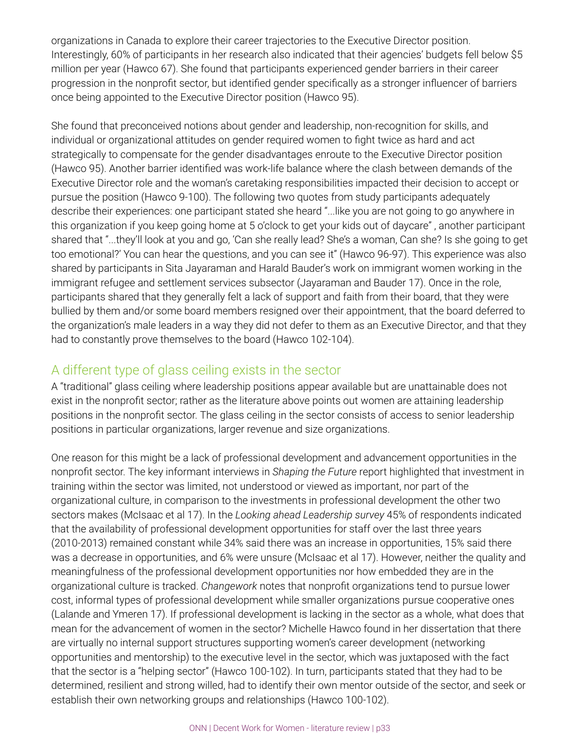organizations in Canada to explore their career trajectories to the Executive Director position. Interestingly, 60% of participants in her research also indicated that their agencies' budgets fell below $5 million per year (Hawco 67). She found that participants experienced gender barriers in their career progression in the nonprofit sector, but identified gender specifically as a stronger influencer of barriers once being appointed to the Executive Director position (Hawco 95).

She found that preconceived notions about gender and leadership, non-recognition for skills, and individual or organizational attitudes on gender required women to fight twice as hard and act strategically to compensate for the gender disadvantages enroute to the Executive Director position (Hawco 95). Another barrier identified was work-life balance where the clash between demands of the Executive Director role and the woman's caretaking responsibilities impacted their decision to accept or pursue the position (Hawco 9-100). The following two quotes from study participants adequately describe their experiences: one participant stated she heard "...like you are not going to go anywhere in this organization if you keep going home at 5 o'clock to get your kids out of daycare" , another participant shared that "...they'll look at you and go, 'Can she really lead? She's a woman, Can she? Is she going to get too emotional?' You can hear the questions, and you can see it" (Hawco 96-97). This experience was also shared by participants in Sita Jayaraman and Harald Bauder's work on immigrant women working in the immigrant refugee and settlement services subsector (Jayaraman and Bauder 17). Once in the role, participants shared that they generally felt a lack of support and faith from their board, that they were bullied by them and/or some board members resigned over their appointment, that the board deferred to the organization's male leaders in a way they did not defer to them as an Executive Director, and that they had to constantly prove themselves to the board (Hawco 102-104).

## A different type of glass ceiling exists in the sector

A "traditional" glass ceiling where leadership positions appear available but are unattainable does not exist in the nonprofit sector; rather as the literature above points out women are attaining leadership positions in the nonprofit sector. The glass ceiling in the sector consists of access to senior leadership positions in particular organizations, larger revenue and size organizations.

One reason for this might be a lack of professional development and advancement opportunities in the nonprofit sector. The key informant interviews in *Shaping the Future* report highlighted that investment in training within the sector was limited, not understood or viewed as important, nor part of the organizational culture, in comparison to the investments in professional development the other two sectors makes (McIsaac et al 17). In the *Looking ahead Leadership survey* 45% of respondents indicated that the availability of professional development opportunities for staff over the last three years (2010-2013) remained constant while 34% said there was an increase in opportunities, 15% said there was a decrease in opportunities, and 6% were unsure (McIsaac et al 17). However, neither the quality and meaningfulness of the professional development opportunities nor how embedded they are in the organizational culture is tracked. *Changework* notes that nonprofit organizations tend to pursue lower cost, informal types of professional development while smaller organizations pursue cooperative ones (Lalande and Ymeren 17). If professional development is lacking in the sector as a whole, what does that mean for the advancement of women in the sector? Michelle Hawco found in her dissertation that there are virtually no internal support structures supporting women's career development (networking opportunities and mentorship) to the executive level in the sector, which was juxtaposed with the fact that the sector is a "helping sector" (Hawco 100-102). In turn, participants stated that they had to be determined, resilient and strong willed, had to identify their own mentor outside of the sector, and seek or establish their own networking groups and relationships (Hawco 100-102).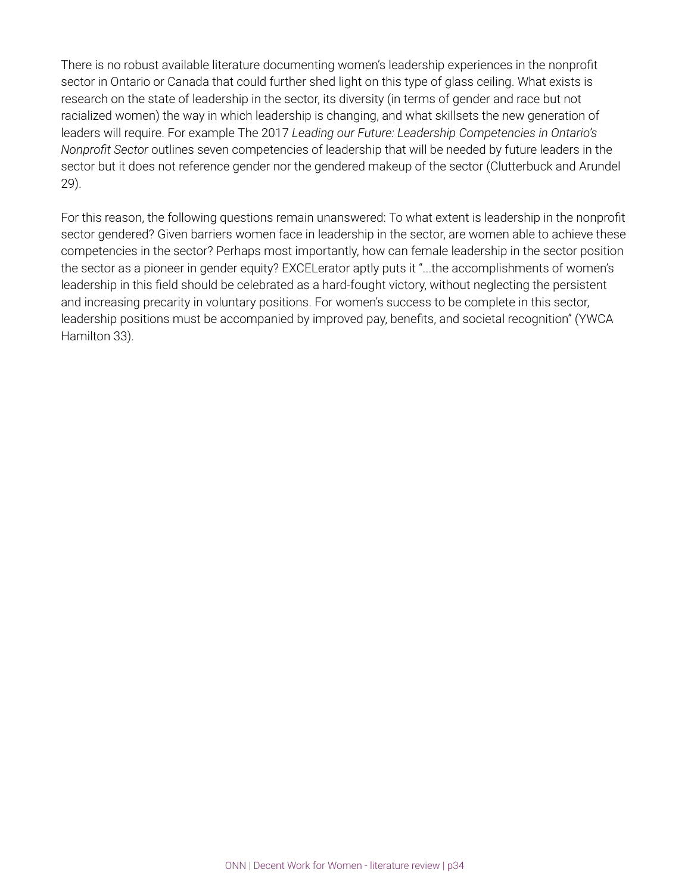There is no robust available literature documenting women's leadership experiences in the nonprofit sector in Ontario or Canada that could further shed light on this type of glass ceiling. What exists is research on the state of leadership in the sector, its diversity (in terms of gender and race but not racialized women) the way in which leadership is changing, and what skillsets the new generation of leaders will require. For example The 2017 *Leading our Future: Leadership Competencies in Ontario's Nonprofit Sector* outlines seven competencies of leadership that will be needed by future leaders in the sector but it does not reference gender nor the gendered makeup of the sector (Clutterbuck and Arundel 29).

For this reason, the following questions remain unanswered: To what extent is leadership in the nonprofit sector gendered? Given barriers women face in leadership in the sector, are women able to achieve these competencies in the sector? Perhaps most importantly, how can female leadership in the sector position the sector as a pioneer in gender equity? EXCELerator aptly puts it "...the accomplishments of women's leadership in this field should be celebrated as a hard-fought victory, without neglecting the persistent and increasing precarity in voluntary positions. For women's success to be complete in this sector, leadership positions must be accompanied by improved pay, benefits, and societal recognition" (YWCA Hamilton 33).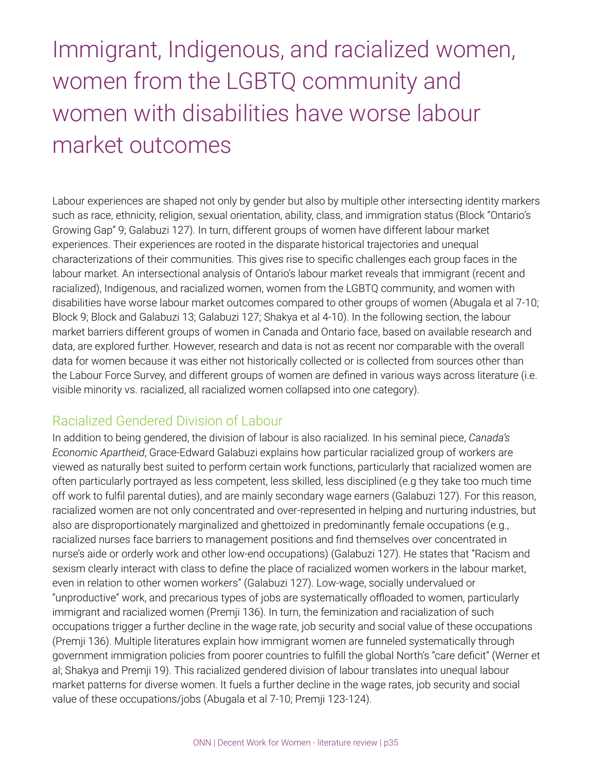# Immigrant, Indigenous, and racialized women, women from the LGBTQ community and women with disabilities have worse labour market outcomes

Labour experiences are shaped not only by gender but also by multiple other intersecting identity markers such as race, ethnicity, religion, sexual orientation, ability, class, and immigration status (Block "Ontario's Growing Gap" 9; Galabuzi 127). In turn, different groups of women have different labour market experiences. Their experiences are rooted in the disparate historical trajectories and unequal characterizations of their communities. This gives rise to specific challenges each group faces in the labour market. An intersectional analysis of Ontario's labour market reveals that immigrant (recent and racialized), Indigenous, and racialized women, women from the LGBTQ community, and women with disabilities have worse labour market outcomes compared to other groups of women (Abugala et al 7-10; Block 9; Block and Galabuzi 13; Galabuzi 127; Shakya et al 4-10). In the following section, the labour market barriers different groups of women in Canada and Ontario face, based on available research and data, are explored further. However, research and data is not as recent nor comparable with the overall data for women because it was either not historically collected or is collected from sources other than the Labour Force Survey, and different groups of women are defined in various ways across literature (i.e. visible minority vs. racialized, all racialized women collapsed into one category).

## Racialized Gendered Division of Labour

In addition to being gendered, the division of labour is also racialized. In his seminal piece, *Canada's Economic Apartheid*, Grace-Edward Galabuzi explains how particular racialized group of workers are viewed as naturally best suited to perform certain work functions, particularly that racialized women are often particularly portrayed as less competent, less skilled, less disciplined (e.g they take too much time off work to fulfil parental duties), and are mainly secondary wage earners (Galabuzi 127). For this reason, racialized women are not only concentrated and over-represented in helping and nurturing industries, but also are disproportionately marginalized and ghettoized in predominantly female occupations (e.g., racialized nurses face barriers to management positions and find themselves over concentrated in nurse's aide or orderly work and other low-end occupations) (Galabuzi 127). He states that "Racism and sexism clearly interact with class to define the place of racialized women workers in the labour market, even in relation to other women workers" (Galabuzi 127). Low-wage, socially undervalued or "unproductive" work, and precarious types of jobs are systematically offloaded to women, particularly immigrant and racialized women (Premji 136). In turn, the feminization and racialization of such occupations trigger a further decline in the wage rate, job security and social value of these occupations (Premji 136). Multiple literatures explain how immigrant women are funneled systematically through government immigration policies from poorer countries to fulfill the global North's "care deficit" (Werner et al; Shakya and Premji 19). This racialized gendered division of labour translates into unequal labour market patterns for diverse women. It fuels a further decline in the wage rates, job security and social value of these occupations/jobs (Abugala et al 7-10; Premji 123-124).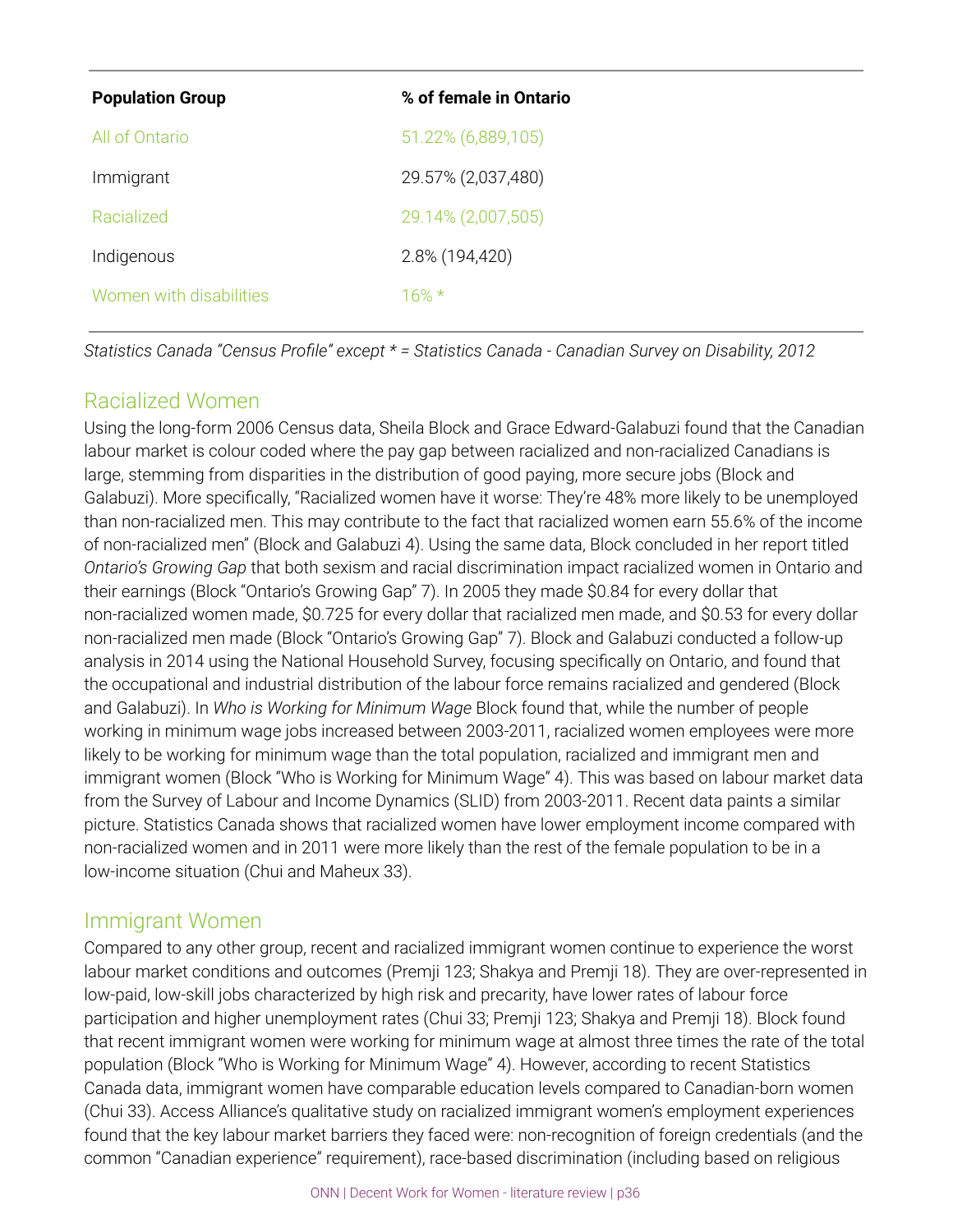| Population Group | % of female in Ontario |
| --- | --- |
| All of Ontario | 51.22% (6,889,105) |
| Immigrant | 29.57% (2,037,480) |
| Racialized | 29.14% (2,007,505) |
| Indigenous | 2.8% (194,420) |
| Women with disabilities | 16% * |

*Statistics Canada "Census Profile" except * = Statistics Canada - Canadian Survey on Disability, 2012*

## Racialized Women

Using the long-form 2006 Census data, Sheila Block and Grace Edward-Galabuzi found that the Canadian labour market is colour coded where the pay gap between racialized and non-racialized Canadians is large, stemming from disparities in the distribution of good paying, more secure jobs (Block and Galabuzi). More specifically, "Racialized women have it worse: They're 48% more likely to be unemployed than non-racialized men. This may contribute to the fact that racialized women earn 55.6% of the income of non-racialized men" (Block and Galabuzi 4). Using the same data, Block concluded in her report titled *Ontario's Growing Gap* that both sexism and racial discrimination impact racialized women in Ontario and their earnings (Block "Ontario's Growing Gap" 7). In 2005 they made $0.84 for every dollar that non-racialized women made, $0.725 for every dollar that racialized men made, and $0.53 for every dollar non-racialized men made (Block "Ontario's Growing Gap" 7). Block and Galabuzi conducted a follow-up analysis in 2014 using the National Household Survey, focusing specifically on Ontario, and found that the occupational and industrial distribution of the labour force remains racialized and gendered (Block and Galabuzi). In *Who is Working for Minimum Wage* Block found that, while the number of people working in minimum wage jobs increased between 2003-2011, racialized women employees were more likely to be working for minimum wage than the total population, racialized and immigrant men and immigrant women (Block "Who is Working for Minimum Wage" 4). This was based on labour market data from the Survey of Labour and Income Dynamics (SLID) from 2003-2011. Recent data paints a similar picture. Statistics Canada shows that racialized women have lower employment income compared with non-racialized women and in 2011 were more likely than the rest of the female population to be in a low-income situation (Chui and Maheux 33).

## Immigrant Women

Compared to any other group, recent and racialized immigrant women continue to experience the worst labour market conditions and outcomes (Premji 123; Shakya and Premji 18). They are over-represented in low-paid, low-skill jobs characterized by high risk and precarity, have lower rates of labour force participation and higher unemployment rates (Chui 33; Premji 123; Shakya and Premji 18). Block found that recent immigrant women were working for minimum wage at almost three times the rate of the total population (Block "Who is Working for Minimum Wage" 4). However, according to recent Statistics Canada data, immigrant women have comparable education levels compared to Canadian-born women (Chui 33). Access Alliance's qualitative study on racialized immigrant women's employment experiences found that the key labour market barriers they faced were: non-recognition of foreign credentials (and the common "Canadian experience" requirement), race-based discrimination (including based on religious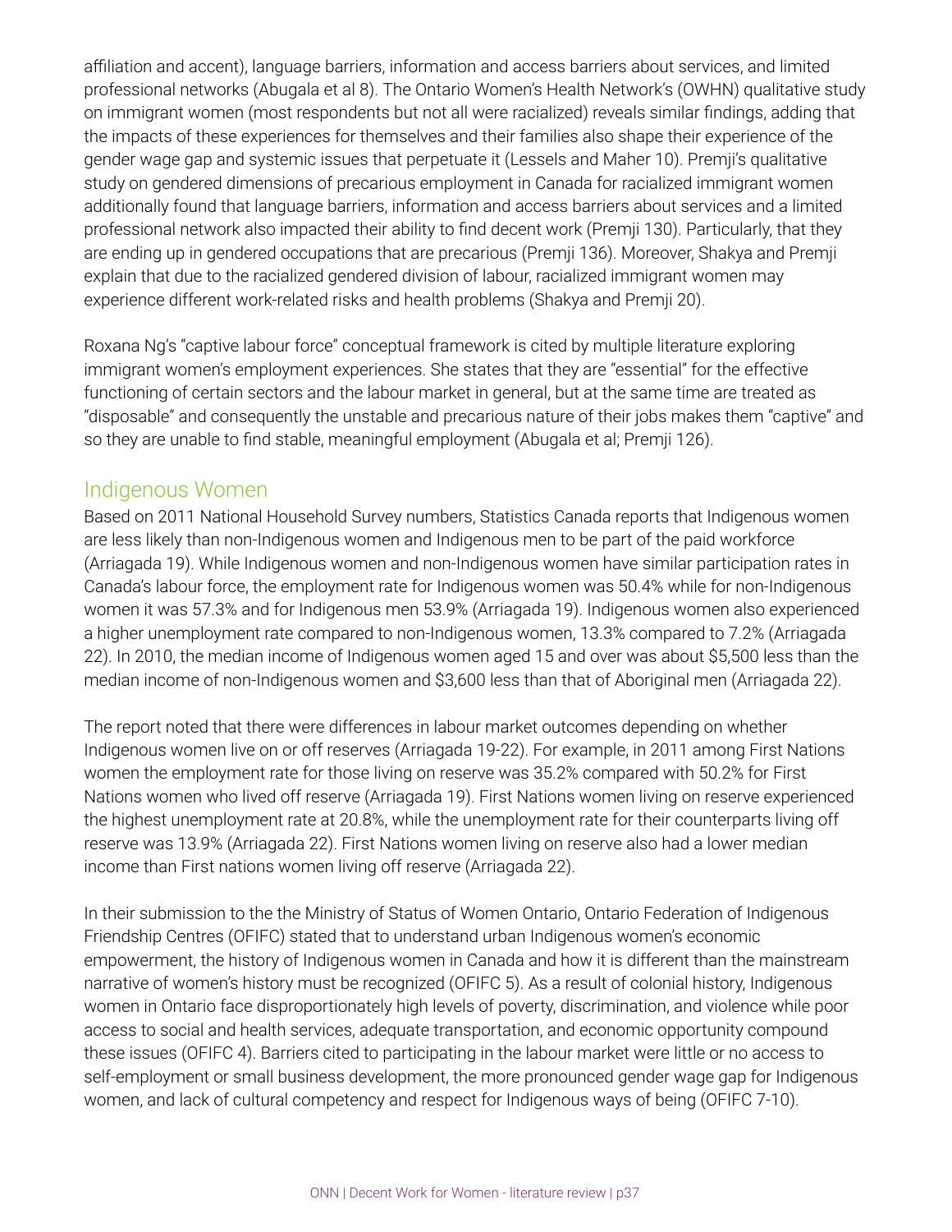affiliation and accent), language barriers, information and access barriers about services, and limited professional networks (Abugala et al 8). The Ontario Women's Health Network's (OWHN) qualitative study on immigrant women (most respondents but not all were racialized) reveals similar findings, adding that the impacts of these experiences for themselves and their families also shape their experience of the gender wage gap and systemic issues that perpetuate it (Lessels and Maher 10). Premji's qualitative study on gendered dimensions of precarious employment in Canada for racialized immigrant women additionally found that language barriers, information and access barriers about services and a limited professional network also impacted their ability to find decent work (Premji 130). Particularly, that they are ending up in gendered occupations that are precarious (Premji 136). Moreover, Shakya and Premji explain that due to the racialized gendered division of labour, racialized immigrant women may experience different work-related risks and health problems (Shakya and Premji 20).

Roxana Ng's "captive labour force" conceptual framework is cited by multiple literature exploring immigrant women's employment experiences. She states that they are "essential" for the effective functioning of certain sectors and the labour market in general, but at the same time are treated as "disposable" and consequently the unstable and precarious nature of their jobs makes them "captive" and so they are unable to find stable, meaningful employment (Abugala et al; Premji 126).

## Indigenous Women

Based on 2011 National Household Survey numbers, Statistics Canada reports that Indigenous women are less likely than non-Indigenous women and Indigenous men to be part of the paid workforce (Arriagada 19). While Indigenous women and non-Indigenous women have similar participation rates in Canada's labour force, the employment rate for Indigenous women was 50.4% while for non-Indigenous women it was 57.3% and for Indigenous men 53.9% (Arriagada 19). Indigenous women also experienced a higher unemployment rate compared to non-Indigenous women, 13.3% compared to 7.2% (Arriagada 22). In 2010, the median income of Indigenous women aged 15 and over was about $5,500 less than the median income of non-Indigenous women and $3,600 less than that of Aboriginal men (Arriagada 22).

The report noted that there were differences in labour market outcomes depending on whether Indigenous women live on or off reserves (Arriagada 19-22). For example, in 2011 among First Nations women the employment rate for those living on reserve was 35.2% compared with 50.2% for First Nations women who lived off reserve (Arriagada 19). First Nations women living on reserve experienced the highest unemployment rate at 20.8%, while the unemployment rate for their counterparts living off reserve was 13.9% (Arriagada 22). First Nations women living on reserve also had a lower median income than First nations women living off reserve (Arriagada 22).

In their submission to the the Ministry of Status of Women Ontario, Ontario Federation of Indigenous Friendship Centres (OFIFC) stated that to understand urban Indigenous women's economic empowerment, the history of Indigenous women in Canada and how it is different than the mainstream narrative of women's history must be recognized (OFIFC 5). As a result of colonial history, Indigenous women in Ontario face disproportionately high levels of poverty, discrimination, and violence while poor access to social and health services, adequate transportation, and economic opportunity compound these issues (OFIFC 4). Barriers cited to participating in the labour market were little or no access to self-employment or small business development, the more pronounced gender wage gap for Indigenous women, and lack of cultural competency and respect for Indigenous ways of being (OFIFC 7-10).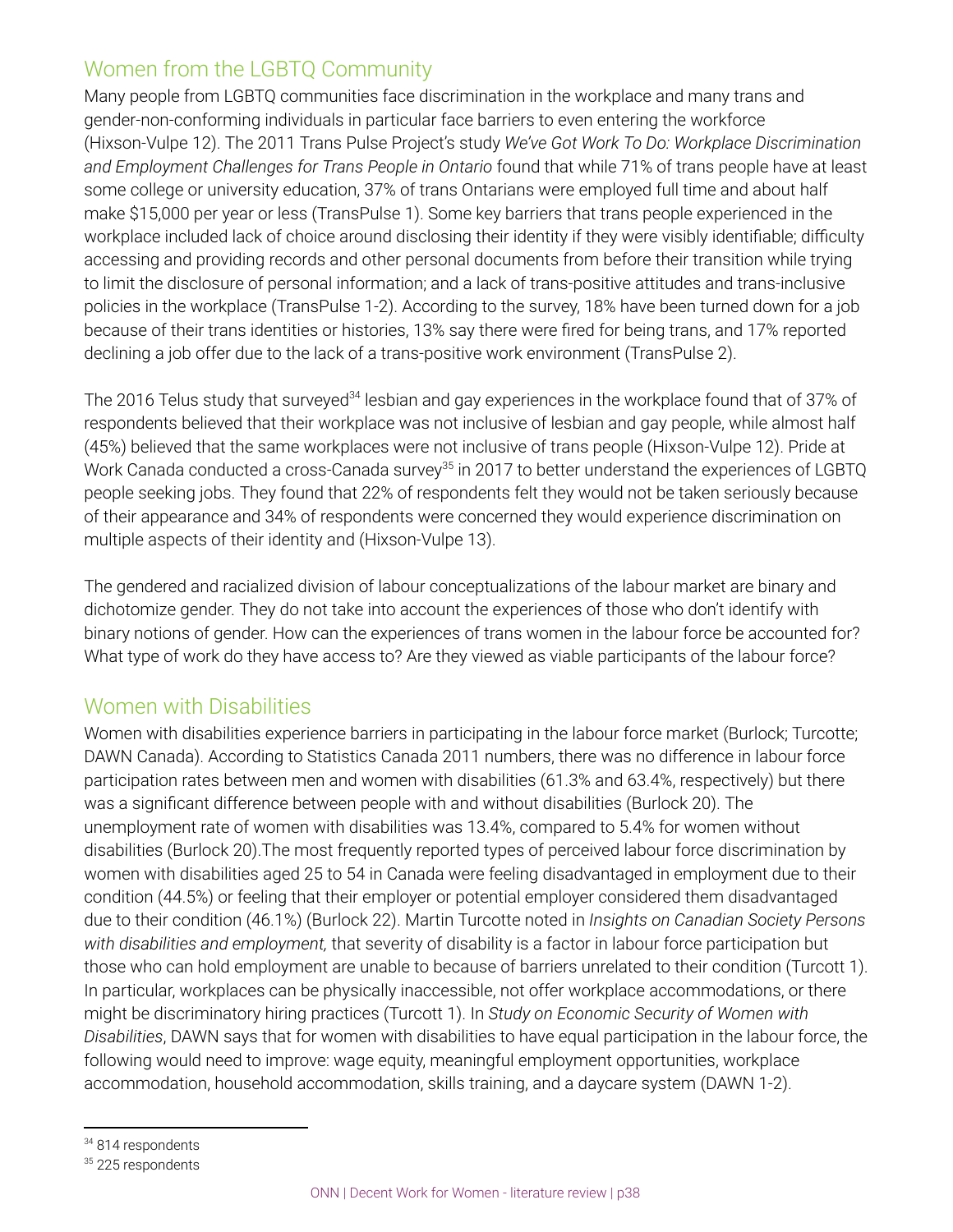## Women from the LGBTQ Community

Many people from LGBTQ communities face discrimination in the workplace and many trans and gender-non-conforming individuals in particular face barriers to even entering the workforce (Hixson-Vulpe 12). The 2011 Trans Pulse Project's study *We've Got Work To Do: Workplace Discrimination and Employment Challenges for Trans People in Ontario* found that while 71% of trans people have at least some college or university education, 37% of trans Ontarians were employed full time and about half make $15,000 per year or less (TransPulse 1). Some key barriers that trans people experienced in the workplace included lack of choice around disclosing their identity if they were visibly identifiable; difficulty accessing and providing records and other personal documents from before their transition while trying to limit the disclosure of personal information; and a lack of trans-positive attitudes and trans-inclusive policies in the workplace (TransPulse 1-2). According to the survey, 18% have been turned down for a job because of their trans identities or histories, 13% say there were fired for being trans, and 17% reported declining a job offer due to the lack of a trans-positive work environment (TransPulse 2).

The 2016 Telus study that surveyed[34] lesbian and gay experiences in the workplace found that of 37% of respondents believed that their workplace was not inclusive of lesbian and gay people, while almost half (45%) believed that the same workplaces were not inclusive of trans people (Hixson-Vulpe 12). Pride at Work Canada conducted a cross-Canada survey[35] in 2017 to better understand the experiences of LGBTQ people seeking jobs. They found that 22% of respondents felt they would not be taken seriously because of their appearance and 34% of respondents were concerned they would experience discrimination on multiple aspects of their identity and (Hixson-Vulpe 13).

The gendered and racialized division of labour conceptualizations of the labour market are binary and dichotomize gender. They do not take into account the experiences of those who don't identify with binary notions of gender. How can the experiences of trans women in the labour force be accounted for? What type of work do they have access to? Are they viewed as viable participants of the labour force?

## Women with Disabilities

Women with disabilities experience barriers in participating in the labour force market (Burlock; Turcotte; DAWN Canada). According to Statistics Canada 2011 numbers, there was no difference in labour force participation rates between men and women with disabilities (61.3% and 63.4%, respectively) but there was a significant difference between people with and without disabilities (Burlock 20). The unemployment rate of women with disabilities was 13.4%, compared to 5.4% for women without disabilities (Burlock 20).The most frequently reported types of perceived labour force discrimination by women with disabilities aged 25 to 54 in Canada were feeling disadvantaged in employment due to their condition (44.5%) or feeling that their employer or potential employer considered them disadvantaged due to their condition (46.1%) (Burlock 22). Martin Turcotte noted in *Insights on Canadian Society Persons with disabilities and employment,* that severity of disability is a factor in labour force participation but those who can hold employment are unable to because of barriers unrelated to their condition (Turcott 1). In particular, workplaces can be physically inaccessible, not offer workplace accommodations, or there might be discriminatory hiring practices (Turcott 1). In *Study on Economic Security of Women with Disabilities*, DAWN says that for women with disabilities to have equal participation in the labour force, the following would need to improve: wage equity, meaningful employment opportunities, workplace accommodation, household accommodation, skills training, and a daycare system (DAWN 1-2).

---

[34] 814 respondents

[35] 225 respondents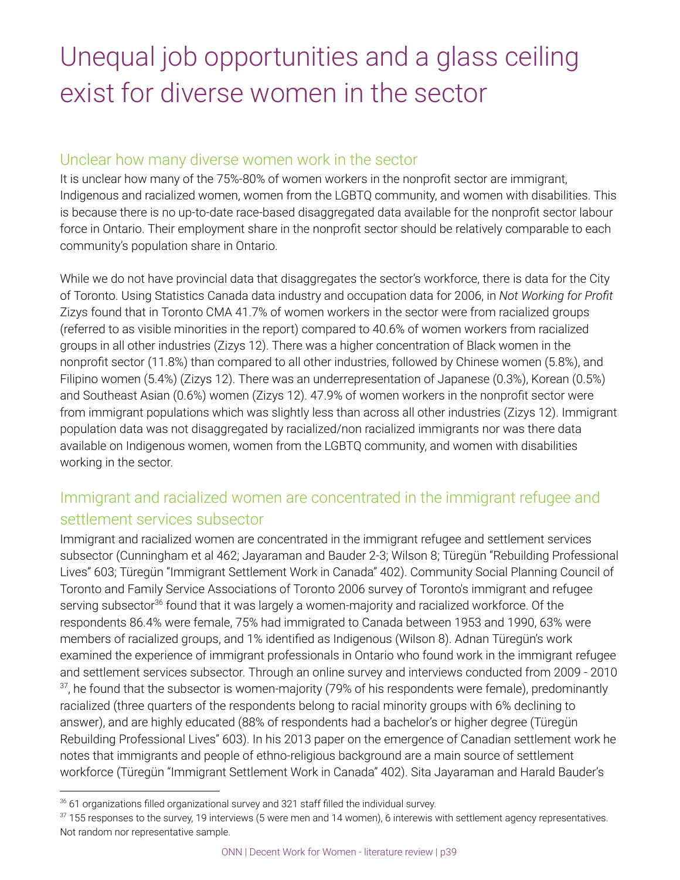# Unequal job opportunities and a glass ceiling exist for diverse women in the sector

## Unclear how many diverse women work in the sector

It is unclear how many of the 75%-80% of women workers in the nonprofit sector are immigrant, Indigenous and racialized women, women from the LGBTQ community, and women with disabilities. This is because there is no up-to-date race-based disaggregated data available for the nonprofit sector labour force in Ontario. Their employment share in the nonprofit sector should be relatively comparable to each community's population share in Ontario.

While we do not have provincial data that disaggregates the sector's workforce, there is data for the City of Toronto. Using Statistics Canada data industry and occupation data for 2006, in *Not Working for Profit* Zizys found that in Toronto CMA 41.7% of women workers in the sector were from racialized groups (referred to as visible minorities in the report) compared to 40.6% of women workers from racialized groups in all other industries (Zizys 12). There was a higher concentration of Black women in the nonprofit sector (11.8%) than compared to all other industries, followed by Chinese women (5.8%), and Filipino women (5.4%) (Zizys 12). There was an underrepresentation of Japanese (0.3%), Korean (0.5%) and Southeast Asian (0.6%) women (Zizys 12). 47.9% of women workers in the nonprofit sector were from immigrant populations which was slightly less than across all other industries (Zizys 12). Immigrant population data was not disaggregated by racialized/non racialized immigrants nor was there data available on Indigenous women, women from the LGBTQ community, and women with disabilities working in the sector.

## Immigrant and racialized women are concentrated in the immigrant refugee and settlement services subsector

Immigrant and racialized women are concentrated in the immigrant refugee and settlement services subsector (Cunningham et al 462; Jayaraman and Bauder 2-3; Wilson 8; Türegün "Rebuilding Professional Lives" 603; Türegün "Immigrant Settlement Work in Canada" 402). Community Social Planning Council of Toronto and Family Service Associations of Toronto 2006 survey of Toronto's immigrant and refugee serving subsector[36] found that it was largely a women-majority and racialized workforce. Of the respondents 86.4% were female, 75% had immigrated to Canada between 1953 and 1990, 63% were members of racialized groups, and 1% identified as Indigenous (Wilson 8). Adnan Türegün's work examined the experience of immigrant professionals in Ontario who found work in the immigrant refugee and settlement services subsector. Through an online survey and interviews conducted from 2009 - 2010 [37], he found that the subsector is women-majority (79% of his respondents were female), predominantly racialized (three quarters of the respondents belong to racial minority groups with 6% declining to answer), and are highly educated (88% of respondents had a bachelor's or higher degree (Türegün Rebuilding Professional Lives" 603). In his 2013 paper on the emergence of Canadian settlement work he notes that immigrants and people of ethno-religious background are a main source of settlement workforce (Türegün "Immigrant Settlement Work in Canada" 402). Sita Jayaraman and Harald Bauder's

---

[36] 61 organizations filled organizational survey and 321 staff filled the individual survey.

[37] 155 responses to the survey, 19 interviews (5 were men and 14 women), 6 interewis with settlement agency representatives. Not random nor representative sample.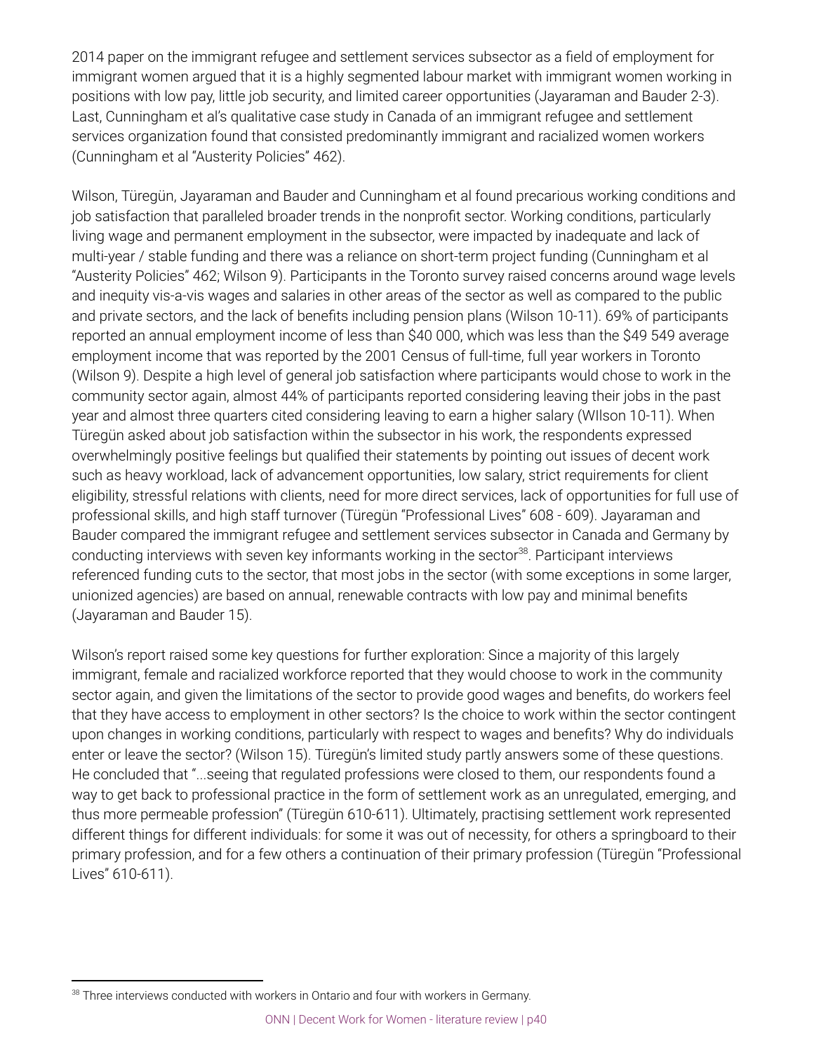2014 paper on the immigrant refugee and settlement services subsector as a field of employment for immigrant women argued that it is a highly segmented labour market with immigrant women working in positions with low pay, little job security, and limited career opportunities (Jayaraman and Bauder 2-3). Last, Cunningham et al's qualitative case study in Canada of an immigrant refugee and settlement services organization found that consisted predominantly immigrant and racialized women workers (Cunningham et al "Austerity Policies" 462).

Wilson, Türegün, Jayaraman and Bauder and Cunningham et al found precarious working conditions and job satisfaction that paralleled broader trends in the nonprofit sector. Working conditions, particularly living wage and permanent employment in the subsector, were impacted by inadequate and lack of multi-year / stable funding and there was a reliance on short-term project funding (Cunningham et al "Austerity Policies" 462; Wilson 9). Participants in the Toronto survey raised concerns around wage levels and inequity vis-a-vis wages and salaries in other areas of the sector as well as compared to the public and private sectors, and the lack of benefits including pension plans (Wilson 10-11). 69% of participants reported an annual employment income of less than $40 000, which was less than the $49 549 average employment income that was reported by the 2001 Census of full-time, full year workers in Toronto (Wilson 9). Despite a high level of general job satisfaction where participants would chose to work in the community sector again, almost 44% of participants reported considering leaving their jobs in the past year and almost three quarters cited considering leaving to earn a higher salary (WIlson 10-11). When Türegün asked about job satisfaction within the subsector in his work, the respondents expressed overwhelmingly positive feelings but qualified their statements by pointing out issues of decent work such as heavy workload, lack of advancement opportunities, low salary, strict requirements for client eligibility, stressful relations with clients, need for more direct services, lack of opportunities for full use of professional skills, and high staff turnover (Türegün "Professional Lives" 608 - 609). Jayaraman and Bauder compared the immigrant refugee and settlement services subsector in Canada and Germany by conducting interviews with seven key informants working in the sector[38]. Participant interviews referenced funding cuts to the sector, that most jobs in the sector (with some exceptions in some larger, unionized agencies) are based on annual, renewable contracts with low pay and minimal benefits (Jayaraman and Bauder 15).

Wilson's report raised some key questions for further exploration: Since a majority of this largely immigrant, female and racialized workforce reported that they would choose to work in the community sector again, and given the limitations of the sector to provide good wages and benefits, do workers feel that they have access to employment in other sectors? Is the choice to work within the sector contingent upon changes in working conditions, particularly with respect to wages and benefits? Why do individuals enter or leave the sector? (Wilson 15). Türegün's limited study partly answers some of these questions. He concluded that "...seeing that regulated professions were closed to them, our respondents found a way to get back to professional practice in the form of settlement work as an unregulated, emerging, and thus more permeable profession" (Türegün 610-611). Ultimately, practising settlement work represented different things for different individuals: for some it was out of necessity, for others a springboard to their primary profession, and for a few others a continuation of their primary profession (Türegün "Professional Lives" 610-611).

[38] Three interviews conducted with workers in Ontario and four with workers in Germany.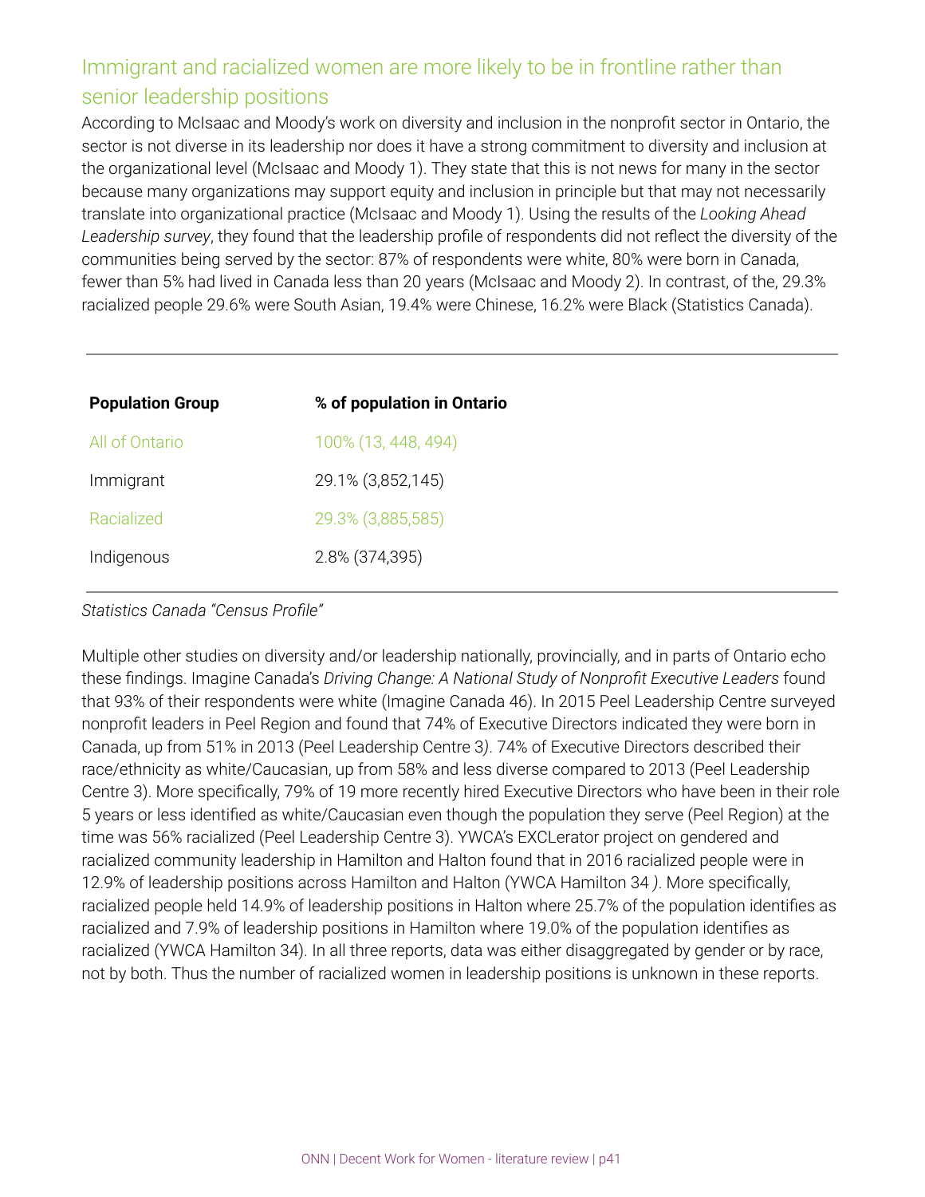## Immigrant and racialized women are more likely to be in frontline rather than senior leadership positions

According to McIsaac and Moody's work on diversity and inclusion in the nonprofit sector in Ontario, the sector is not diverse in its leadership nor does it have a strong commitment to diversity and inclusion at the organizational level (McIsaac and Moody 1). They state that this is not news for many in the sector because many organizations may support equity and inclusion in principle but that may not necessarily translate into organizational practice (McIsaac and Moody 1). Using the results of the *Looking Ahead Leadership survey*, they found that the leadership profile of respondents did not reflect the diversity of the communities being served by the sector: 87% of respondents were white, 80% were born in Canada, fewer than 5% had lived in Canada less than 20 years (McIsaac and Moody 2). In contrast, of the, 29.3% racialized people 29.6% were South Asian, 19.4% were Chinese, 16.2% were Black (Statistics Canada).

| Population Group | % of population in Ontario |
| --- | --- |
| All of Ontario | 100% (13, 448, 494) |
| Immigrant | 29.1% (3,852,145) |
| Racialized | 29.3% (3,885,585) |
| Indigenous | 2.8% (374,395) |

*Statistics Canada "Census Profile"*

Multiple other studies on diversity and/or leadership nationally, provincially, and in parts of Ontario echo these findings. Imagine Canada's *Driving Change: A National Study of Nonprofit Executive Leaders* found that 93% of their respondents were white (Imagine Canada 46). In 2015 Peel Leadership Centre surveyed nonprofit leaders in Peel Region and found that 74% of Executive Directors indicated they were born in Canada, up from 51% in 2013 (Peel Leadership Centre 3). 74% of Executive Directors described their race/ethnicity as white/Caucasian, up from 58% and less diverse compared to 2013 (Peel Leadership Centre 3). More specifically, 79% of 19 more recently hired Executive Directors who have been in their role 5 years or less identified as white/Caucasian even though the population they serve (Peel Region) at the time was 56% racialized (Peel Leadership Centre 3). YWCA's EXCLerator project on gendered and racialized community leadership in Hamilton and Halton found that in 2016 racialized people were in 12.9% of leadership positions across Hamilton and Halton (YWCA Hamilton 34 ). More specifically, racialized people held 14.9% of leadership positions in Halton where 25.7% of the population identifies as racialized and 7.9% of leadership positions in Hamilton where 19.0% of the population identifies as racialized (YWCA Hamilton 34). In all three reports, data was either disaggregated by gender or by race, not by both. Thus the number of racialized women in leadership positions is unknown in these reports.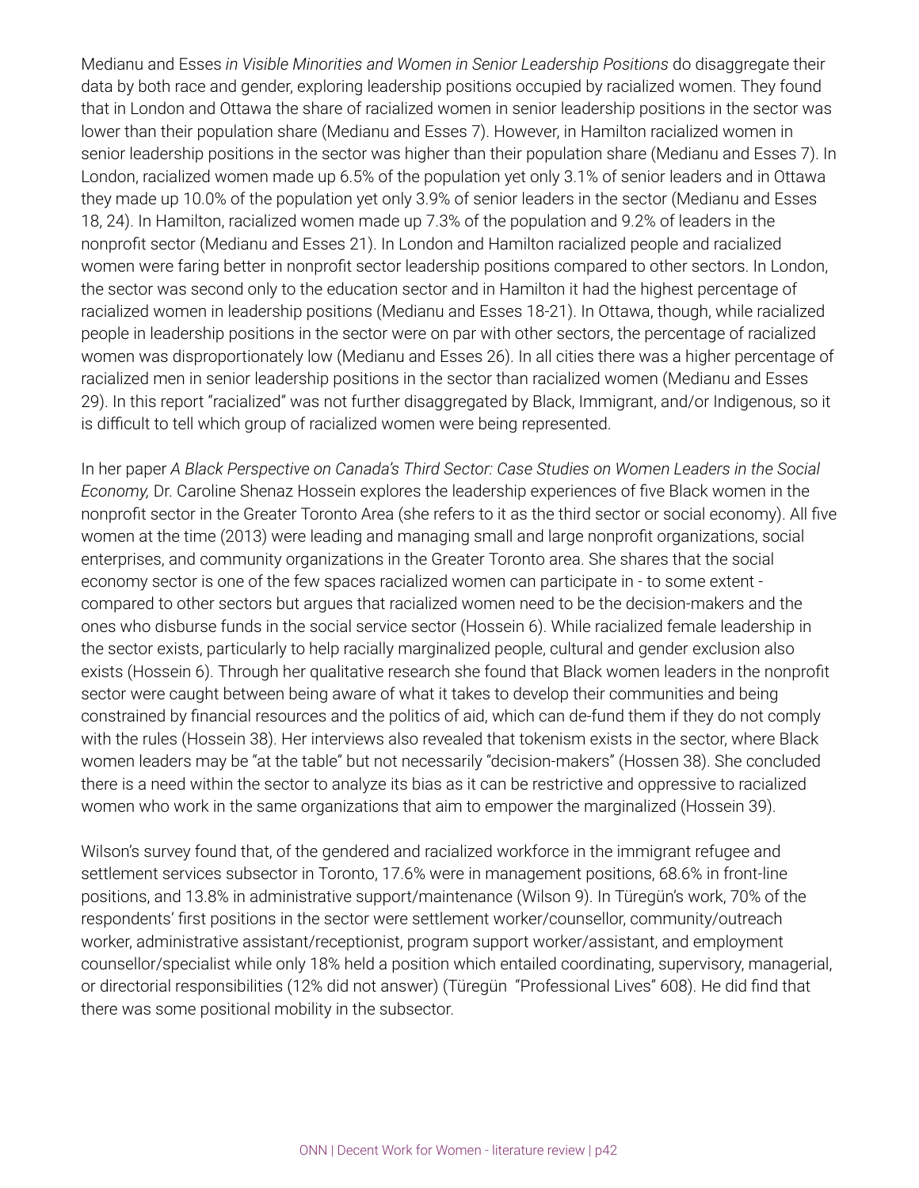Medianu and Esses *in Visible Minorities and Women in Senior Leadership Positions* do disaggregate their data by both race and gender, exploring leadership positions occupied by racialized women. They found that in London and Ottawa the share of racialized women in senior leadership positions in the sector was lower than their population share (Medianu and Esses 7). However, in Hamilton racialized women in senior leadership positions in the sector was higher than their population share (Medianu and Esses 7). In London, racialized women made up 6.5% of the population yet only 3.1% of senior leaders and in Ottawa they made up 10.0% of the population yet only 3.9% of senior leaders in the sector (Medianu and Esses 18, 24). In Hamilton, racialized women made up 7.3% of the population and 9.2% of leaders in the nonprofit sector (Medianu and Esses 21). In London and Hamilton racialized people and racialized women were faring better in nonprofit sector leadership positions compared to other sectors. In London, the sector was second only to the education sector and in Hamilton it had the highest percentage of racialized women in leadership positions (Medianu and Esses 18-21). In Ottawa, though, while racialized people in leadership positions in the sector were on par with other sectors, the percentage of racialized women was disproportionately low (Medianu and Esses 26). In all cities there was a higher percentage of racialized men in senior leadership positions in the sector than racialized women (Medianu and Esses 29). In this report "racialized" was not further disaggregated by Black, Immigrant, and/or Indigenous, so it is difficult to tell which group of racialized women were being represented.

In her paper *A Black Perspective on Canada's Third Sector: Case Studies on Women Leaders in the Social Economy,* Dr. Caroline Shenaz Hossein explores the leadership experiences of five Black women in the nonprofit sector in the Greater Toronto Area (she refers to it as the third sector or social economy). All five women at the time (2013) were leading and managing small and large nonprofit organizations, social enterprises, and community organizations in the Greater Toronto area. She shares that the social economy sector is one of the few spaces racialized women can participate in - to some extent - compared to other sectors but argues that racialized women need to be the decision-makers and the ones who disburse funds in the social service sector (Hossein 6). While racialized female leadership in the sector exists, particularly to help racially marginalized people, cultural and gender exclusion also exists (Hossein 6). Through her qualitative research she found that Black women leaders in the nonprofit sector were caught between being aware of what it takes to develop their communities and being constrained by financial resources and the politics of aid, which can de-fund them if they do not comply with the rules (Hossein 38). Her interviews also revealed that tokenism exists in the sector, where Black women leaders may be "at the table" but not necessarily "decision-makers" (Hossen 38). She concluded there is a need within the sector to analyze its bias as it can be restrictive and oppressive to racialized women who work in the same organizations that aim to empower the marginalized (Hossein 39).

Wilson's survey found that, of the gendered and racialized workforce in the immigrant refugee and settlement services subsector in Toronto, 17.6% were in management positions, 68.6% in front-line positions, and 13.8% in administrative support/maintenance (Wilson 9). In Türegün's work, 70% of the respondents' first positions in the sector were settlement worker/counsellor, community/outreach worker, administrative assistant/receptionist, program support worker/assistant, and employment counsellor/specialist while only 18% held a position which entailed coordinating, supervisory, managerial, or directorial responsibilities (12% did not answer) (Türegün "Professional Lives" 608). He did find that there was some positional mobility in the subsector.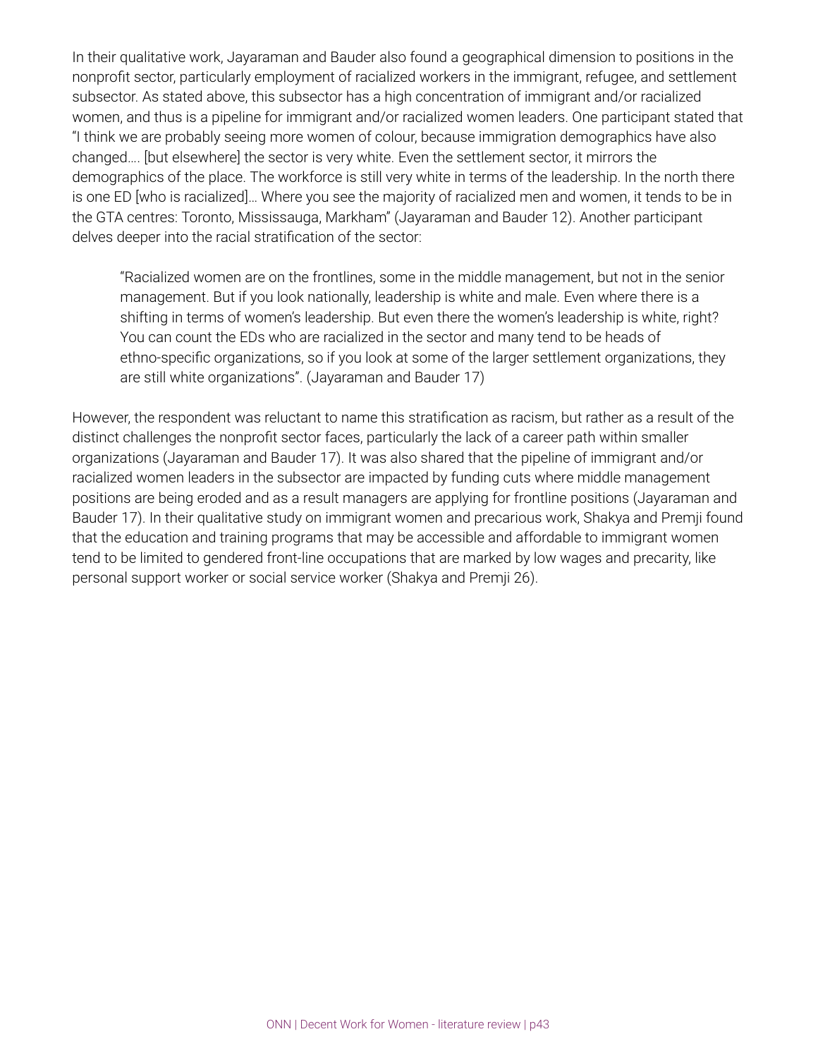In their qualitative work, Jayaraman and Bauder also found a geographical dimension to positions in the nonprofit sector, particularly employment of racialized workers in the immigrant, refugee, and settlement subsector. As stated above, this subsector has a high concentration of immigrant and/or racialized women, and thus is a pipeline for immigrant and/or racialized women leaders. One participant stated that "I think we are probably seeing more women of colour, because immigration demographics have also changed…. [but elsewhere] the sector is very white. Even the settlement sector, it mirrors the demographics of the place. The workforce is still very white in terms of the leadership. In the north there is one ED [who is racialized]… Where you see the majority of racialized men and women, it tends to be in the GTA centres: Toronto, Mississauga, Markham" (Jayaraman and Bauder 12). Another participant delves deeper into the racial stratification of the sector:

> "Racialized women are on the frontlines, some in the middle management, but not in the senior management. But if you look nationally, leadership is white and male. Even where there is a shifting in terms of women's leadership. But even there the women's leadership is white, right? You can count the EDs who are racialized in the sector and many tend to be heads of ethno-specific organizations, so if you look at some of the larger settlement organizations, they are still white organizations". (Jayaraman and Bauder 17)

However, the respondent was reluctant to name this stratification as racism, but rather as a result of the distinct challenges the nonprofit sector faces, particularly the lack of a career path within smaller organizations (Jayaraman and Bauder 17). It was also shared that the pipeline of immigrant and/or racialized women leaders in the subsector are impacted by funding cuts where middle management positions are being eroded and as a result managers are applying for frontline positions (Jayaraman and Bauder 17). In their qualitative study on immigrant women and precarious work, Shakya and Premji found that the education and training programs that may be accessible and affordable to immigrant women tend to be limited to gendered front-line occupations that are marked by low wages and precarity, like personal support worker or social service worker (Shakya and Premji 26).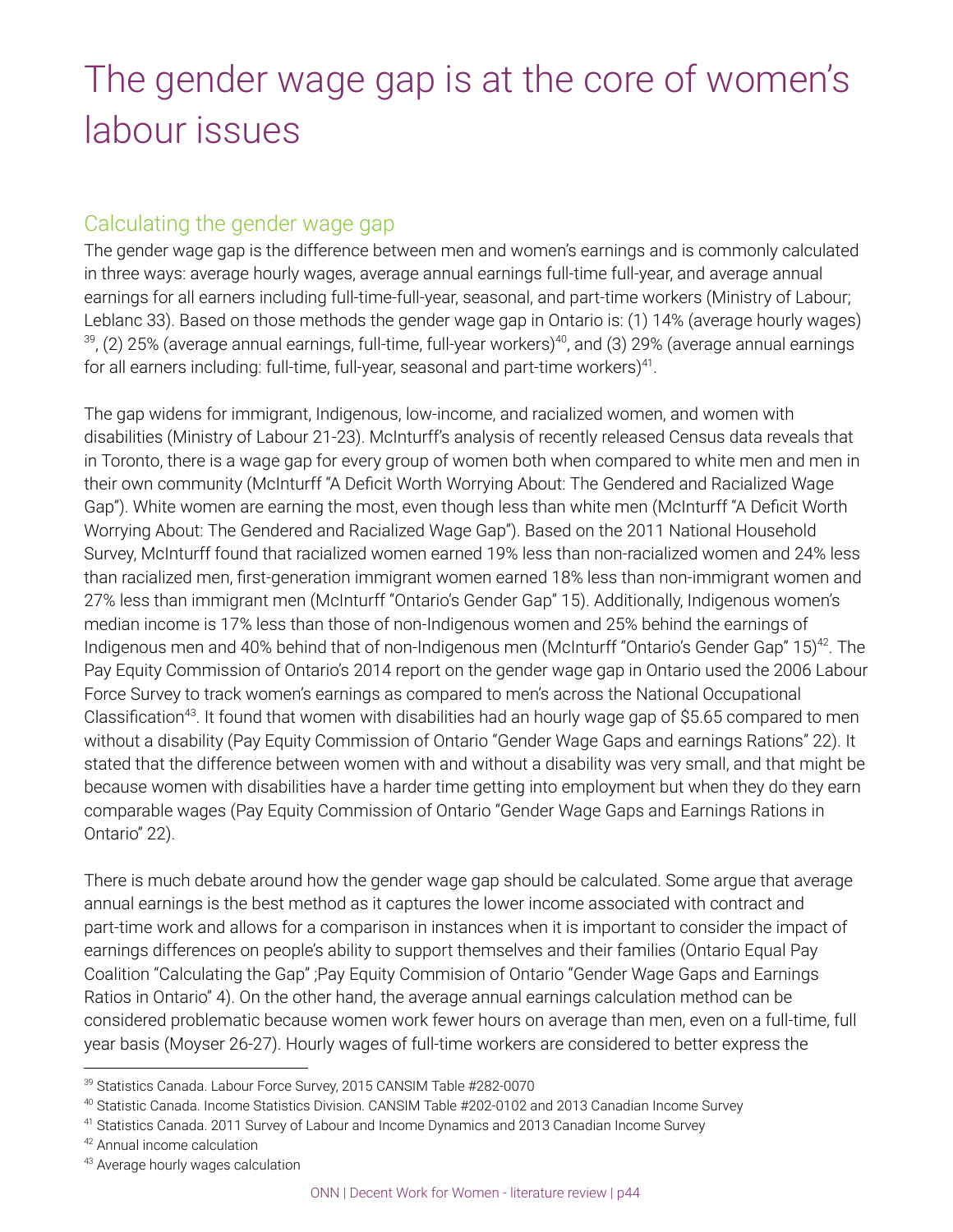# The gender wage gap is at the core of women's labour issues

## Calculating the gender wage gap

The gender wage gap is the difference between men and women's earnings and is commonly calculated in three ways: average hourly wages, average annual earnings full-time full-year, and average annual earnings for all earners including full-time-full-year, seasonal, and part-time workers (Ministry of Labour; Leblanc 33). Based on those methods the gender wage gap in Ontario is: (1) 14% (average hourly wages)[39], (2) 25% (average annual earnings, full-time, full-year workers)[40], and (3) 29% (average annual earnings for all earners including: full-time, full-year, seasonal and part-time workers)[41].

The gap widens for immigrant, Indigenous, low-income, and racialized women, and women with disabilities (Ministry of Labour 21-23). McInturff's analysis of recently released Census data reveals that in Toronto, there is a wage gap for every group of women both when compared to white men and men in their own community (McInturff "A Deficit Worth Worrying About: The Gendered and Racialized Wage Gap"). White women are earning the most, even though less than white men (McInturff "A Deficit Worth Worrying About: The Gendered and Racialized Wage Gap"). Based on the 2011 National Household Survey, McInturff found that racialized women earned 19% less than non-racialized women and 24% less than racialized men, first-generation immigrant women earned 18% less than non-immigrant women and 27% less than immigrant men (McInturff "Ontario's Gender Gap" 15). Additionally, Indigenous women's median income is 17% less than those of non-Indigenous women and 25% behind the earnings of Indigenous men and 40% behind that of non-Indigenous men (McInturff "Ontario's Gender Gap" 15)[42]. The Pay Equity Commission of Ontario's 2014 report on the gender wage gap in Ontario used the 2006 Labour Force Survey to track women's earnings as compared to men's across the National Occupational Classification[43]. It found that women with disabilities had an hourly wage gap of $5.65 compared to men without a disability (Pay Equity Commission of Ontario "Gender Wage Gaps and earnings Rations" 22). It stated that the difference between women with and without a disability was very small, and that might be because women with disabilities have a harder time getting into employment but when they do they earn comparable wages (Pay Equity Commission of Ontario "Gender Wage Gaps and Earnings Rations in Ontario" 22).

There is much debate around how the gender wage gap should be calculated. Some argue that average annual earnings is the best method as it captures the lower income associated with contract and part-time work and allows for a comparison in instances when it is important to consider the impact of earnings differences on people's ability to support themselves and their families (Ontario Equal Pay Coalition "Calculating the Gap" ;Pay Equity Commision of Ontario "Gender Wage Gaps and Earnings Ratios in Ontario" 4). On the other hand, the average annual earnings calculation method can be considered problematic because women work fewer hours on average than men, even on a full-time, full year basis (Moyser 26-27). Hourly wages of full-time workers are considered to better express the

[39] Statistics Canada. Labour Force Survey, 2015 CANSIM Table #282-0070

[40] Statistic Canada. Income Statistics Division. CANSIM Table #202-0102 and 2013 Canadian Income Survey

[41] Statistics Canada. 2011 Survey of Labour and Income Dynamics and 2013 Canadian Income Survey

[42] Annual income calculation

[43] Average hourly wages calculation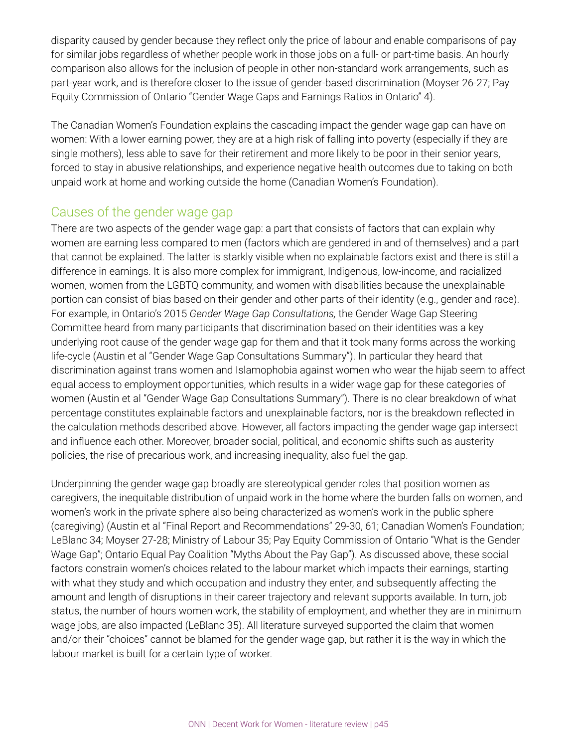disparity caused by gender because they reflect only the price of labour and enable comparisons of pay for similar jobs regardless of whether people work in those jobs on a full- or part-time basis. An hourly comparison also allows for the inclusion of people in other non-standard work arrangements, such as part-year work, and is therefore closer to the issue of gender-based discrimination (Moyser 26-27; Pay Equity Commission of Ontario "Gender Wage Gaps and Earnings Ratios in Ontario" 4).

The Canadian Women's Foundation explains the cascading impact the gender wage gap can have on women: With a lower earning power, they are at a high risk of falling into poverty (especially if they are single mothers), less able to save for their retirement and more likely to be poor in their senior years, forced to stay in abusive relationships, and experience negative health outcomes due to taking on both unpaid work at home and working outside the home (Canadian Women's Foundation).

## Causes of the gender wage gap

There are two aspects of the gender wage gap: a part that consists of factors that can explain why women are earning less compared to men (factors which are gendered in and of themselves) and a part that cannot be explained. The latter is starkly visible when no explainable factors exist and there is still a difference in earnings. It is also more complex for immigrant, Indigenous, low-income, and racialized women, women from the LGBTQ community, and women with disabilities because the unexplainable portion can consist of bias based on their gender and other parts of their identity (e.g., gender and race). For example, in Ontario's 2015 *Gender Wage Gap Consultations,* the Gender Wage Gap Steering Committee heard from many participants that discrimination based on their identities was a key underlying root cause of the gender wage gap for them and that it took many forms across the working life-cycle (Austin et al "Gender Wage Gap Consultations Summary"). In particular they heard that discrimination against trans women and Islamophobia against women who wear the hijab seem to affect equal access to employment opportunities, which results in a wider wage gap for these categories of women (Austin et al "Gender Wage Gap Consultations Summary"). There is no clear breakdown of what percentage constitutes explainable factors and unexplainable factors, nor is the breakdown reflected in the calculation methods described above. However, all factors impacting the gender wage gap intersect and influence each other. Moreover, broader social, political, and economic shifts such as austerity policies, the rise of precarious work, and increasing inequality, also fuel the gap.

Underpinning the gender wage gap broadly are stereotypical gender roles that position women as caregivers, the inequitable distribution of unpaid work in the home where the burden falls on women, and women's work in the private sphere also being characterized as women's work in the public sphere (caregiving) (Austin et al "Final Report and Recommendations" 29-30, 61; Canadian Women's Foundation; LeBlanc 34; Moyser 27-28; Ministry of Labour 35; Pay Equity Commission of Ontario "What is the Gender Wage Gap"; Ontario Equal Pay Coalition "Myths About the Pay Gap"). As discussed above, these social factors constrain women's choices related to the labour market which impacts their earnings, starting with what they study and which occupation and industry they enter, and subsequently affecting the amount and length of disruptions in their career trajectory and relevant supports available. In turn, job status, the number of hours women work, the stability of employment, and whether they are in minimum wage jobs, are also impacted (LeBlanc 35). All literature surveyed supported the claim that women and/or their "choices" cannot be blamed for the gender wage gap, but rather it is the way in which the labour market is built for a certain type of worker.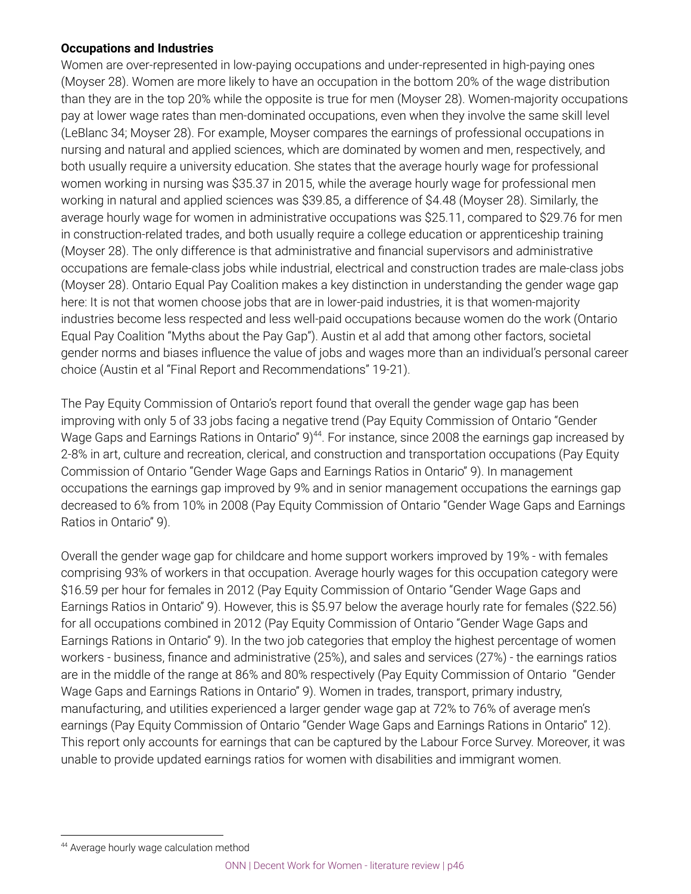**Occupations and Industries**

Women are over-represented in low-paying occupations and under-represented in high-paying ones (Moyser 28). Women are more likely to have an occupation in the bottom 20% of the wage distribution than they are in the top 20% while the opposite is true for men (Moyser 28). Women-majority occupations pay at lower wage rates than men-dominated occupations, even when they involve the same skill level (LeBlanc 34; Moyser 28). For example, Moyser compares the earnings of professional occupations in nursing and natural and applied sciences, which are dominated by women and men, respectively, and both usually require a university education. She states that the average hourly wage for professional women working in nursing was $35.37 in 2015, while the average hourly wage for professional men working in natural and applied sciences was $39.85, a difference of $4.48 (Moyser 28). Similarly, the average hourly wage for women in administrative occupations was $25.11, compared to $29.76 for men in construction-related trades, and both usually require a college education or apprenticeship training (Moyser 28). The only difference is that administrative and financial supervisors and administrative occupations are female-class jobs while industrial, electrical and construction trades are male-class jobs (Moyser 28). Ontario Equal Pay Coalition makes a key distinction in understanding the gender wage gap here: It is not that women choose jobs that are in lower-paid industries, it is that women-majority industries become less respected and less well-paid occupations because women do the work (Ontario Equal Pay Coalition "Myths about the Pay Gap"). Austin et al add that among other factors, societal gender norms and biases influence the value of jobs and wages more than an individual's personal career choice (Austin et al "Final Report and Recommendations" 19-21).

The Pay Equity Commission of Ontario's report found that overall the gender wage gap has been improving with only 5 of 33 jobs facing a negative trend (Pay Equity Commission of Ontario "Gender Wage Gaps and Earnings Rations in Ontario" 9)[44]. For instance, since 2008 the earnings gap increased by 2-8% in art, culture and recreation, clerical, and construction and transportation occupations (Pay Equity Commission of Ontario "Gender Wage Gaps and Earnings Ratios in Ontario" 9). In management occupations the earnings gap improved by 9% and in senior management occupations the earnings gap decreased to 6% from 10% in 2008 (Pay Equity Commission of Ontario "Gender Wage Gaps and Earnings Ratios in Ontario" 9).

Overall the gender wage gap for childcare and home support workers improved by 19% - with females comprising 93% of workers in that occupation. Average hourly wages for this occupation category were $16.59 per hour for females in 2012 (Pay Equity Commission of Ontario "Gender Wage Gaps and Earnings Ratios in Ontario" 9). However, this is $5.97 below the average hourly rate for females ($22.56) for all occupations combined in 2012 (Pay Equity Commission of Ontario "Gender Wage Gaps and Earnings Rations in Ontario" 9). In the two job categories that employ the highest percentage of women workers - business, finance and administrative (25%), and sales and services (27%) - the earnings ratios are in the middle of the range at 86% and 80% respectively (Pay Equity Commission of Ontario "Gender Wage Gaps and Earnings Rations in Ontario" 9). Women in trades, transport, primary industry, manufacturing, and utilities experienced a larger gender wage gap at 72% to 76% of average men's earnings (Pay Equity Commission of Ontario "Gender Wage Gaps and Earnings Rations in Ontario" 12). This report only accounts for earnings that can be captured by the Labour Force Survey. Moreover, it was unable to provide updated earnings ratios for women with disabilities and immigrant women.

[44] Average hourly wage calculation method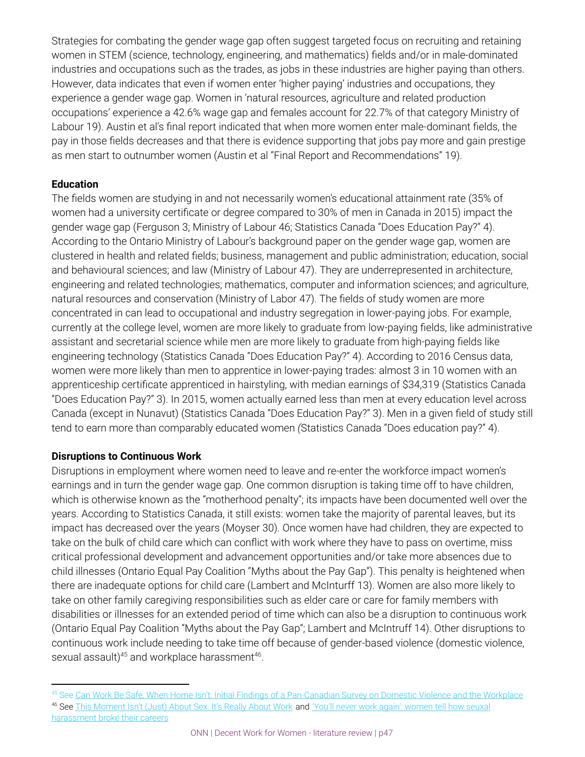Strategies for combating the gender wage gap often suggest targeted focus on recruiting and retaining women in STEM (science, technology, engineering, and mathematics) fields and/or in male-dominated industries and occupations such as the trades, as jobs in these industries are higher paying than others. However, data indicates that even if women enter 'higher paying' industries and occupations, they experience a gender wage gap. Women in 'natural resources, agriculture and related production occupations' experience a 42.6% wage gap and females account for 22.7% of that category Ministry of Labour 19). Austin et al's final report indicated that when more women enter male-dominant fields, the pay in those fields decreases and that there is evidence supporting that jobs pay more and gain prestige as men start to outnumber women (Austin et al "Final Report and Recommendations" 19).

**Education**

The fields women are studying in and not necessarily women's educational attainment rate (35% of women had a university certificate or degree compared to 30% of men in Canada in 2015) impact the gender wage gap (Ferguson 3; Ministry of Labour 46; Statistics Canada "Does Education Pay?" 4). According to the Ontario Ministry of Labour's background paper on the gender wage gap, women are clustered in health and related fields; business, management and public administration; education, social and behavioural sciences; and law (Ministry of Labour 47). They are underrepresented in architecture, engineering and related technologies; mathematics, computer and information sciences; and agriculture, natural resources and conservation (Ministry of Labor 47). The fields of study women are more concentrated in can lead to occupational and industry segregation in lower-paying jobs. For example, currently at the college level, women are more likely to graduate from low-paying fields, like administrative assistant and secretarial science while men are more likely to graduate from high-paying fields like engineering technology (Statistics Canada "Does Education Pay?" 4). According to 2016 Census data, women were more likely than men to apprentice in lower-paying trades: almost 3 in 10 women with an apprenticeship certificate apprenticed in hairstyling, with median earnings of $34,319 (Statistics Canada "Does Education Pay?" 3). In 2015, women actually earned less than men at every education level across Canada (except in Nunavut) (Statistics Canada "Does Education Pay?" 3). Men in a given field of study still tend to earn more than comparably educated women *(*Statistics Canada "Does education pay?" 4).

**Disruptions to Continuous Work**

Disruptions in employment where women need to leave and re-enter the workforce impact women's earnings and in turn the gender wage gap. One common disruption is taking time off to have children, which is otherwise known as the "motherhood penalty"; its impacts have been documented well over the years. According to Statistics Canada, it still exists: women take the majority of parental leaves, but its impact has decreased over the years (Moyser 30). Once women have had children, they are expected to take on the bulk of child care which can conflict with work where they have to pass on overtime, miss critical professional development and advancement opportunities and/or take more absences due to child illnesses (Ontario Equal Pay Coalition "Myths about the Pay Gap"). This penalty is heightened when there are inadequate options for child care (Lambert and McInturff 13). Women are also more likely to take on other family caregiving responsibilities such as elder care or care for family members with disabilities or illnesses for an extended period of time which can also be a disruption to continuous work (Ontario Equal Pay Coalition "Myths about the Pay Gap"; Lambert and McIntruff 14). Other disruptions to continuous work include needing to take time off because of gender-based violence (domestic violence, sexual assault)[45] and workplace harassment[46].

---

[45] See Can Work Be Safe, When Home Isn't: Initial Findings of a Pan-Canadian Survey on Domestic Violence and the Workplace

[46] See This Moment Isn't (Just) About Sex. It's Really About Work and 'You'll never work again': women tell how seuxal harassment broke their careers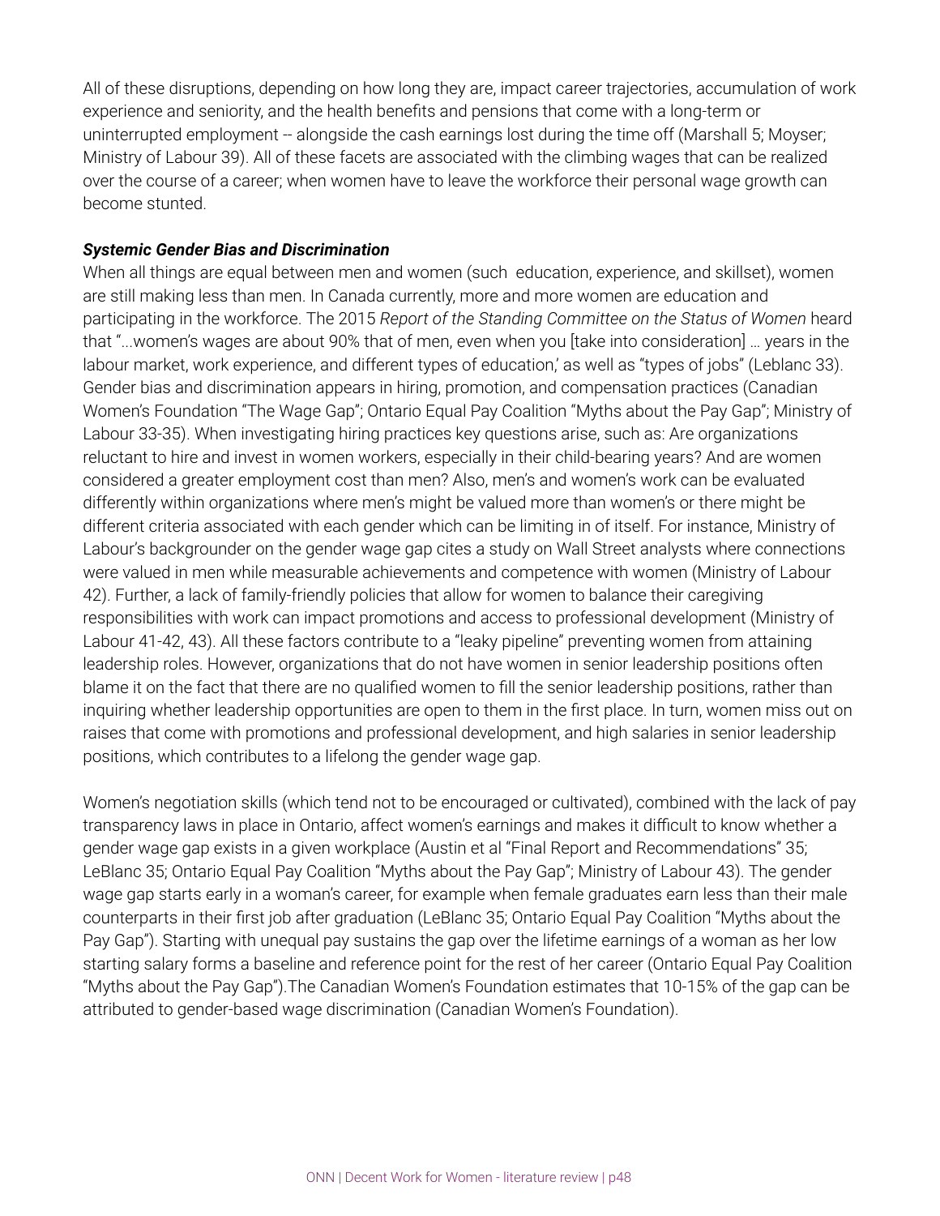All of these disruptions, depending on how long they are, impact career trajectories, accumulation of work experience and seniority, and the health benefits and pensions that come with a long-term or uninterrupted employment -- alongside the cash earnings lost during the time off (Marshall 5; Moyser; Ministry of Labour 39). All of these facets are associated with the climbing wages that can be realized over the course of a career; when women have to leave the workforce their personal wage growth can become stunted.

***Systemic Gender Bias and Discrimination***

When all things are equal between men and women (such  education, experience, and skillset), women are still making less than men. In Canada currently, more and more women are education and participating in the workforce. The 2015 *Report of the Standing Committee on the Status of Women* heard that "...women's wages are about 90% that of men, even when you [take into consideration] … years in the labour market, work experience, and different types of education,' as well as "types of jobs" (Leblanc 33). Gender bias and discrimination appears in hiring, promotion, and compensation practices (Canadian Women's Foundation "The Wage Gap"; Ontario Equal Pay Coalition "Myths about the Pay Gap"; Ministry of Labour 33-35). When investigating hiring practices key questions arise, such as: Are organizations reluctant to hire and invest in women workers, especially in their child-bearing years? And are women considered a greater employment cost than men? Also, men's and women's work can be evaluated differently within organizations where men's might be valued more than women's or there might be different criteria associated with each gender which can be limiting in of itself. For instance, Ministry of Labour's backgrounder on the gender wage gap cites a study on Wall Street analysts where connections were valued in men while measurable achievements and competence with women (Ministry of Labour 42). Further, a lack of family-friendly policies that allow for women to balance their caregiving responsibilities with work can impact promotions and access to professional development (Ministry of Labour 41-42, 43). All these factors contribute to a "leaky pipeline" preventing women from attaining leadership roles. However, organizations that do not have women in senior leadership positions often blame it on the fact that there are no qualified women to fill the senior leadership positions, rather than inquiring whether leadership opportunities are open to them in the first place. In turn, women miss out on raises that come with promotions and professional development, and high salaries in senior leadership positions, which contributes to a lifelong the gender wage gap.

Women's negotiation skills (which tend not to be encouraged or cultivated), combined with the lack of pay transparency laws in place in Ontario, affect women's earnings and makes it difficult to know whether a gender wage gap exists in a given workplace (Austin et al "Final Report and Recommendations" 35; LeBlanc 35; Ontario Equal Pay Coalition "Myths about the Pay Gap"; Ministry of Labour 43). The gender wage gap starts early in a woman's career, for example when female graduates earn less than their male counterparts in their first job after graduation (LeBlanc 35; Ontario Equal Pay Coalition "Myths about the Pay Gap"). Starting with unequal pay sustains the gap over the lifetime earnings of a woman as her low starting salary forms a baseline and reference point for the rest of her career (Ontario Equal Pay Coalition "Myths about the Pay Gap").The Canadian Women's Foundation estimates that 10-15% of the gap can be attributed to gender-based wage discrimination (Canadian Women's Foundation).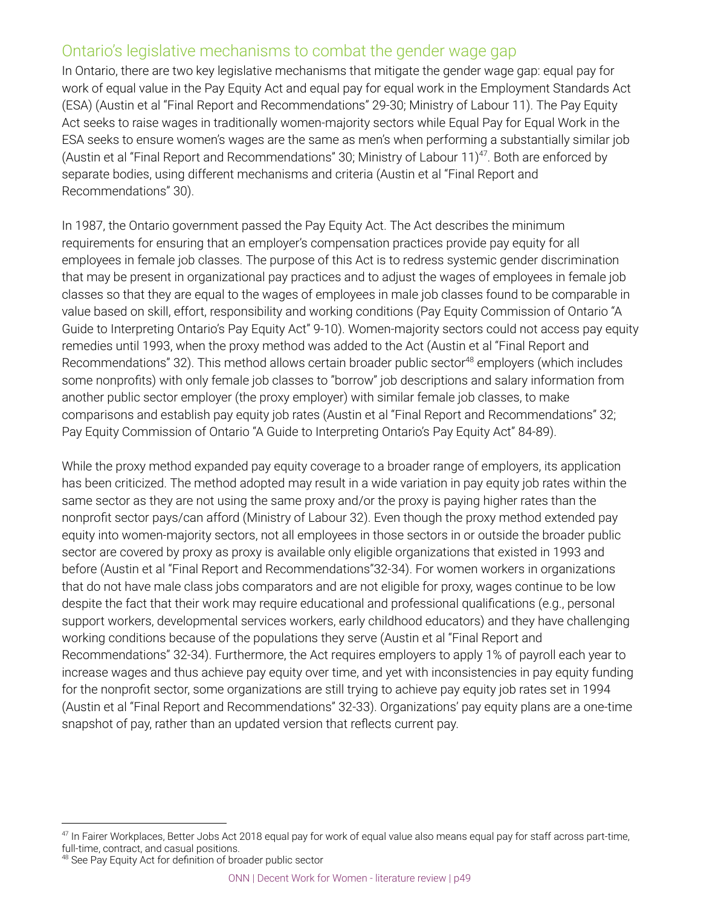## Ontario's legislative mechanisms to combat the gender wage gap

In Ontario, there are two key legislative mechanisms that mitigate the gender wage gap: equal pay for work of equal value in the Pay Equity Act and equal pay for equal work in the Employment Standards Act (ESA) (Austin et al "Final Report and Recommendations" 29-30; Ministry of Labour 11). The Pay Equity Act seeks to raise wages in traditionally women-majority sectors while Equal Pay for Equal Work in the ESA seeks to ensure women's wages are the same as men's when performing a substantially similar job (Austin et al "Final Report and Recommendations" 30; Ministry of Labour 11)[47]. Both are enforced by separate bodies, using different mechanisms and criteria (Austin et al "Final Report and Recommendations" 30).

In 1987, the Ontario government passed the Pay Equity Act. The Act describes the minimum requirements for ensuring that an employer's compensation practices provide pay equity for all employees in female job classes. The purpose of this Act is to redress systemic gender discrimination that may be present in organizational pay practices and to adjust the wages of employees in female job classes so that they are equal to the wages of employees in male job classes found to be comparable in value based on skill, effort, responsibility and working conditions (Pay Equity Commission of Ontario "A Guide to Interpreting Ontario's Pay Equity Act" 9-10). Women-majority sectors could not access pay equity remedies until 1993, when the proxy method was added to the Act (Austin et al "Final Report and Recommendations" 32). This method allows certain broader public sector[48] employers (which includes some nonprofits) with only female job classes to "borrow" job descriptions and salary information from another public sector employer (the proxy employer) with similar female job classes, to make comparisons and establish pay equity job rates (Austin et al "Final Report and Recommendations" 32; Pay Equity Commission of Ontario "A Guide to Interpreting Ontario's Pay Equity Act" 84-89).

While the proxy method expanded pay equity coverage to a broader range of employers, its application has been criticized. The method adopted may result in a wide variation in pay equity job rates within the same sector as they are not using the same proxy and/or the proxy is paying higher rates than the nonprofit sector pays/can afford (Ministry of Labour 32). Even though the proxy method extended pay equity into women-majority sectors, not all employees in those sectors in or outside the broader public sector are covered by proxy as proxy is available only eligible organizations that existed in 1993 and before (Austin et al "Final Report and Recommendations"32-34). For women workers in organizations that do not have male class jobs comparators and are not eligible for proxy, wages continue to be low despite the fact that their work may require educational and professional qualifications (e.g., personal support workers, developmental services workers, early childhood educators) and they have challenging working conditions because of the populations they serve (Austin et al "Final Report and Recommendations" 32-34). Furthermore, the Act requires employers to apply 1% of payroll each year to increase wages and thus achieve pay equity over time, and yet with inconsistencies in pay equity funding for the nonprofit sector, some organizations are still trying to achieve pay equity job rates set in 1994 (Austin et al "Final Report and Recommendations" 32-33). Organizations' pay equity plans are a one-time snapshot of pay, rather than an updated version that reflects current pay.

---

[47] In Fairer Workplaces, Better Jobs Act 2018 equal pay for work of equal value also means equal pay for staff across part-time, full-time, contract, and casual positions.

[48] See Pay Equity Act for definition of broader public sector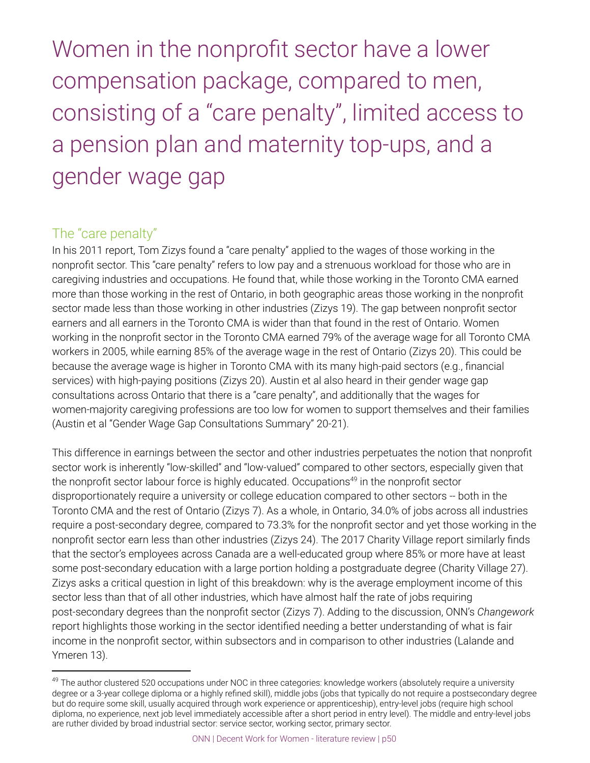# Women in the nonprofit sector have a lower compensation package, compared to men, consisting of a “care penalty”, limited access to a pension plan and maternity top-ups, and a gender wage gap

## The “care penalty”

In his 2011 report, Tom Zizys found a “care penalty” applied to the wages of those working in the nonprofit sector. This “care penalty” refers to low pay and a strenuous workload for those who are in caregiving industries and occupations. He found that, while those working in the Toronto CMA earned more than those working in the rest of Ontario, in both geographic areas those working in the nonprofit sector made less than those working in other industries (Zizys 19). The gap between nonprofit sector earners and all earners in the Toronto CMA is wider than that found in the rest of Ontario. Women working in the nonprofit sector in the Toronto CMA earned 79% of the average wage for all Toronto CMA workers in 2005, while earning 85% of the average wage in the rest of Ontario (Zizys 20). This could be because the average wage is higher in Toronto CMA with its many high-paid sectors (e.g., financial services) with high-paying positions (Zizys 20). Austin et al also heard in their gender wage gap consultations across Ontario that there is a “care penalty”, and additionally that the wages for women-majority caregiving professions are too low for women to support themselves and their families (Austin et al “Gender Wage Gap Consultations Summary” 20-21).

This difference in earnings between the sector and other industries perpetuates the notion that nonprofit sector work is inherently “low-skilled” and “low-valued” compared to other sectors, especially given that the nonprofit sector labour force is highly educated. Occupations[49] in the nonprofit sector disproportionately require a university or college education compared to other sectors -- both in the Toronto CMA and the rest of Ontario (Zizys 7). As a whole, in Ontario, 34.0% of jobs across all industries require a post-secondary degree, compared to 73.3% for the nonprofit sector and yet those working in the nonprofit sector earn less than other industries (Zizys 24). The 2017 Charity Village report similarly finds that the sector’s employees across Canada are a well-educated group where 85% or more have at least some post-secondary education with a large portion holding a postgraduate degree (Charity Village 27). Zizys asks a critical question in light of this breakdown: why is the average employment income of this sector less than that of all other industries, which have almost half the rate of jobs requiring post-secondary degrees than the nonprofit sector (Zizys 7). Adding to the discussion, ONN’s *Changework* report highlights those working in the sector identified needing a better understanding of what is fair income in the nonprofit sector, within subsectors and in comparison to other industries (Lalande and Ymeren 13).

---

[49] The author clustered 520 occupations under NOC in three categories: knowledge workers (absolutely require a university degree or a 3-year college diploma or a highly refined skill), middle jobs (jobs that typically do not require a postsecondary degree but do require some skill, usually acquired through work experience or apprenticeship), entry-level jobs (require high school diploma, no experience, next job level immediately accessible after a short period in entry level). The middle and entry-level jobs are ruther divided by broad industrial sector: service sector, working sector, primary sector.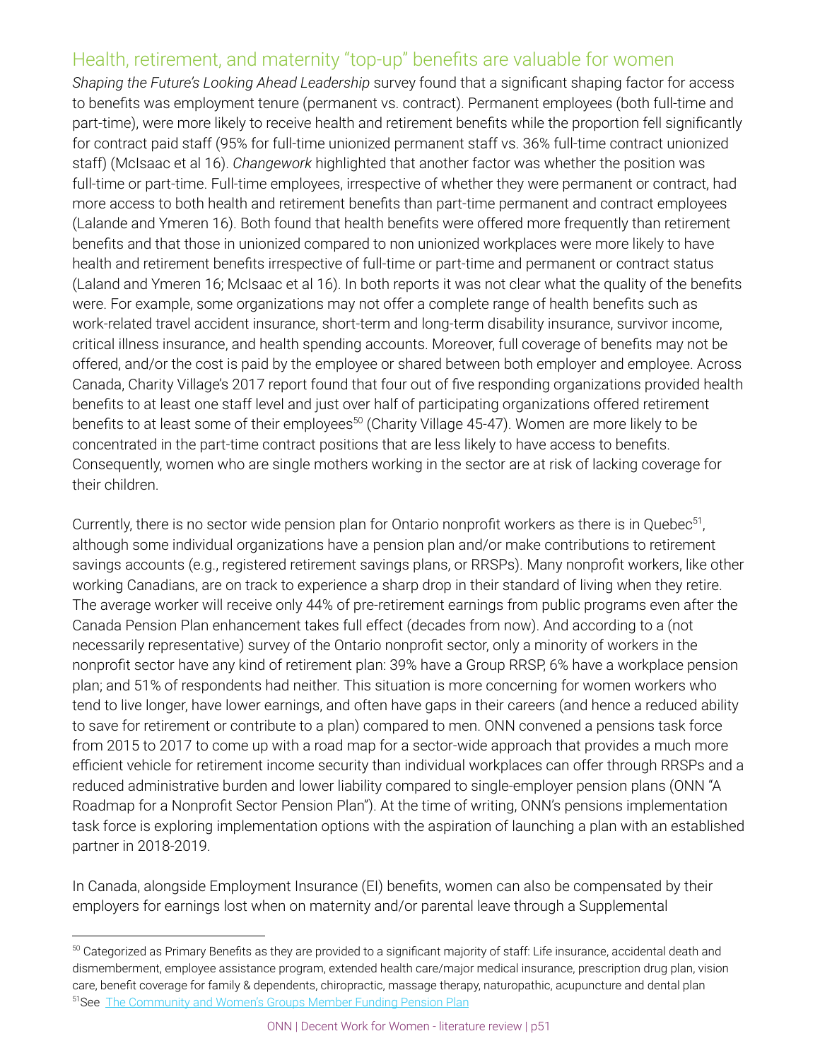## Health, retirement, and maternity "top-up" benefits are valuable for women

*Shaping the Future's Looking Ahead Leadership* survey found that a significant shaping factor for access to benefits was employment tenure (permanent vs. contract). Permanent employees (both full-time and part-time), were more likely to receive health and retirement benefits while the proportion fell significantly for contract paid staff (95% for full-time unionized permanent staff vs. 36% full-time contract unionized staff) (McIsaac et al 16). *Changework* highlighted that another factor was whether the position was full-time or part-time. Full-time employees, irrespective of whether they were permanent or contract, had more access to both health and retirement benefits than part-time permanent and contract employees (Lalande and Ymeren 16). Both found that health benefits were offered more frequently than retirement benefits and that those in unionized compared to non unionized workplaces were more likely to have health and retirement benefits irrespective of full-time or part-time and permanent or contract status (Laland and Ymeren 16; McIsaac et al 16). In both reports it was not clear what the quality of the benefits were. For example, some organizations may not offer a complete range of health benefits such as work-related travel accident insurance, short-term and long-term disability insurance, survivor income, critical illness insurance, and health spending accounts. Moreover, full coverage of benefits may not be offered, and/or the cost is paid by the employee or shared between both employer and employee. Across Canada, Charity Village's 2017 report found that four out of five responding organizations provided health benefits to at least one staff level and just over half of participating organizations offered retirement benefits to at least some of their employees[50] (Charity Village 45-47). Women are more likely to be concentrated in the part-time contract positions that are less likely to have access to benefits. Consequently, women who are single mothers working in the sector are at risk of lacking coverage for their children.

Currently, there is no sector wide pension plan for Ontario nonprofit workers as there is in Quebec[51], although some individual organizations have a pension plan and/or make contributions to retirement savings accounts (e.g., registered retirement savings plans, or RRSPs). Many nonprofit workers, like other working Canadians, are on track to experience a sharp drop in their standard of living when they retire. The average worker will receive only 44% of pre-retirement earnings from public programs even after the Canada Pension Plan enhancement takes full effect (decades from now). And according to a (not necessarily representative) survey of the Ontario nonprofit sector, only a minority of workers in the nonprofit sector have any kind of retirement plan: 39% have a Group RRSP, 6% have a workplace pension plan; and 51% of respondents had neither. This situation is more concerning for women workers who tend to live longer, have lower earnings, and often have gaps in their careers (and hence a reduced ability to save for retirement or contribute to a plan) compared to men. ONN convened a pensions task force from 2015 to 2017 to come up with a road map for a sector-wide approach that provides a much more efficient vehicle for retirement income security than individual workplaces can offer through RRSPs and a reduced administrative burden and lower liability compared to single-employer pension plans (ONN "A Roadmap for a Nonprofit Sector Pension Plan"). At the time of writing, ONN's pensions implementation task force is exploring implementation options with the aspiration of launching a plan with an established partner in 2018-2019.

In Canada, alongside Employment Insurance (EI) benefits, women can also be compensated by their employers for earnings lost when on maternity and/or parental leave through a Supplemental

---

[50] Categorized as Primary Benefits as they are provided to a significant majority of staff: Life insurance, accidental death and dismemberment, employee assistance program, extended health care/major medical insurance, prescription drug plan, vision care, benefit coverage for family & dependents, chiropractic, massage therapy, naturopathic, acupuncture and dental plan

[51] See The Community and Women's Groups Member Funding Pension Plan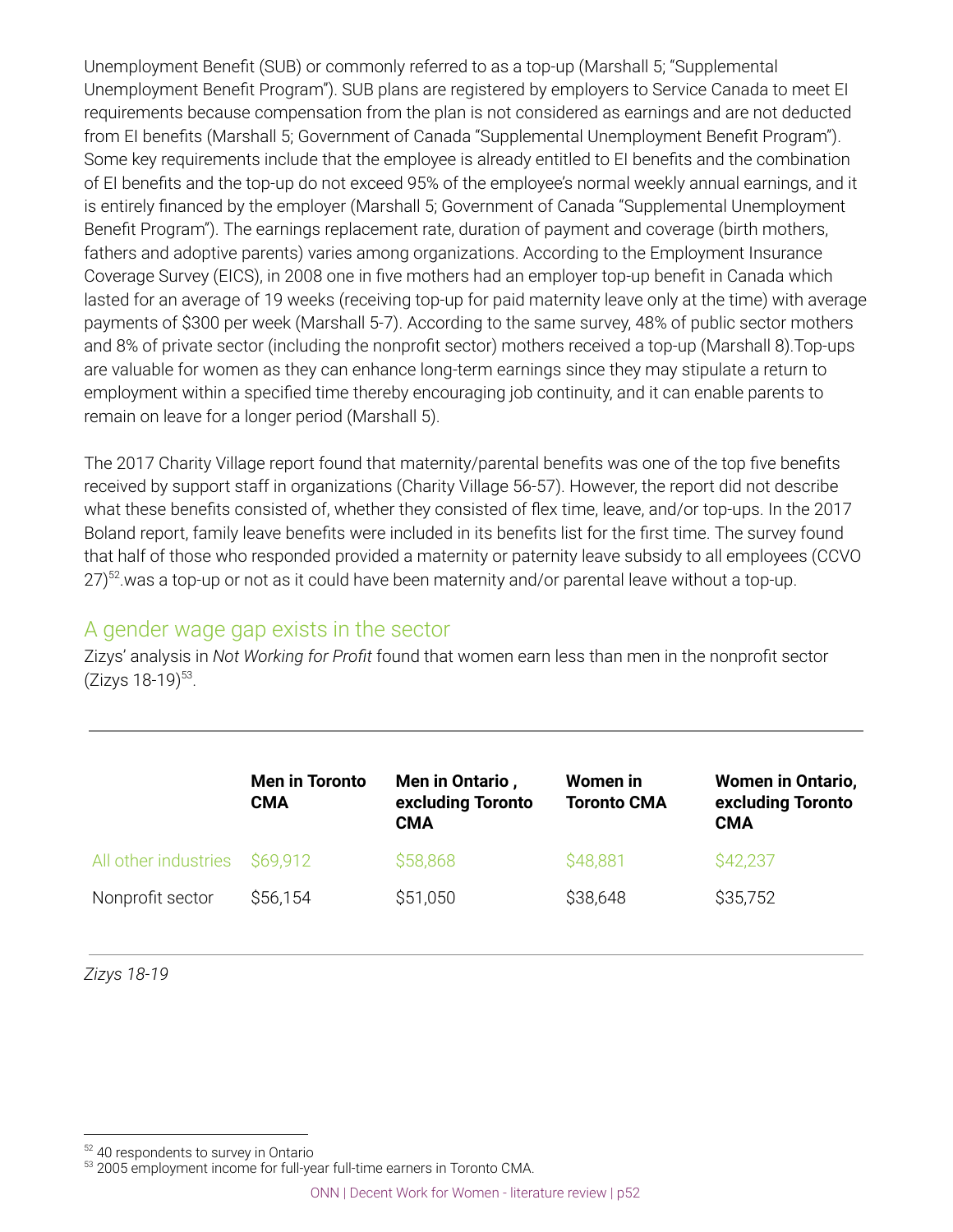Unemployment Benefit (SUB) or commonly referred to as a top-up (Marshall 5; "Supplemental Unemployment Benefit Program"). SUB plans are registered by employers to Service Canada to meet EI requirements because compensation from the plan is not considered as earnings and are not deducted from EI benefits (Marshall 5; Government of Canada "Supplemental Unemployment Benefit Program"). Some key requirements include that the employee is already entitled to EI benefits and the combination of EI benefits and the top-up do not exceed 95% of the employee's normal weekly annual earnings, and it is entirely financed by the employer (Marshall 5; Government of Canada "Supplemental Unemployment Benefit Program"). The earnings replacement rate, duration of payment and coverage (birth mothers, fathers and adoptive parents) varies among organizations. According to the Employment Insurance Coverage Survey (EICS), in 2008 one in five mothers had an employer top-up benefit in Canada which lasted for an average of 19 weeks (receiving top-up for paid maternity leave only at the time) with average payments of $300 per week (Marshall 5-7). According to the same survey, 48% of public sector mothers and 8% of private sector (including the nonprofit sector) mothers received a top-up (Marshall 8).Top-ups are valuable for women as they can enhance long-term earnings since they may stipulate a return to employment within a specified time thereby encouraging job continuity, and it can enable parents to remain on leave for a longer period (Marshall 5).

The 2017 Charity Village report found that maternity/parental benefits was one of the top five benefits received by support staff in organizations (Charity Village 56-57). However, the report did not describe what these benefits consisted of, whether they consisted of flex time, leave, and/or top-ups. In the 2017 Boland report, family leave benefits were included in its benefits list for the first time. The survey found that half of those who responded provided a maternity or paternity leave subsidy to all employees (CCVO 27)[52].was a top-up or not as it could have been maternity and/or parental leave without a top-up.

## A gender wage gap exists in the sector

Zizys' analysis in *Not Working for Profit* found that women earn less than men in the nonprofit sector (Zizys 18-19)[53].

| | **Men in Toronto CMA** | **Men in Ontario , excluding Toronto CMA** | **Women in Toronto CMA** | **Women in Ontario, excluding Toronto CMA** |
|---|---|---|---|---|
| All other industries | $69,912 | $58,868 | $48,881 | $42,237 |
| Nonprofit sector | $56,154 | $51,050 | $38,648 | $35,752 |

*Zizys 18-19*

[52] 40 respondents to survey in Ontario
[53] 2005 employment income for full-year full-time earners in Toronto CMA.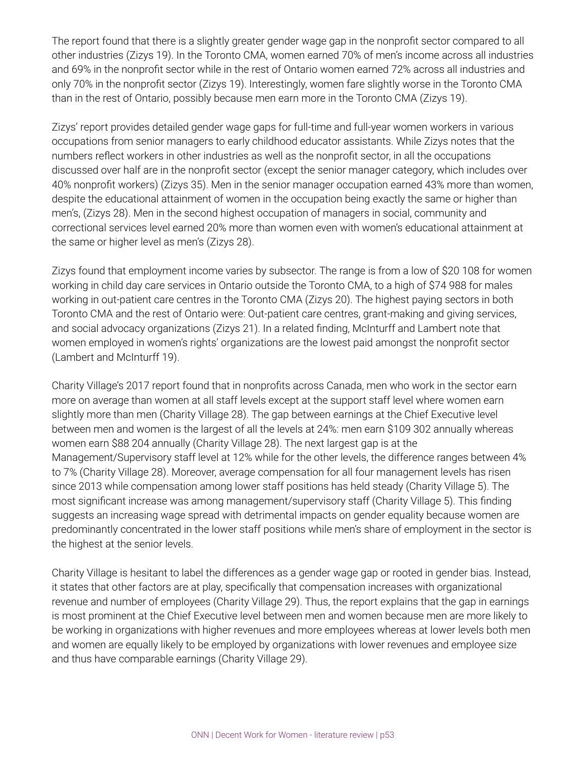The report found that there is a slightly greater gender wage gap in the nonprofit sector compared to all other industries (Zizys 19). In the Toronto CMA, women earned 70% of men's income across all industries and 69% in the nonprofit sector while in the rest of Ontario women earned 72% across all industries and only 70% in the nonprofit sector (Zizys 19). Interestingly, women fare slightly worse in the Toronto CMA than in the rest of Ontario, possibly because men earn more in the Toronto CMA (Zizys 19).

Zizys' report provides detailed gender wage gaps for full-time and full-year women workers in various occupations from senior managers to early childhood educator assistants. While Zizys notes that the numbers reflect workers in other industries as well as the nonprofit sector, in all the occupations discussed over half are in the nonprofit sector (except the senior manager category, which includes over 40% nonprofit workers) (Zizys 35). Men in the senior manager occupation earned 43% more than women, despite the educational attainment of women in the occupation being exactly the same or higher than men's, (Zizys 28). Men in the second highest occupation of managers in social, community and correctional services level earned 20% more than women even with women's educational attainment at the same or higher level as men's (Zizys 28).

Zizys found that employment income varies by subsector. The range is from a low of $20 108 for women working in child day care services in Ontario outside the Toronto CMA, to a high of $74 988 for males working in out-patient care centres in the Toronto CMA (Zizys 20). The highest paying sectors in both Toronto CMA and the rest of Ontario were: Out-patient care centres, grant-making and giving services, and social advocacy organizations (Zizys 21). In a related finding, McInturff and Lambert note that women employed in women's rights' organizations are the lowest paid amongst the nonprofit sector (Lambert and McInturff 19).

Charity Village's 2017 report found that in nonprofits across Canada, men who work in the sector earn more on average than women at all staff levels except at the support staff level where women earn slightly more than men (Charity Village 28). The gap between earnings at the Chief Executive level between men and women is the largest of all the levels at 24%: men earn $109 302 annually whereas women earn $88 204 annually (Charity Village 28). The next largest gap is at the Management/Supervisory staff level at 12% while for the other levels, the difference ranges between 4% to 7% (Charity Village 28). Moreover, average compensation for all four management levels has risen since 2013 while compensation among lower staff positions has held steady (Charity Village 5). The most significant increase was among management/supervisory staff (Charity Village 5). This finding suggests an increasing wage spread with detrimental impacts on gender equality because women are predominantly concentrated in the lower staff positions while men's share of employment in the sector is the highest at the senior levels.

Charity Village is hesitant to label the differences as a gender wage gap or rooted in gender bias. Instead, it states that other factors are at play, specifically that compensation increases with organizational revenue and number of employees (Charity Village 29). Thus, the report explains that the gap in earnings is most prominent at the Chief Executive level between men and women because men are more likely to be working in organizations with higher revenues and more employees whereas at lower levels both men and women are equally likely to be employed by organizations with lower revenues and employee size and thus have comparable earnings (Charity Village 29).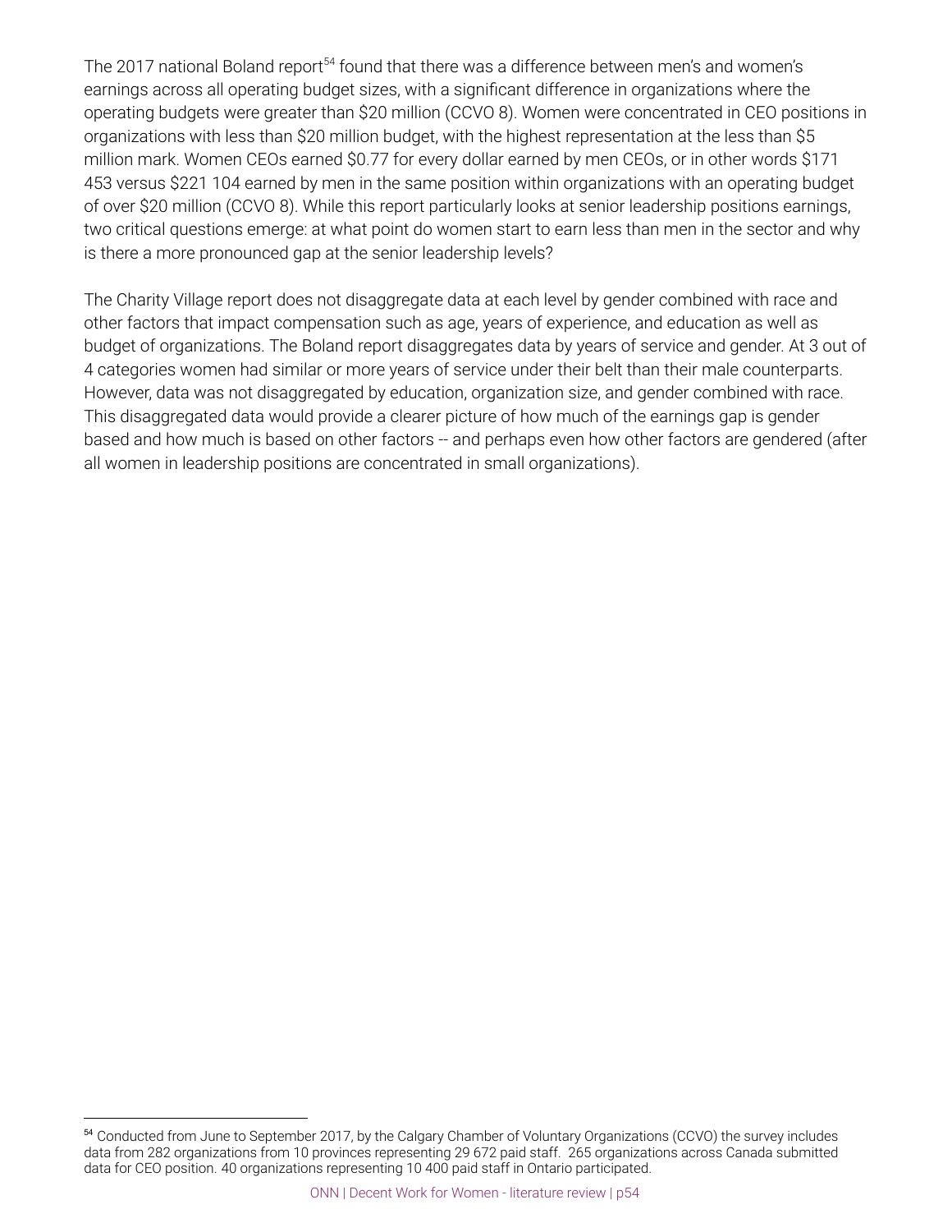The 2017 national Boland report[54] found that there was a difference between men's and women's earnings across all operating budget sizes, with a significant difference in organizations where the operating budgets were greater than $20 million (CCVO 8). Women were concentrated in CEO positions in organizations with less than $20 million budget, with the highest representation at the less than $5 million mark. Women CEOs earned $0.77 for every dollar earned by men CEOs, or in other words $171 453 versus $221 104 earned by men in the same position within organizations with an operating budget of over $20 million (CCVO 8). While this report particularly looks at senior leadership positions earnings, two critical questions emerge: at what point do women start to earn less than men in the sector and why is there a more pronounced gap at the senior leadership levels?

The Charity Village report does not disaggregate data at each level by gender combined with race and other factors that impact compensation such as age, years of experience, and education as well as budget of organizations. The Boland report disaggregates data by years of service and gender. At 3 out of 4 categories women had similar or more years of service under their belt than their male counterparts. However, data was not disaggregated by education, organization size, and gender combined with race. This disaggregated data would provide a clearer picture of how much of the earnings gap is gender based and how much is based on other factors -- and perhaps even how other factors are gendered (after all women in leadership positions are concentrated in small organizations).

[54] Conducted from June to September 2017, by the Calgary Chamber of Voluntary Organizations (CCVO) the survey includes data from 282 organizations from 10 provinces representing 29 672 paid staff. 265 organizations across Canada submitted data for CEO position. 40 organizations representing 10 400 paid staff in Ontario participated.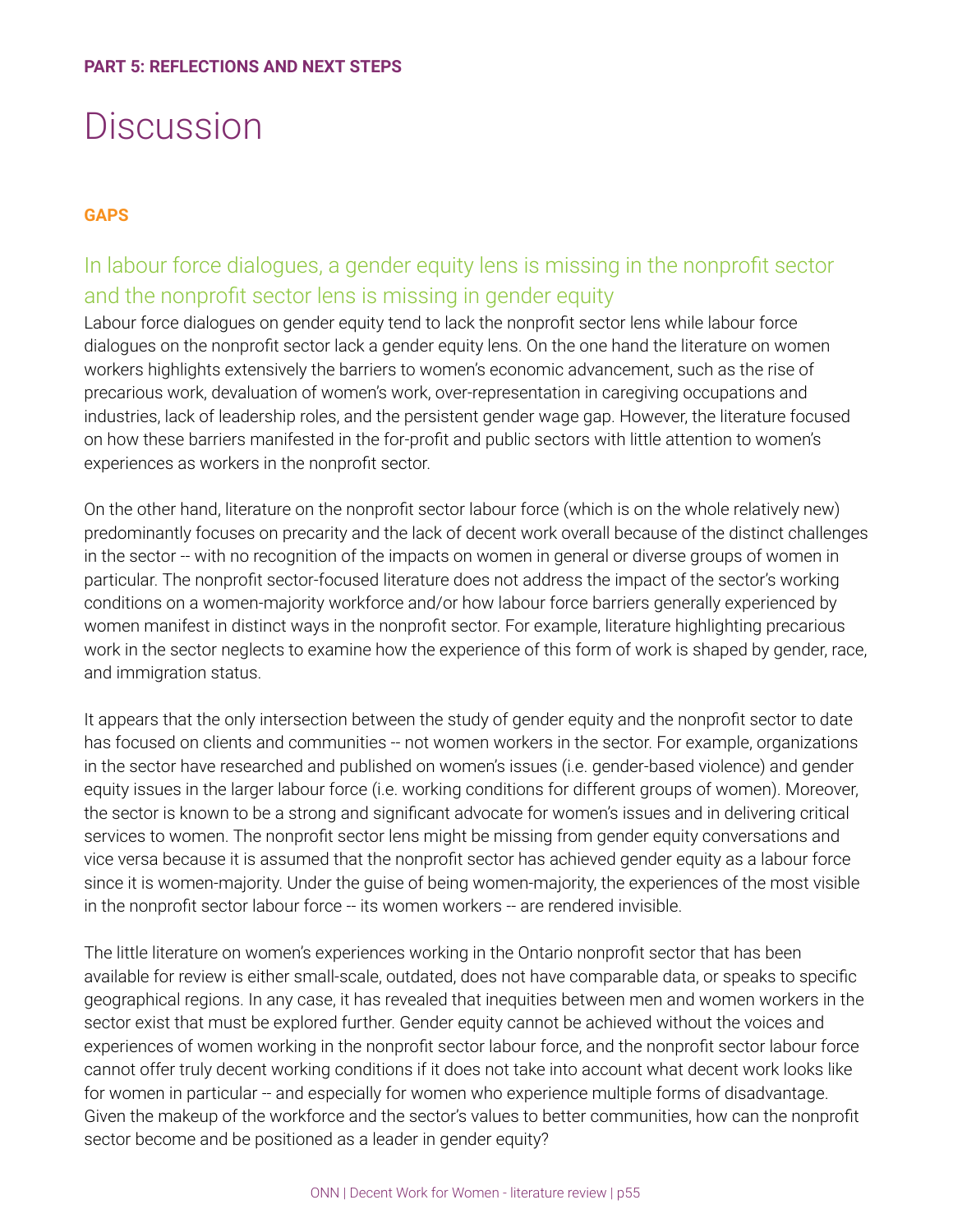PART 5: REFLECTIONS AND NEXT STEPS

# Discussion

## GAPS

### In labour force dialogues, a gender equity lens is missing in the nonprofit sector and the nonprofit sector lens is missing in gender equity

Labour force dialogues on gender equity tend to lack the nonprofit sector lens while labour force dialogues on the nonprofit sector lack a gender equity lens. On the one hand the literature on women workers highlights extensively the barriers to women's economic advancement, such as the rise of precarious work, devaluation of women's work, over-representation in caregiving occupations and industries, lack of leadership roles, and the persistent gender wage gap. However, the literature focused on how these barriers manifested in the for-profit and public sectors with little attention to women's experiences as workers in the nonprofit sector.

On the other hand, literature on the nonprofit sector labour force (which is on the whole relatively new) predominantly focuses on precarity and the lack of decent work overall because of the distinct challenges in the sector -- with no recognition of the impacts on women in general or diverse groups of women in particular. The nonprofit sector-focused literature does not address the impact of the sector's working conditions on a women-majority workforce and/or how labour force barriers generally experienced by women manifest in distinct ways in the nonprofit sector. For example, literature highlighting precarious work in the sector neglects to examine how the experience of this form of work is shaped by gender, race, and immigration status.

It appears that the only intersection between the study of gender equity and the nonprofit sector to date has focused on clients and communities -- not women workers in the sector. For example, organizations in the sector have researched and published on women's issues (i.e. gender-based violence) and gender equity issues in the larger labour force (i.e. working conditions for different groups of women). Moreover, the sector is known to be a strong and significant advocate for women's issues and in delivering critical services to women. The nonprofit sector lens might be missing from gender equity conversations and vice versa because it is assumed that the nonprofit sector has achieved gender equity as a labour force since it is women-majority. Under the guise of being women-majority, the experiences of the most visible in the nonprofit sector labour force -- its women workers -- are rendered invisible.

The little literature on women's experiences working in the Ontario nonprofit sector that has been available for review is either small-scale, outdated, does not have comparable data, or speaks to specific geographical regions. In any case, it has revealed that inequities between men and women workers in the sector exist that must be explored further. Gender equity cannot be achieved without the voices and experiences of women working in the nonprofit sector labour force, and the nonprofit sector labour force cannot offer truly decent working conditions if it does not take into account what decent work looks like for women in particular -- and especially for women who experience multiple forms of disadvantage. Given the makeup of the workforce and the sector's values to better communities, how can the nonprofit sector become and be positioned as a leader in gender equity?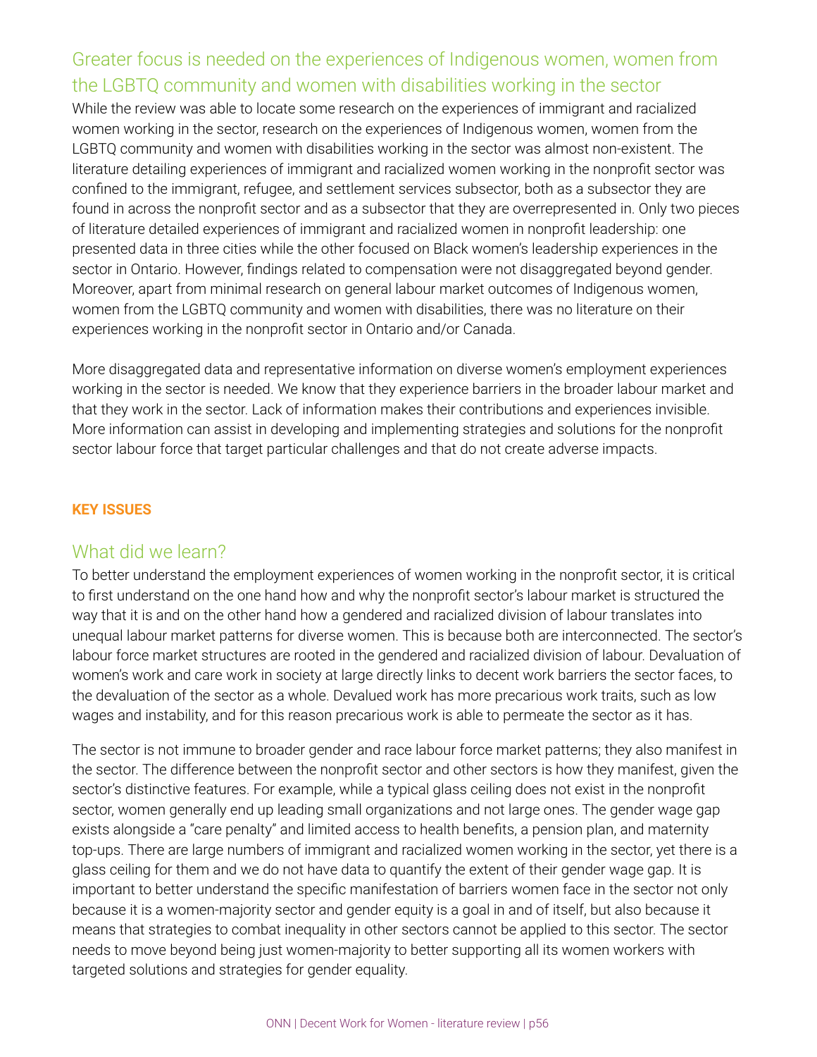## Greater focus is needed on the experiences of Indigenous women, women from the LGBTQ community and women with disabilities working in the sector

While the review was able to locate some research on the experiences of immigrant and racialized women working in the sector, research on the experiences of Indigenous women, women from the LGBTQ community and women with disabilities working in the sector was almost non-existent. The literature detailing experiences of immigrant and racialized women working in the nonprofit sector was confined to the immigrant, refugee, and settlement services subsector, both as a subsector they are found in across the nonprofit sector and as a subsector that they are overrepresented in. Only two pieces of literature detailed experiences of immigrant and racialized women in nonprofit leadership: one presented data in three cities while the other focused on Black women's leadership experiences in the sector in Ontario. However, findings related to compensation were not disaggregated beyond gender. Moreover, apart from minimal research on general labour market outcomes of Indigenous women, women from the LGBTQ community and women with disabilities, there was no literature on their experiences working in the nonprofit sector in Ontario and/or Canada.

More disaggregated data and representative information on diverse women's employment experiences working in the sector is needed. We know that they experience barriers in the broader labour market and that they work in the sector. Lack of information makes their contributions and experiences invisible. More information can assist in developing and implementing strategies and solutions for the nonprofit sector labour force that target particular challenges and that do not create adverse impacts.

**KEY ISSUES**

## What did we learn?

To better understand the employment experiences of women working in the nonprofit sector, it is critical to first understand on the one hand how and why the nonprofit sector's labour market is structured the way that it is and on the other hand how a gendered and racialized division of labour translates into unequal labour market patterns for diverse women. This is because both are interconnected. The sector's labour force market structures are rooted in the gendered and racialized division of labour. Devaluation of women's work and care work in society at large directly links to decent work barriers the sector faces, to the devaluation of the sector as a whole. Devalued work has more precarious work traits, such as low wages and instability, and for this reason precarious work is able to permeate the sector as it has.

The sector is not immune to broader gender and race labour force market patterns; they also manifest in the sector. The difference between the nonprofit sector and other sectors is how they manifest, given the sector's distinctive features. For example, while a typical glass ceiling does not exist in the nonprofit sector, women generally end up leading small organizations and not large ones. The gender wage gap exists alongside a "care penalty" and limited access to health benefits, a pension plan, and maternity top-ups. There are large numbers of immigrant and racialized women working in the sector, yet there is a glass ceiling for them and we do not have data to quantify the extent of their gender wage gap. It is important to better understand the specific manifestation of barriers women face in the sector not only because it is a women-majority sector and gender equity is a goal in and of itself, but also because it means that strategies to combat inequality in other sectors cannot be applied to this sector. The sector needs to move beyond being just women-majority to better supporting all its women workers with targeted solutions and strategies for gender equality.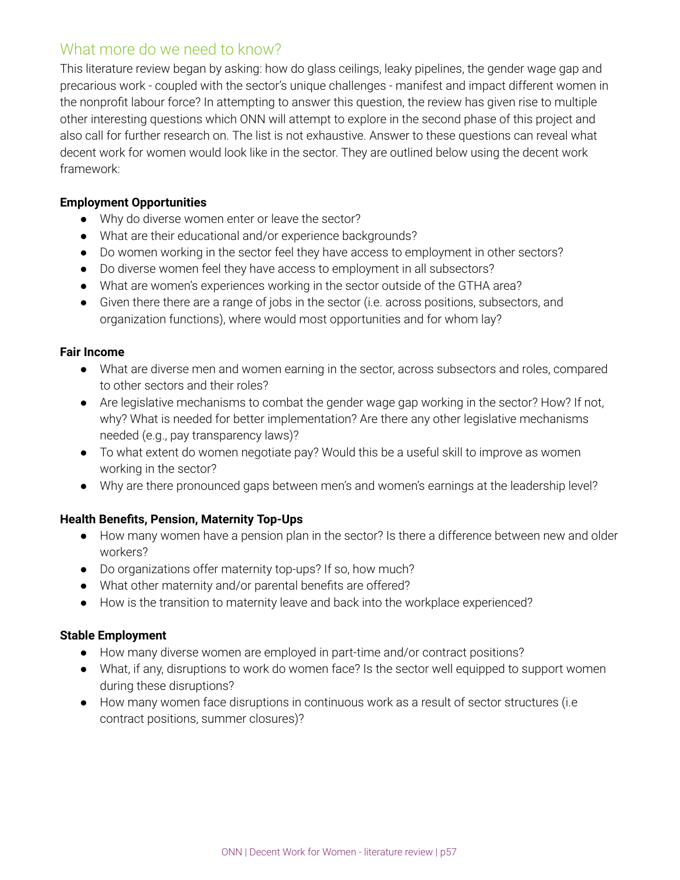## What more do we need to know?

This literature review began by asking: how do glass ceilings, leaky pipelines, the gender wage gap and precarious work - coupled with the sector's unique challenges - manifest and impact different women in the nonprofit labour force? In attempting to answer this question, the review has given rise to multiple other interesting questions which ONN will attempt to explore in the second phase of this project and also call for further research on. The list is not exhaustive. Answer to these questions can reveal what decent work for women would look like in the sector. They are outlined below using the decent work framework:

**Employment Opportunities**

- Why do diverse women enter or leave the sector?
- What are their educational and/or experience backgrounds?
- Do women working in the sector feel they have access to employment in other sectors?
- Do diverse women feel they have access to employment in all subsectors?
- What are women's experiences working in the sector outside of the GTHA area?
- Given there there are a range of jobs in the sector (i.e. across positions, subsectors, and organization functions), where would most opportunities and for whom lay?

**Fair Income**

- What are diverse men and women earning in the sector, across subsectors and roles, compared to other sectors and their roles?
- Are legislative mechanisms to combat the gender wage gap working in the sector? How? If not, why? What is needed for better implementation? Are there any other legislative mechanisms needed (e.g., pay transparency laws)?
- To what extent do women negotiate pay? Would this be a useful skill to improve as women working in the sector?
- Why are there pronounced gaps between men's and women's earnings at the leadership level?

**Health Benefits, Pension, Maternity Top-Ups**

- How many women have a pension plan in the sector? Is there a difference between new and older workers?
- Do organizations offer maternity top-ups? If so, how much?
- What other maternity and/or parental benefits are offered?
- How is the transition to maternity leave and back into the workplace experienced?

**Stable Employment**

- How many diverse women are employed in part-time and/or contract positions?
- What, if any, disruptions to work do women face? Is the sector well equipped to support women during these disruptions?
- How many women face disruptions in continuous work as a result of sector structures (i.e contract positions, summer closures)?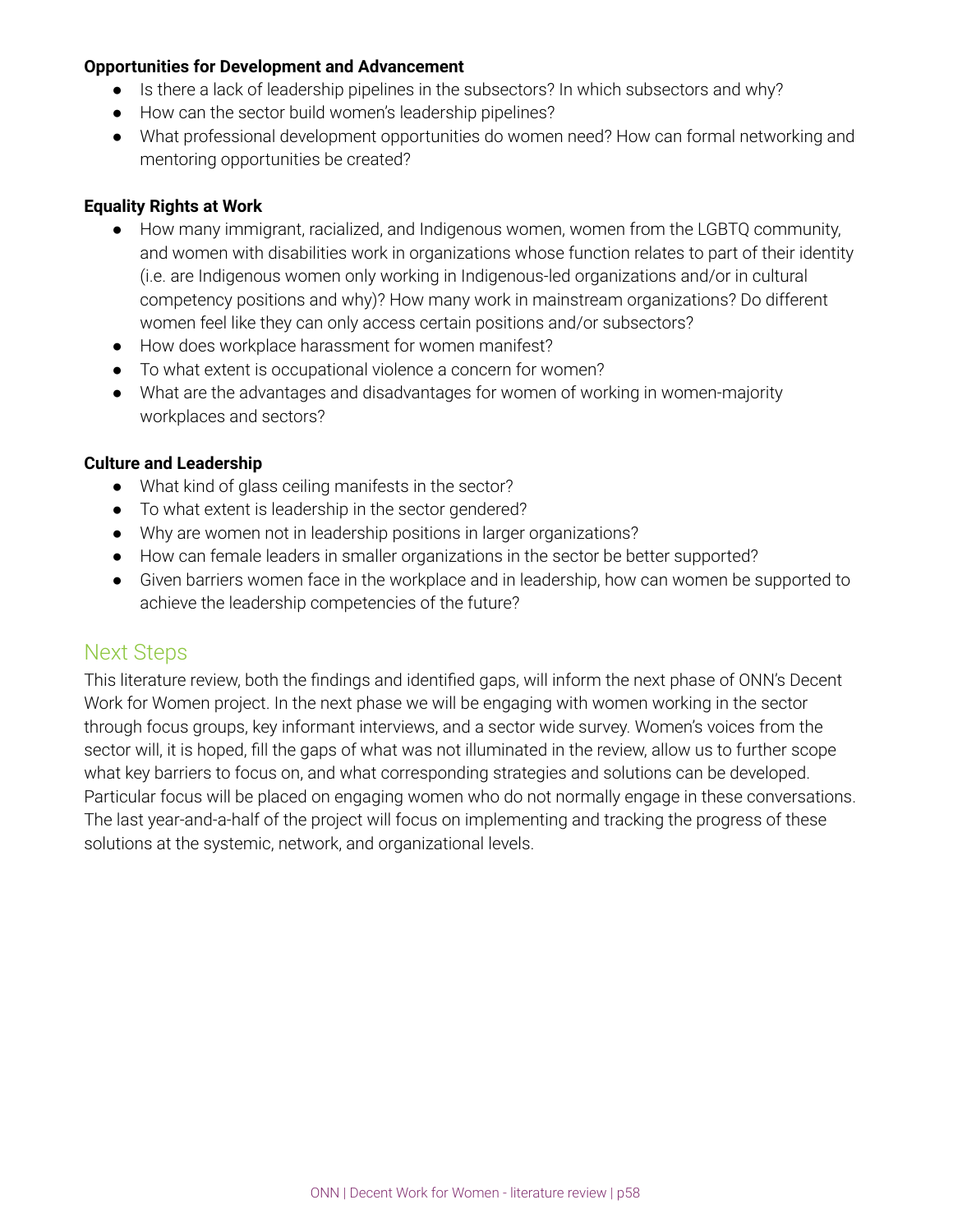**Opportunities for Development and Advancement**

- Is there a lack of leadership pipelines in the subsectors? In which subsectors and why?
- How can the sector build women's leadership pipelines?
- What professional development opportunities do women need? How can formal networking and mentoring opportunities be created?

**Equality Rights at Work**

- How many immigrant, racialized, and Indigenous women, women from the LGBTQ community, and women with disabilities work in organizations whose function relates to part of their identity (i.e. are Indigenous women only working in Indigenous-led organizations and/or in cultural competency positions and why)? How many work in mainstream organizations? Do different women feel like they can only access certain positions and/or subsectors?
- How does workplace harassment for women manifest?
- To what extent is occupational violence a concern for women?
- What are the advantages and disadvantages for women of working in women-majority workplaces and sectors?

**Culture and Leadership**

- What kind of glass ceiling manifests in the sector?
- To what extent is leadership in the sector gendered?
- Why are women not in leadership positions in larger organizations?
- How can female leaders in smaller organizations in the sector be better supported?
- Given barriers women face in the workplace and in leadership, how can women be supported to achieve the leadership competencies of the future?

## Next Steps

This literature review, both the findings and identified gaps, will inform the next phase of ONN's Decent Work for Women project. In the next phase we will be engaging with women working in the sector through focus groups, key informant interviews, and a sector wide survey. Women's voices from the sector will, it is hoped, fill the gaps of what was not illuminated in the review, allow us to further scope what key barriers to focus on, and what corresponding strategies and solutions can be developed. Particular focus will be placed on engaging women who do not normally engage in these conversations. The last year-and-a-half of the project will focus on implementing and tracking the progress of these solutions at the systemic, network, and organizational levels.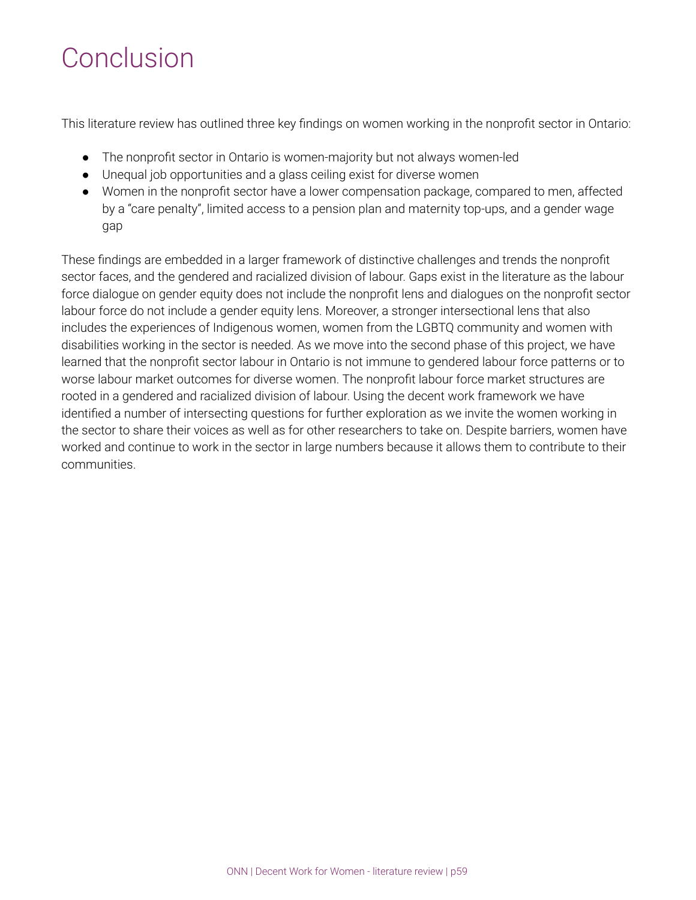# Conclusion

This literature review has outlined three key findings on women working in the nonprofit sector in Ontario:

- The nonprofit sector in Ontario is women-majority but not always women-led
- Unequal job opportunities and a glass ceiling exist for diverse women
- Women in the nonprofit sector have a lower compensation package, compared to men, affected by a "care penalty", limited access to a pension plan and maternity top-ups, and a gender wage gap

These findings are embedded in a larger framework of distinctive challenges and trends the nonprofit sector faces, and the gendered and racialized division of labour. Gaps exist in the literature as the labour force dialogue on gender equity does not include the nonprofit lens and dialogues on the nonprofit sector labour force do not include a gender equity lens. Moreover, a stronger intersectional lens that also includes the experiences of Indigenous women, women from the LGBTQ community and women with disabilities working in the sector is needed. As we move into the second phase of this project, we have learned that the nonprofit sector labour in Ontario is not immune to gendered labour force patterns or to worse labour market outcomes for diverse women. The nonprofit labour force market structures are rooted in a gendered and racialized division of labour. Using the decent work framework we have identified a number of intersecting questions for further exploration as we invite the women working in the sector to share their voices as well as for other researchers to take on. Despite barriers, women have worked and continue to work in the sector in large numbers because it allows them to contribute to their communities.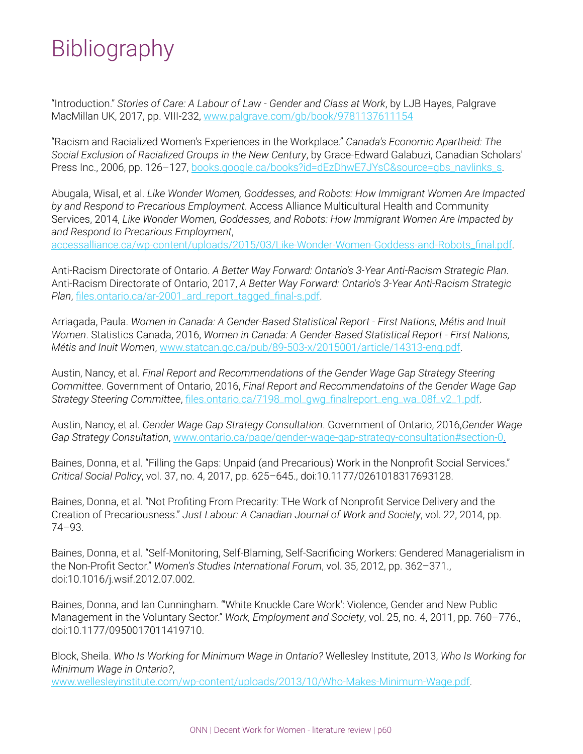# Bibliography

"Introduction." *Stories of Care: A Labour of Law - Gender and Class at Work*, by LJB Hayes, Palgrave MacMillan UK, 2017, pp. VIII-232, www.palgrave.com/gb/book/9781137611154

"Racism and Racialized Women's Experiences in the Workplace." *Canada's Economic Apartheid: The Social Exclusion of Racialized Groups in the New Century*, by Grace-Edward Galabuzi, Canadian Scholars' Press Inc., 2006, pp. 126–127, books.google.ca/books?id=dEzDhwE7JYsC&source=gbs_navlinks_s.

Abugala, Wisal, et al. *Like Wonder Women, Goddesses, and Robots: How Immigrant Women Are Impacted by and Respond to Precarious Employment*. Access Alliance Multicultural Health and Community Services, 2014, *Like Wonder Women, Goddesses, and Robots: How Immigrant Women Are Impacted by and Respond to Precarious Employment*, accessalliance.ca/wp-content/uploads/2015/03/Like-Wonder-Women-Goddess-and-Robots_final.pdf.

Anti-Racism Directorate of Ontario. *A Better Way Forward: Ontario's 3-Year Anti-Racism Strategic Plan*. Anti-Racism Directorate of Ontario, 2017, *A Better Way Forward: Ontario's 3-Year Anti-Racism Strategic Plan*, files.ontario.ca/ar-2001_ard_report_tagged_final-s.pdf.

Arriagada, Paula. *Women in Canada: A Gender-Based Statistical Report - First Nations, Métis and Inuit Women*. Statistics Canada, 2016, *Women in Canada: A Gender-Based Statistical Report - First Nations, Métis and Inuit Women*, www.statcan.gc.ca/pub/89-503-x/2015001/article/14313-eng.pdf.

Austin, Nancy, et al. *Final Report and Recommendations of the Gender Wage Gap Strategy Steering Committee*. Government of Ontario, 2016, *Final Report and Recommendatoins of the Gender Wage Gap Strategy Steering Committee*, files.ontario.ca/7198_mol_gwg_finalreport_eng_wa_08f_v2_1.pdf.

Austin, Nancy, et al. *Gender Wage Gap Strategy Consultation*. Government of Ontario, 2016,*Gender Wage Gap Strategy Consultation*, www.ontario.ca/page/gender-wage-gap-strategy-consultation#section-0.

Baines, Donna, et al. "Filling the Gaps: Unpaid (and Precarious) Work in the Nonprofit Social Services." *Critical Social Policy*, vol. 37, no. 4, 2017, pp. 625–645., doi:10.1177/0261018317693128.

Baines, Donna, et al. "Not Profiting From Precarity: THe Work of Nonprofit Service Delivery and the Creation of Precariousness." *Just Labour: A Canadian Journal of Work and Society*, vol. 22, 2014, pp. 74–93.

Baines, Donna, et al. "Self-Monitoring, Self-Blaming, Self-Sacrificing Workers: Gendered Managerialism in the Non-Profit Sector." *Women's Studies International Forum*, vol. 35, 2012, pp. 362–371., doi:10.1016/j.wsif.2012.07.002.

Baines, Donna, and Ian Cunningham. "'White Knuckle Care Work': Violence, Gender and New Public Management in the Voluntary Sector." *Work, Employment and Society*, vol. 25, no. 4, 2011, pp. 760–776., doi:10.1177/0950017011419710.

Block, Sheila. *Who Is Working for Minimum Wage in Ontario?* Wellesley Institute, 2013, *Who Is Working for Minimum Wage in Ontario?*, www.wellesleyinstitute.com/wp-content/uploads/2013/10/Who-Makes-Minimum-Wage.pdf.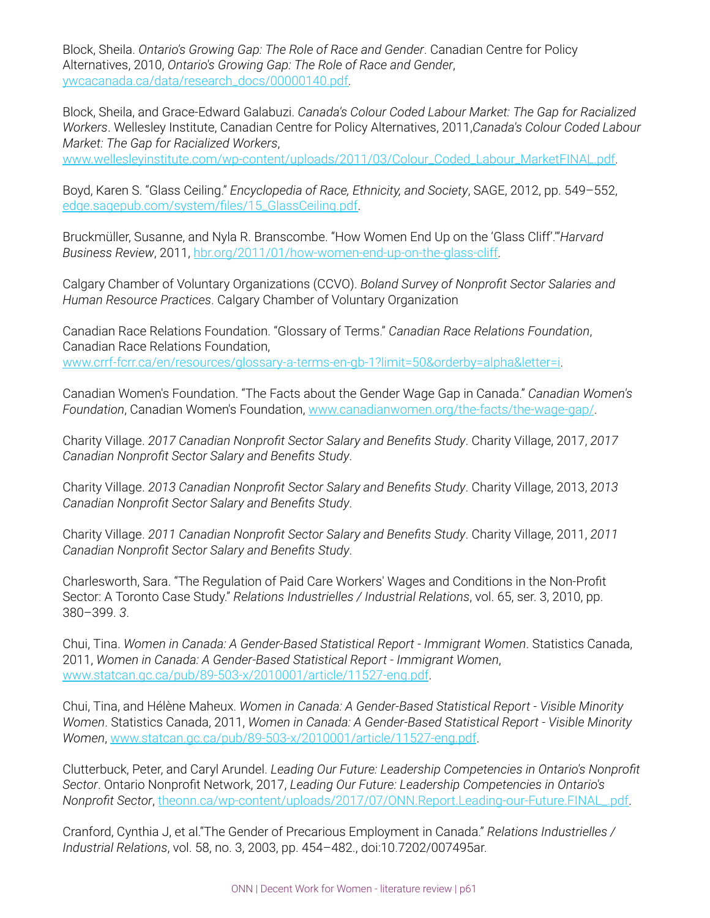Block, Sheila. *Ontario's Growing Gap: The Role of Race and Gender*. Canadian Centre for Policy Alternatives, 2010, *Ontario's Growing Gap: The Role of Race and Gender*, ywcacanada.ca/data/research_docs/00000140.pdf.

Block, Sheila, and Grace-Edward Galabuzi. *Canada's Colour Coded Labour Market: The Gap for Racialized Workers*. Wellesley Institute, Canadian Centre for Policy Alternatives, 2011,*Canada's Colour Coded Labour Market: The Gap for Racialized Workers*, www.wellesleyinstitute.com/wp-content/uploads/2011/03/Colour_Coded_Labour_MarketFINAL.pdf.

Boyd, Karen S. "Glass Ceiling." *Encyclopedia of Race, Ethnicity, and Society*, SAGE, 2012, pp. 549–552, edge.sagepub.com/system/files/15_GlassCeiling.pdf.

Bruckmüller, Susanne, and Nyla R. Branscombe. "How Women End Up on the 'Glass Cliff'."*Harvard Business Review*, 2011, hbr.org/2011/01/how-women-end-up-on-the-glass-cliff.

Calgary Chamber of Voluntary Organizations (CCVO). *Boland Survey of Nonprofit Sector Salaries and Human Resource Practices*. Calgary Chamber of Voluntary Organization

Canadian Race Relations Foundation. "Glossary of Terms." *Canadian Race Relations Foundation*, Canadian Race Relations Foundation, www.crrf-fcrr.ca/en/resources/glossary-a-terms-en-gb-1?limit=50&orderby=alpha&letter=i.

Canadian Women's Foundation. "The Facts about the Gender Wage Gap in Canada." *Canadian Women's Foundation*, Canadian Women's Foundation, www.canadianwomen.org/the-facts/the-wage-gap/.

Charity Village. *2017 Canadian Nonprofit Sector Salary and Benefits Study*. Charity Village, 2017, *2017 Canadian Nonprofit Sector Salary and Benefits Study*.

Charity Village. *2013 Canadian Nonprofit Sector Salary and Benefits Study*. Charity Village, 2013, *2013 Canadian Nonprofit Sector Salary and Benefits Study*.

Charity Village. *2011 Canadian Nonprofit Sector Salary and Benefits Study*. Charity Village, 2011, *2011 Canadian Nonprofit Sector Salary and Benefits Study*.

Charlesworth, Sara. "The Regulation of Paid Care Workers' Wages and Conditions in the Non-Profit Sector: A Toronto Case Study." *Relations Industrielles / Industrial Relations*, vol. 65, ser. 3, 2010, pp. 380–399. *3*.

Chui, Tina. *Women in Canada: A Gender-Based Statistical Report - Immigrant Women*. Statistics Canada, 2011, *Women in Canada: A Gender-Based Statistical Report - Immigrant Women*, www.statcan.gc.ca/pub/89-503-x/2010001/article/11527-eng.pdf.

Chui, Tina, and Hélène Maheux. *Women in Canada: A Gender-Based Statistical Report - Visible Minority Women*. Statistics Canada, 2011, *Women in Canada: A Gender-Based Statistical Report - Visible Minority Women*, www.statcan.gc.ca/pub/89-503-x/2010001/article/11527-eng.pdf.

Clutterbuck, Peter, and Caryl Arundel. *Leading Our Future: Leadership Competencies in Ontario's Nonprofit Sector*. Ontario Nonprofit Network, 2017, *Leading Our Future: Leadership Competencies in Ontario's Nonprofit Sector*, theonn.ca/wp-content/uploads/2017/07/ONN.Report.Leading-our-Future.FINAL_.pdf.

Cranford, Cynthia J, et al."The Gender of Precarious Employment in Canada." *Relations Industrielles / Industrial Relations*, vol. 58, no. 3, 2003, pp. 454–482., doi:10.7202/007495ar.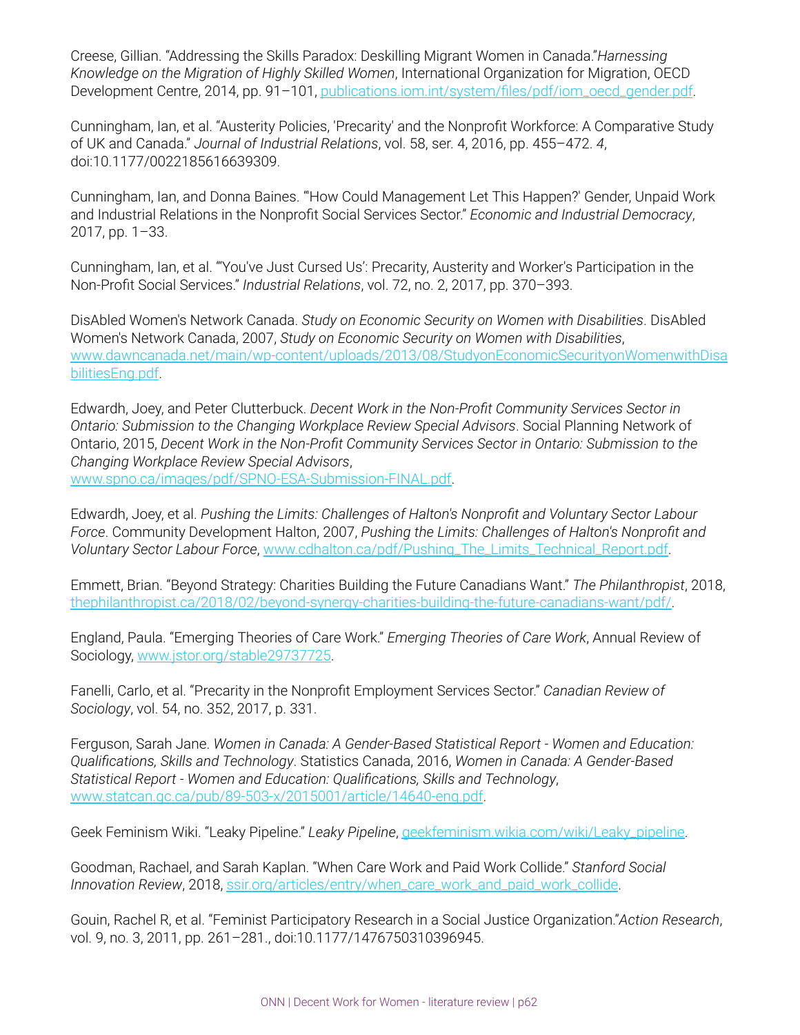Creese, Gillian. "Addressing the Skills Paradox: Deskilling Migrant Women in Canada."*Harnessing Knowledge on the Migration of Highly Skilled Women*, International Organization for Migration, OECD Development Centre, 2014, pp. 91–101, publications.iom.int/system/files/pdf/iom_oecd_gender.pdf.

Cunningham, Ian, et al. "Austerity Policies, 'Precarity' and the Nonprofit Workforce: A Comparative Study of UK and Canada." *Journal of Industrial Relations*, vol. 58, ser. 4, 2016, pp. 455–472. *4*, doi:10.1177/0022185616639309.

Cunningham, Ian, and Donna Baines. "'How Could Management Let This Happen?' Gender, Unpaid Work and Industrial Relations in the Nonprofit Social Services Sector." *Economic and Industrial Democracy*, 2017, pp. 1–33.

Cunningham, Ian, et al. "'You've Just Cursed Us': Precarity, Austerity and Worker's Participation in the Non-Profit Social Services." *Industrial Relations*, vol. 72, no. 2, 2017, pp. 370–393.

DisAbled Women's Network Canada. *Study on Economic Security on Women with Disabilities*. DisAbled Women's Network Canada, 2007, *Study on Economic Security on Women with Disabilities*, www.dawncanada.net/main/wp-content/uploads/2013/08/StudyonEconomicSecurityonWomenwithDisabilitiesEng.pdf.

Edwardh, Joey, and Peter Clutterbuck. *Decent Work in the Non-Profit Community Services Sector in Ontario: Submission to the Changing Workplace Review Special Advisors*. Social Planning Network of Ontario, 2015, *Decent Work in the Non-Profit Community Services Sector in Ontario: Submission to the Changing Workplace Review Special Advisors*, www.spno.ca/images/pdf/SPNO-ESA-Submission-FINAL.pdf.

Edwardh, Joey, et al. *Pushing the Limits: Challenges of Halton's Nonprofit and Voluntary Sector Labour Force*. Community Development Halton, 2007, *Pushing the Limits: Challenges of Halton's Nonprofit and Voluntary Sector Labour Force*, www.cdhalton.ca/pdf/Pushing_The_Limits_Technical_Report.pdf.

Emmett, Brian. "Beyond Strategy: Charities Building the Future Canadians Want." *The Philanthropist*, 2018, thephilanthropist.ca/2018/02/beyond-synergy-charities-building-the-future-canadians-want/pdf/.

England, Paula. "Emerging Theories of Care Work." *Emerging Theories of Care Work*, Annual Review of Sociology, www.jstor.org/stable29737725.

Fanelli, Carlo, et al. "Precarity in the Nonprofit Employment Services Sector." *Canadian Review of Sociology*, vol. 54, no. 352, 2017, p. 331.

Ferguson, Sarah Jane. *Women in Canada: A Gender-Based Statistical Report - Women and Education: Qualifications, Skills and Technology*. Statistics Canada, 2016, *Women in Canada: A Gender-Based Statistical Report - Women and Education: Qualifications, Skills and Technology*, www.statcan.gc.ca/pub/89-503-x/2015001/article/14640-eng.pdf.

Geek Feminism Wiki. "Leaky Pipeline." *Leaky Pipeline*, geekfeminism.wikia.com/wiki/Leaky_pipeline.

Goodman, Rachael, and Sarah Kaplan. "When Care Work and Paid Work Collide." *Stanford Social Innovation Review*, 2018, ssir.org/articles/entry/when_care_work_and_paid_work_collide.

Gouin, Rachel R, et al. "Feminist Participatory Research in a Social Justice Organization."*Action Research*, vol. 9, no. 3, 2011, pp. 261–281., doi:10.1177/1476750310396945.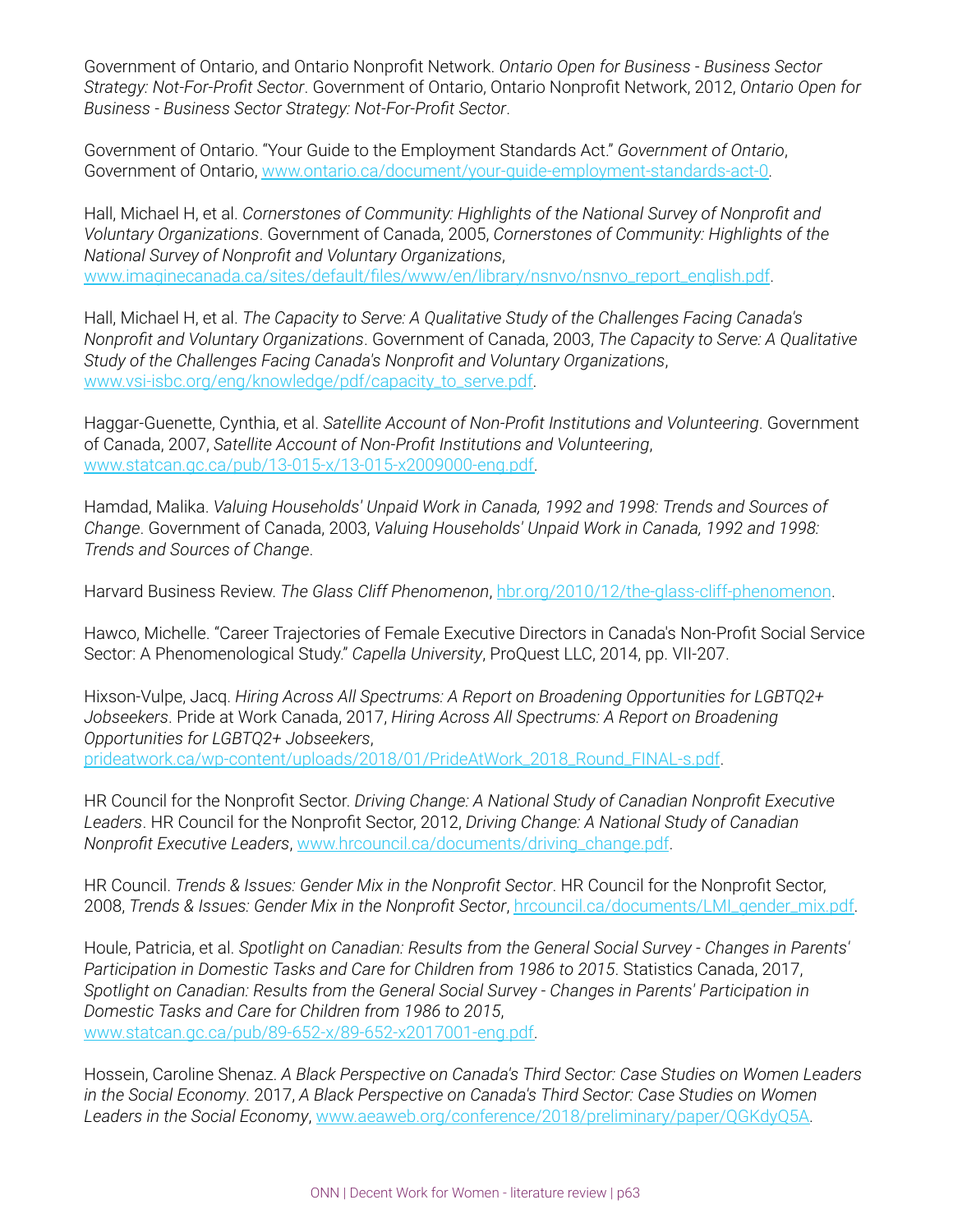Government of Ontario, and Ontario Nonprofit Network. *Ontario Open for Business - Business Sector Strategy: Not-For-Profit Sector*. Government of Ontario, Ontario Nonprofit Network, 2012, *Ontario Open for Business - Business Sector Strategy: Not-For-Profit Sector*.

Government of Ontario. "Your Guide to the Employment Standards Act." *Government of Ontario*, Government of Ontario, [www.ontario.ca/document/your-guide-employment-standards-act-0](www.ontario.ca/document/your-guide-employment-standards-act-0).

Hall, Michael H, et al. *Cornerstones of Community: Highlights of the National Survey of Nonprofit and Voluntary Organizations*. Government of Canada, 2005, *Cornerstones of Community: Highlights of the National Survey of Nonprofit and Voluntary Organizations*, [www.imaginecanada.ca/sites/default/files/www/en/library/nsnvo/nsnvo_report_english.pdf](www.imaginecanada.ca/sites/default/files/www/en/library/nsnvo/nsnvo_report_english.pdf).

Hall, Michael H, et al. *The Capacity to Serve: A Qualitative Study of the Challenges Facing Canada's Nonprofit and Voluntary Organizations*. Government of Canada, 2003, *The Capacity to Serve: A Qualitative Study of the Challenges Facing Canada's Nonprofit and Voluntary Organizations*, [www.vsi-isbc.org/eng/knowledge/pdf/capacity_to_serve.pdf](www.vsi-isbc.org/eng/knowledge/pdf/capacity_to_serve.pdf).

Haggar-Guenette, Cynthia, et al. *Satellite Account of Non-Profit Institutions and Volunteering*. Government of Canada, 2007, *Satellite Account of Non-Profit Institutions and Volunteering*, [www.statcan.gc.ca/pub/13-015-x/13-015-x2009000-eng.pdf](www.statcan.gc.ca/pub/13-015-x/13-015-x2009000-eng.pdf).

Hamdad, Malika. *Valuing Households' Unpaid Work in Canada, 1992 and 1998: Trends and Sources of Change*. Government of Canada, 2003, *Valuing Households' Unpaid Work in Canada, 1992 and 1998: Trends and Sources of Change*.

Harvard Business Review. *The Glass Cliff Phenomenon*, [hbr.org/2010/12/the-glass-cliff-phenomenon](hbr.org/2010/12/the-glass-cliff-phenomenon).

Hawco, Michelle. "Career Trajectories of Female Executive Directors in Canada's Non-Profit Social Service Sector: A Phenomenological Study." *Capella University*, ProQuest LLC, 2014, pp. VII-207.

Hixson-Vulpe, Jacq. *Hiring Across All Spectrums: A Report on Broadening Opportunities for LGBTQ2+ Jobseekers*. Pride at Work Canada, 2017, *Hiring Across All Spectrums: A Report on Broadening Opportunities for LGBTQ2+ Jobseekers*, [prideatwork.ca/wp-content/uploads/2018/01/PrideAtWork_2018_Round_FINAL-s.pdf](prideatwork.ca/wp-content/uploads/2018/01/PrideAtWork_2018_Round_FINAL-s.pdf).

HR Council for the Nonprofit Sector. *Driving Change: A National Study of Canadian Nonprofit Executive Leaders*. HR Council for the Nonprofit Sector, 2012, *Driving Change: A National Study of Canadian Nonprofit Executive Leaders*, [www.hrcouncil.ca/documents/driving_change.pdf](www.hrcouncil.ca/documents/driving_change.pdf).

HR Council. *Trends & Issues: Gender Mix in the Nonprofit Sector*. HR Council for the Nonprofit Sector, 2008, *Trends & Issues: Gender Mix in the Nonprofit Sector*, [hrcouncil.ca/documents/LMI_gender_mix.pdf](hrcouncil.ca/documents/LMI_gender_mix.pdf).

Houle, Patricia, et al. *Spotlight on Canadian: Results from the General Social Survey - Changes in Parents' Participation in Domestic Tasks and Care for Children from 1986 to 2015*. Statistics Canada, 2017, *Spotlight on Canadian: Results from the General Social Survey - Changes in Parents' Participation in Domestic Tasks and Care for Children from 1986 to 2015*, [www.statcan.gc.ca/pub/89-652-x/89-652-x2017001-eng.pdf](www.statcan.gc.ca/pub/89-652-x/89-652-x2017001-eng.pdf).

Hossein, Caroline Shenaz. *A Black Perspective on Canada's Third Sector: Case Studies on Women Leaders in the Social Economy*. 2017, *A Black Perspective on Canada's Third Sector: Case Studies on Women Leaders in the Social Economy*, [www.aeaweb.org/conference/2018/preliminary/paper/QGKdyQ5A](www.aeaweb.org/conference/2018/preliminary/paper/QGKdyQ5A).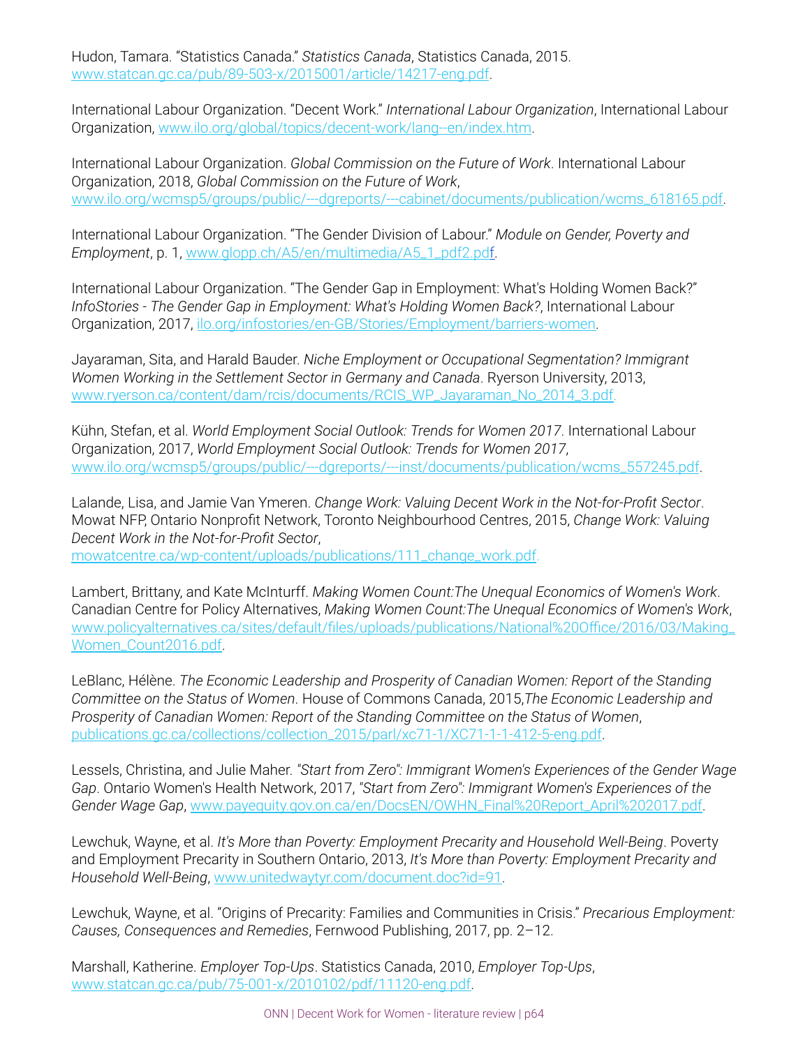Hudon, Tamara. “Statistics Canada.” *Statistics Canada*, Statistics Canada, 2015. www.statcan.gc.ca/pub/89-503-x/2015001/article/14217-eng.pdf.

International Labour Organization. “Decent Work.” *International Labour Organization*, International Labour Organization, www.ilo.org/global/topics/decent-work/lang--en/index.htm.

International Labour Organization. *Global Commission on the Future of Work*. International Labour Organization, 2018, *Global Commission on the Future of Work*, www.ilo.org/wcmsp5/groups/public/---dgreports/---cabinet/documents/publication/wcms_618165.pdf.

International Labour Organization. “The Gender Division of Labour.” *Module on Gender, Poverty and Employment*, p. 1, www.glopp.ch/A5/en/multimedia/A5_1_pdf2.pdf.

International Labour Organization. “The Gender Gap in Employment: What's Holding Women Back?” *InfoStories - The Gender Gap in Employment: What's Holding Women Back?*, International Labour Organization, 2017, ilo.org/infostories/en-GB/Stories/Employment/barriers-women.

Jayaraman, Sita, and Harald Bauder. *Niche Employment or Occupational Segmentation? Immigrant Women Working in the Settlement Sector in Germany and Canada*. Ryerson University, 2013, www.ryerson.ca/content/dam/rcis/documents/RCIS_WP_Jayaraman_No_2014_3.pdf.

Kühn, Stefan, et al. *World Employment Social Outlook: Trends for Women 2017*. International Labour Organization, 2017, *World Employment Social Outlook: Trends for Women 2017*, www.ilo.org/wcmsp5/groups/public/---dgreports/---inst/documents/publication/wcms_557245.pdf.

Lalande, Lisa, and Jamie Van Ymeren. *Change Work: Valuing Decent Work in the Not-for-Profit Sector*. Mowat NFP, Ontario Nonprofit Network, Toronto Neighbourhood Centres, 2015, *Change Work: Valuing Decent Work in the Not-for-Profit Sector*, mowatcentre.ca/wp-content/uploads/publications/111_change_work.pdf.

Lambert, Brittany, and Kate McInturff. *Making Women Count:The Unequal Economics of Women's Work*. Canadian Centre for Policy Alternatives, *Making Women Count:The Unequal Economics of Women's Work*, www.policyalternatives.ca/sites/default/files/uploads/publications/National%20Office/2016/03/Making_Women_Count2016.pdf.

LeBlanc, Hélène. *The Economic Leadership and Prosperity of Canadian Women: Report of the Standing Committee on the Status of Women*. House of Commons Canada, 2015,*The Economic Leadership and Prosperity of Canadian Women: Report of the Standing Committee on the Status of Women*, publications.gc.ca/collections/collection_2015/parl/xc71-1/XC71-1-1-412-5-eng.pdf.

Lessels, Christina, and Julie Maher. *"Start from Zero": Immigrant Women's Experiences of the Gender Wage Gap*. Ontario Women's Health Network, 2017, *"Start from Zero": Immigrant Women's Experiences of the Gender Wage Gap*, www.payequity.gov.on.ca/en/DocsEN/OWHN_Final%20Report_April%202017.pdf.

Lewchuk, Wayne, et al. *It's More than Poverty: Employment Precarity and Household Well-Being*. Poverty and Employment Precarity in Southern Ontario, 2013, *It's More than Poverty: Employment Precarity and Household Well-Being*, www.unitedwaytyr.com/document.doc?id=91.

Lewchuk, Wayne, et al. “Origins of Precarity: Families and Communities in Crisis.” *Precarious Employment: Causes, Consequences and Remedies*, Fernwood Publishing, 2017, pp. 2–12.

Marshall, Katherine. *Employer Top-Ups*. Statistics Canada, 2010, *Employer Top-Ups*, www.statcan.gc.ca/pub/75-001-x/2010102/pdf/11120-eng.pdf.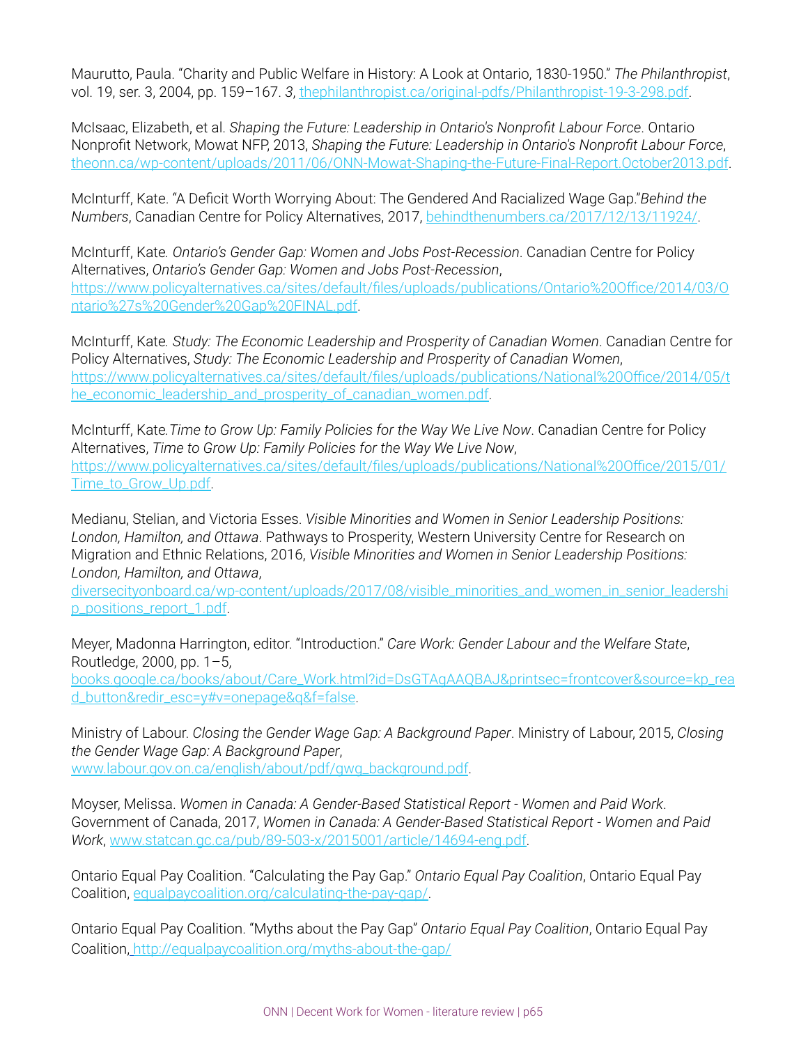Maurutto, Paula. "Charity and Public Welfare in History: A Look at Ontario, 1830-1950." *The Philanthropist*, vol. 19, ser. 3, 2004, pp. 159–167. *3*, thephilanthropist.ca/original-pdfs/Philanthropist-19-3-298.pdf.

McIsaac, Elizabeth, et al. *Shaping the Future: Leadership in Ontario's Nonprofit Labour Force*. Ontario Nonprofit Network, Mowat NFP, 2013, *Shaping the Future: Leadership in Ontario's Nonprofit Labour Force*, theonn.ca/wp-content/uploads/2011/06/ONN-Mowat-Shaping-the-Future-Final-Report.October2013.pdf.

McInturff, Kate. "A Deficit Worth Worrying About: The Gendered And Racialized Wage Gap."*Behind the Numbers*, Canadian Centre for Policy Alternatives, 2017, behindthenumbers.ca/2017/12/13/11924/.

McInturff, Kate. *Ontario's Gender Gap: Women and Jobs Post-Recession*. Canadian Centre for Policy Alternatives, *Ontario's Gender Gap: Women and Jobs Post-Recession*, https://www.policyalternatives.ca/sites/default/files/uploads/publications/Ontario%20Office/2014/03/Ontario%27s%20Gender%20Gap%20FINAL.pdf.

McInturff, Kate. *Study: The Economic Leadership and Prosperity of Canadian Women*. Canadian Centre for Policy Alternatives, *Study: The Economic Leadership and Prosperity of Canadian Women*, https://www.policyalternatives.ca/sites/default/files/uploads/publications/National%20Office/2014/05/the_economic_leadership_and_prosperity_of_canadian_women.pdf.

McInturff, Kate. *Time to Grow Up: Family Policies for the Way We Live Now*. Canadian Centre for Policy Alternatives, *Time to Grow Up: Family Policies for the Way We Live Now*, https://www.policyalternatives.ca/sites/default/files/uploads/publications/National%20Office/2015/01/Time_to_Grow_Up.pdf.

Medianu, Stelian, and Victoria Esses. *Visible Minorities and Women in Senior Leadership Positions: London, Hamilton, and Ottawa*. Pathways to Prosperity, Western University Centre for Research on Migration and Ethnic Relations, 2016, *Visible Minorities and Women in Senior Leadership Positions: London, Hamilton, and Ottawa*, diversecityonboard.ca/wp-content/uploads/2017/08/visible_minorities_and_women_in_senior_leadership_positions_report_1.pdf.

Meyer, Madonna Harrington, editor. "Introduction." *Care Work: Gender Labour and the Welfare State*, Routledge, 2000, pp. 1–5, books.google.ca/books/about/Care_Work.html?id=DsGTAgAAQBAJ&printsec=frontcover&source=kp_read_button&redir_esc=y#v=onepage&q&f=false.

Ministry of Labour. *Closing the Gender Wage Gap: A Background Paper*. Ministry of Labour, 2015, *Closing the Gender Wage Gap: A Background Paper*, www.labour.gov.on.ca/english/about/pdf/gwg_background.pdf.

Moyser, Melissa. *Women in Canada: A Gender-Based Statistical Report - Women and Paid Work*. Government of Canada, 2017, *Women in Canada: A Gender-Based Statistical Report - Women and Paid Work*, www.statcan.gc.ca/pub/89-503-x/2015001/article/14694-eng.pdf.

Ontario Equal Pay Coalition. "Calculating the Pay Gap." *Ontario Equal Pay Coalition*, Ontario Equal Pay Coalition, equalpaycoalition.org/calculating-the-pay-gap/.

Ontario Equal Pay Coalition. "Myths about the Pay Gap" *Ontario Equal Pay Coalition*, Ontario Equal Pay Coalition, http://equalpaycoalition.org/myths-about-the-gap/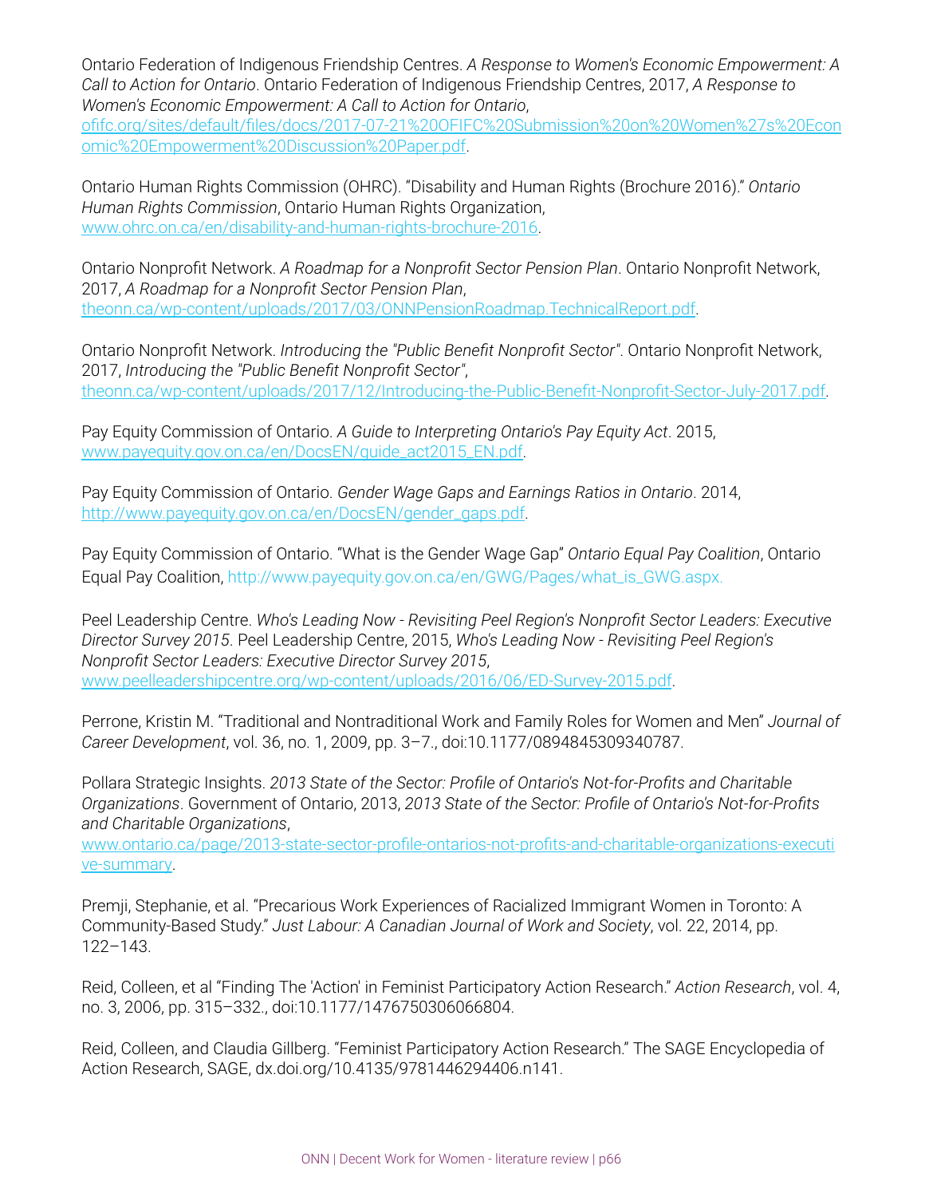Ontario Federation of Indigenous Friendship Centres. *A Response to Women's Economic Empowerment: A Call to Action for Ontario*. Ontario Federation of Indigenous Friendship Centres, 2017, *A Response to Women's Economic Empowerment: A Call to Action for Ontario*, ofifc.org/sites/default/files/docs/2017-07-21%20OFIFC%20Submission%20on%20Women%27s%20Economic%20Empowerment%20Discussion%20Paper.pdf.

Ontario Human Rights Commission (OHRC). "Disability and Human Rights (Brochure 2016)." *Ontario Human Rights Commission*, Ontario Human Rights Organization, www.ohrc.on.ca/en/disability-and-human-rights-brochure-2016.

Ontario Nonprofit Network. *A Roadmap for a Nonprofit Sector Pension Plan*. Ontario Nonprofit Network, 2017, *A Roadmap for a Nonprofit Sector Pension Plan*, theonn.ca/wp-content/uploads/2017/03/ONNPensionRoadmap.TechnicalReport.pdf.

Ontario Nonprofit Network. *Introducing the "Public Benefit Nonprofit Sector"*. Ontario Nonprofit Network, 2017, *Introducing the "Public Benefit Nonprofit Sector"*, theonn.ca/wp-content/uploads/2017/12/Introducing-the-Public-Benefit-Nonprofit-Sector-July-2017.pdf.

Pay Equity Commission of Ontario. *A Guide to Interpreting Ontario's Pay Equity Act*. 2015, www.payequity.gov.on.ca/en/DocsEN/guide_act2015_EN.pdf.

Pay Equity Commission of Ontario. *Gender Wage Gaps and Earnings Ratios in Ontario*. 2014, http://www.payequity.gov.on.ca/en/DocsEN/gender_gaps.pdf.

Pay Equity Commission of Ontario. "What is the Gender Wage Gap" *Ontario Equal Pay Coalition*, Ontario Equal Pay Coalition, http://www.payequity.gov.on.ca/en/GWG/Pages/what_is_GWG.aspx.

Peel Leadership Centre. *Who's Leading Now - Revisiting Peel Region's Nonprofit Sector Leaders: Executive Director Survey 2015*. Peel Leadership Centre, 2015, *Who's Leading Now - Revisiting Peel Region's Nonprofit Sector Leaders: Executive Director Survey 2015*, www.peelleadershipcentre.org/wp-content/uploads/2016/06/ED-Survey-2015.pdf.

Perrone, Kristin M. "Traditional and Nontraditional Work and Family Roles for Women and Men" *Journal of Career Development*, vol. 36, no. 1, 2009, pp. 3–7., doi:10.1177/0894845309340787.

Pollara Strategic Insights. *2013 State of the Sector: Profile of Ontario's Not-for-Profits and Charitable Organizations*. Government of Ontario, 2013, *2013 State of the Sector: Profile of Ontario's Not-for-Profits and Charitable Organizations*, www.ontario.ca/page/2013-state-sector-profile-ontarios-not-profits-and-charitable-organizations-executive-summary.

Premji, Stephanie, et al. "Precarious Work Experiences of Racialized Immigrant Women in Toronto: A Community-Based Study." *Just Labour: A Canadian Journal of Work and Society*, vol. 22, 2014, pp. 122–143.

Reid, Colleen, et al "Finding The 'Action' in Feminist Participatory Action Research." *Action Research*, vol. 4, no. 3, 2006, pp. 315–332., doi:10.1177/1476750306066804.

Reid, Colleen, and Claudia Gillberg. "Feminist Participatory Action Research." The SAGE Encyclopedia of Action Research, SAGE, dx.doi.org/10.4135/9781446294406.n141.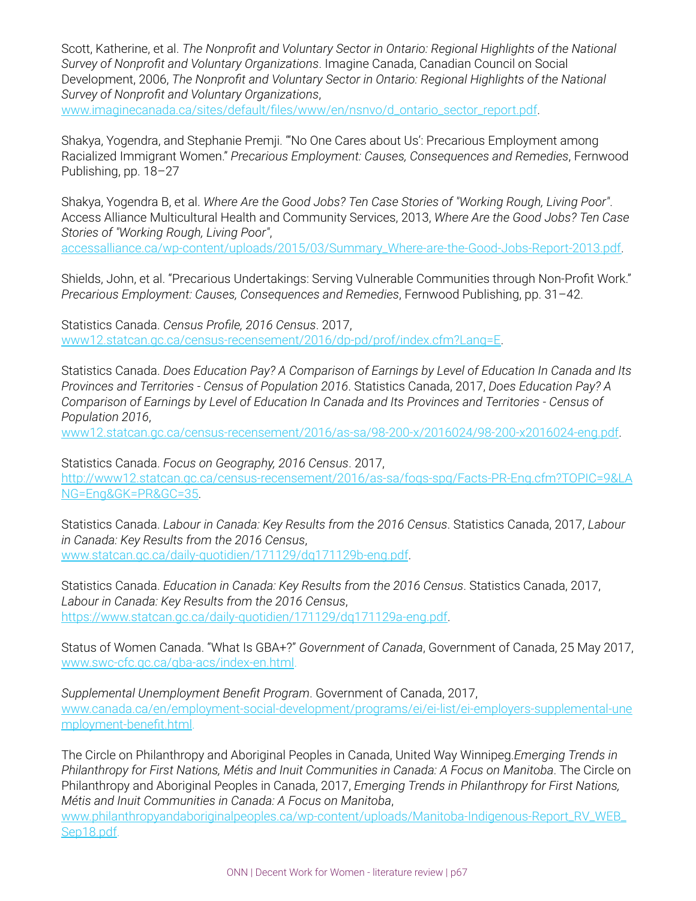Scott, Katherine, et al. *The Nonprofit and Voluntary Sector in Ontario: Regional Highlights of the National Survey of Nonprofit and Voluntary Organizations*. Imagine Canada, Canadian Council on Social Development, 2006, *The Nonprofit and Voluntary Sector in Ontario: Regional Highlights of the National Survey of Nonprofit and Voluntary Organizations*, www.imaginecanada.ca/sites/default/files/www/en/nsnvo/d_ontario_sector_report.pdf.

Shakya, Yogendra, and Stephanie Premji. "'No One Cares about Us': Precarious Employment among Racialized Immigrant Women." *Precarious Employment: Causes, Consequences and Remedies*, Fernwood Publishing, pp. 18–27

Shakya, Yogendra B, et al. *Where Are the Good Jobs? Ten Case Stories of "Working Rough, Living Poor"*. Access Alliance Multicultural Health and Community Services, 2013, *Where Are the Good Jobs? Ten Case Stories of "Working Rough, Living Poor"*, accessalliance.ca/wp-content/uploads/2015/03/Summary_Where-are-the-Good-Jobs-Report-2013.pdf.

Shields, John, et al. "Precarious Undertakings: Serving Vulnerable Communities through Non-Profit Work." *Precarious Employment: Causes, Consequences and Remedies*, Fernwood Publishing, pp. 31–42.

Statistics Canada. *Census Profile, 2016 Census*. 2017, www12.statcan.gc.ca/census-recensement/2016/dp-pd/prof/index.cfm?Lang=E.

Statistics Canada. *Does Education Pay? A Comparison of Earnings by Level of Education In Canada and Its Provinces and Territories - Census of Population 2016*. Statistics Canada, 2017, *Does Education Pay? A Comparison of Earnings by Level of Education In Canada and Its Provinces and Territories - Census of Population 2016*, www12.statcan.gc.ca/census-recensement/2016/as-sa/98-200-x/2016024/98-200-x2016024-eng.pdf.

Statistics Canada. *Focus on Geography, 2016 Census*. 2017, http://www12.statcan.gc.ca/census-recensement/2016/as-sa/fogs-spg/Facts-PR-Eng.cfm?TOPIC=9&LANG=Eng&GK=PR&GC=35.

Statistics Canada. *Labour in Canada: Key Results from the 2016 Census*. Statistics Canada, 2017, *Labour in Canada: Key Results from the 2016 Census*, www.statcan.gc.ca/daily-quotidien/171129/dq171129b-eng.pdf.

Statistics Canada. *Education in Canada: Key Results from the 2016 Census*. Statistics Canada, 2017, *Labour in Canada: Key Results from the 2016 Census*, https://www.statcan.gc.ca/daily-quotidien/171129/dq171129a-eng.pdf.

Status of Women Canada. "What Is GBA+?" *Government of Canada*, Government of Canada, 25 May 2017, www.swc-cfc.gc.ca/gba-acs/index-en.html.

*Supplemental Unemployment Benefit Program*. Government of Canada, 2017, www.canada.ca/en/employment-social-development/programs/ei/ei-list/ei-employers-supplemental-unemployment-benefit.html.

The Circle on Philanthropy and Aboriginal Peoples in Canada, United Way Winnipeg.*Emerging Trends in Philanthropy for First Nations, Métis and Inuit Communities in Canada: A Focus on Manitoba*. The Circle on Philanthropy and Aboriginal Peoples in Canada, 2017, *Emerging Trends in Philanthropy for First Nations, Métis and Inuit Communities in Canada: A Focus on Manitoba*, www.philanthropyandaboriginalpeoples.ca/wp-content/uploads/Manitoba-Indigenous-Report_RV_WEB_Sep18.pdf.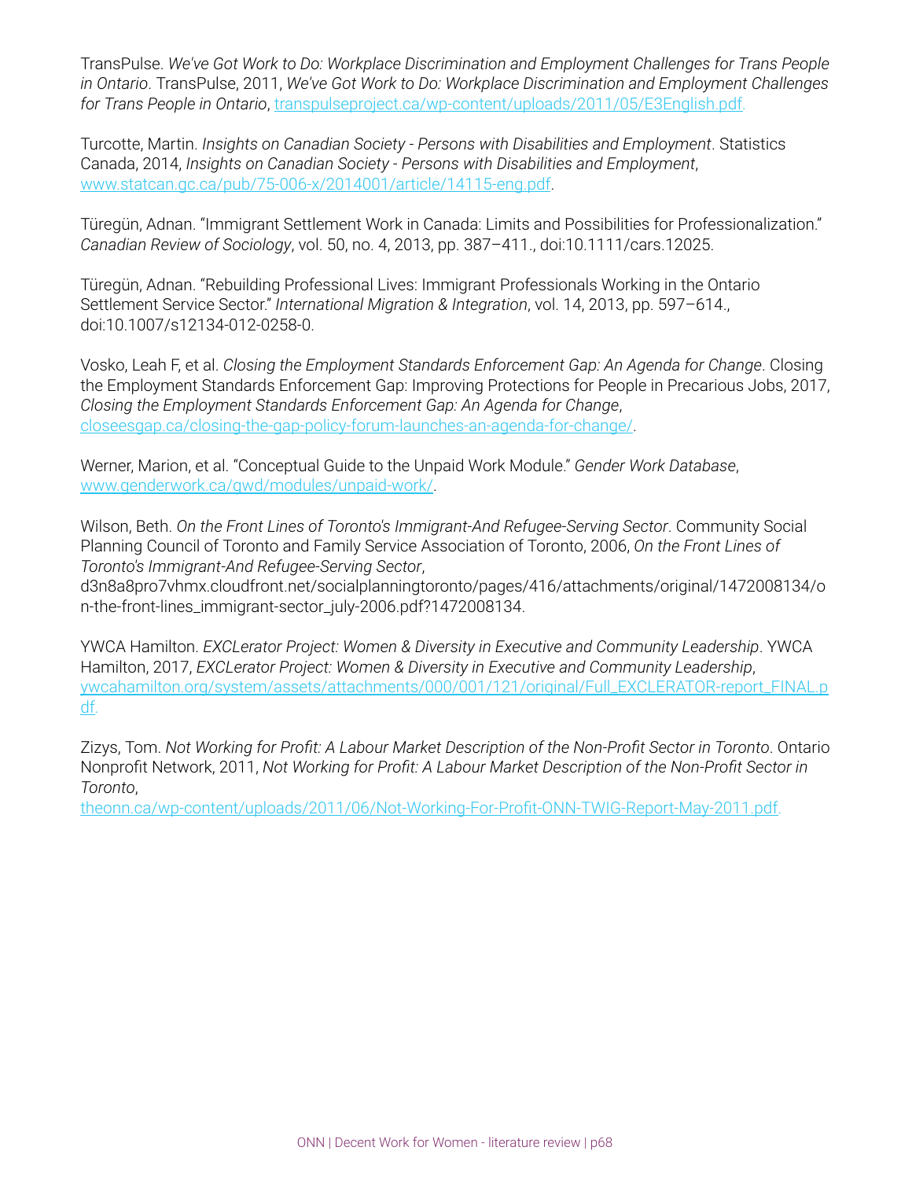TransPulse. *We've Got Work to Do: Workplace Discrimination and Employment Challenges for Trans People in Ontario*. TransPulse, 2011, *We've Got Work to Do: Workplace Discrimination and Employment Challenges for Trans People in Ontario*, transpulseproject.ca/wp-content/uploads/2011/05/E3English.pdf.

Turcotte, Martin. *Insights on Canadian Society - Persons with Disabilities and Employment*. Statistics Canada, 2014, *Insights on Canadian Society - Persons with Disabilities and Employment*, www.statcan.gc.ca/pub/75-006-x/2014001/article/14115-eng.pdf.

Türegün, Adnan. "Immigrant Settlement Work in Canada: Limits and Possibilities for Professionalization." *Canadian Review of Sociology*, vol. 50, no. 4, 2013, pp. 387–411., doi:10.1111/cars.12025.

Türegün, Adnan. "Rebuilding Professional Lives: Immigrant Professionals Working in the Ontario Settlement Service Sector." *International Migration & Integration*, vol. 14, 2013, pp. 597–614., doi:10.1007/s12134-012-0258-0.

Vosko, Leah F, et al. *Closing the Employment Standards Enforcement Gap: An Agenda for Change*. Closing the Employment Standards Enforcement Gap: Improving Protections for People in Precarious Jobs, 2017, *Closing the Employment Standards Enforcement Gap: An Agenda for Change*, closeesgap.ca/closing-the-gap-policy-forum-launches-an-agenda-for-change/.

Werner, Marion, et al. "Conceptual Guide to the Unpaid Work Module." *Gender Work Database*, www.genderwork.ca/gwd/modules/unpaid-work/.

Wilson, Beth. *On the Front Lines of Toronto's Immigrant-And Refugee-Serving Sector*. Community Social Planning Council of Toronto and Family Service Association of Toronto, 2006, *On the Front Lines of Toronto's Immigrant-And Refugee-Serving Sector*, d3n8a8pro7vhmx.cloudfront.net/socialplanningtoronto/pages/416/attachments/original/1472008134/on-the-front-lines_immigrant-sector_july-2006.pdf?1472008134.

YWCA Hamilton. *EXCLerator Project: Women & Diversity in Executive and Community Leadership*. YWCA Hamilton, 2017, *EXCLerator Project: Women & Diversity in Executive and Community Leadership*, ywcahamilton.org/system/assets/attachments/000/001/121/original/Full_EXCLERATOR-report_FINAL.pdf.

Zizys, Tom. *Not Working for Profit: A Labour Market Description of the Non-Profit Sector in Toronto*. Ontario Nonprofit Network, 2011, *Not Working for Profit: A Labour Market Description of the Non-Profit Sector in Toronto*, theonn.ca/wp-content/uploads/2011/06/Not-Working-For-Profit-ONN-TWIG-Report-May-2011.pdf.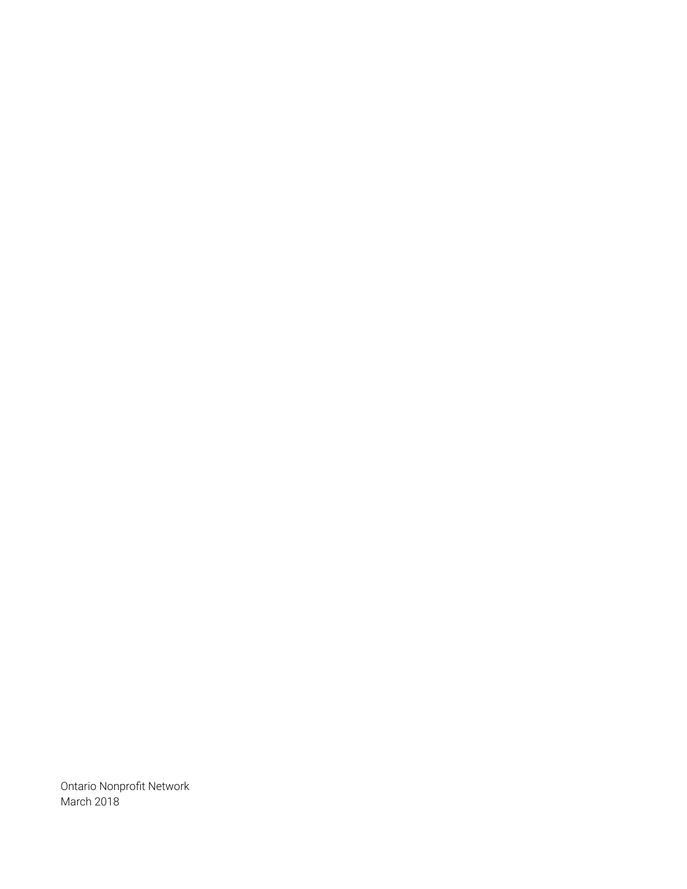Ontario Nonprofit Network
March 2018